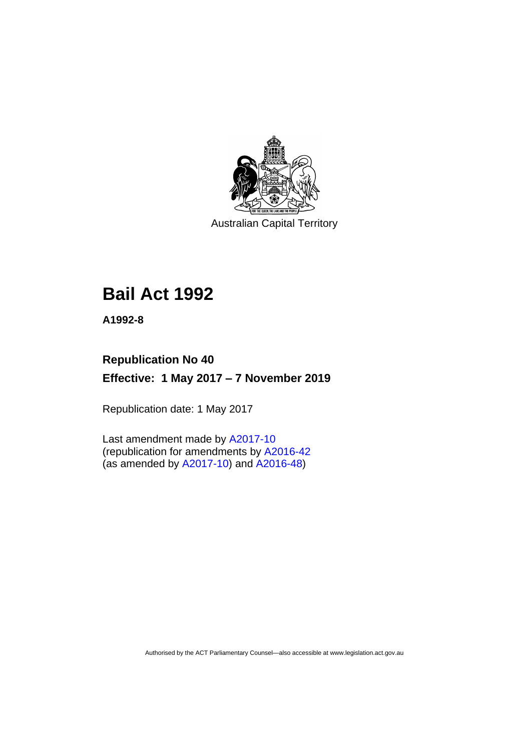Australian Capital Territory

# Bail Act 1992

**A1992-8**

**Republication No 40**

**Effective: 1 May 2017 – 7 November 2019**

Republication date: 1 May 2017

Last amendment made by A2017-10
(republication for amendments by A2016-42
(as amended by A2017-10) and A2016-48)

Authorised by the ACT Parliamentary Counsel—also accessible at www.legislation.act.gov.au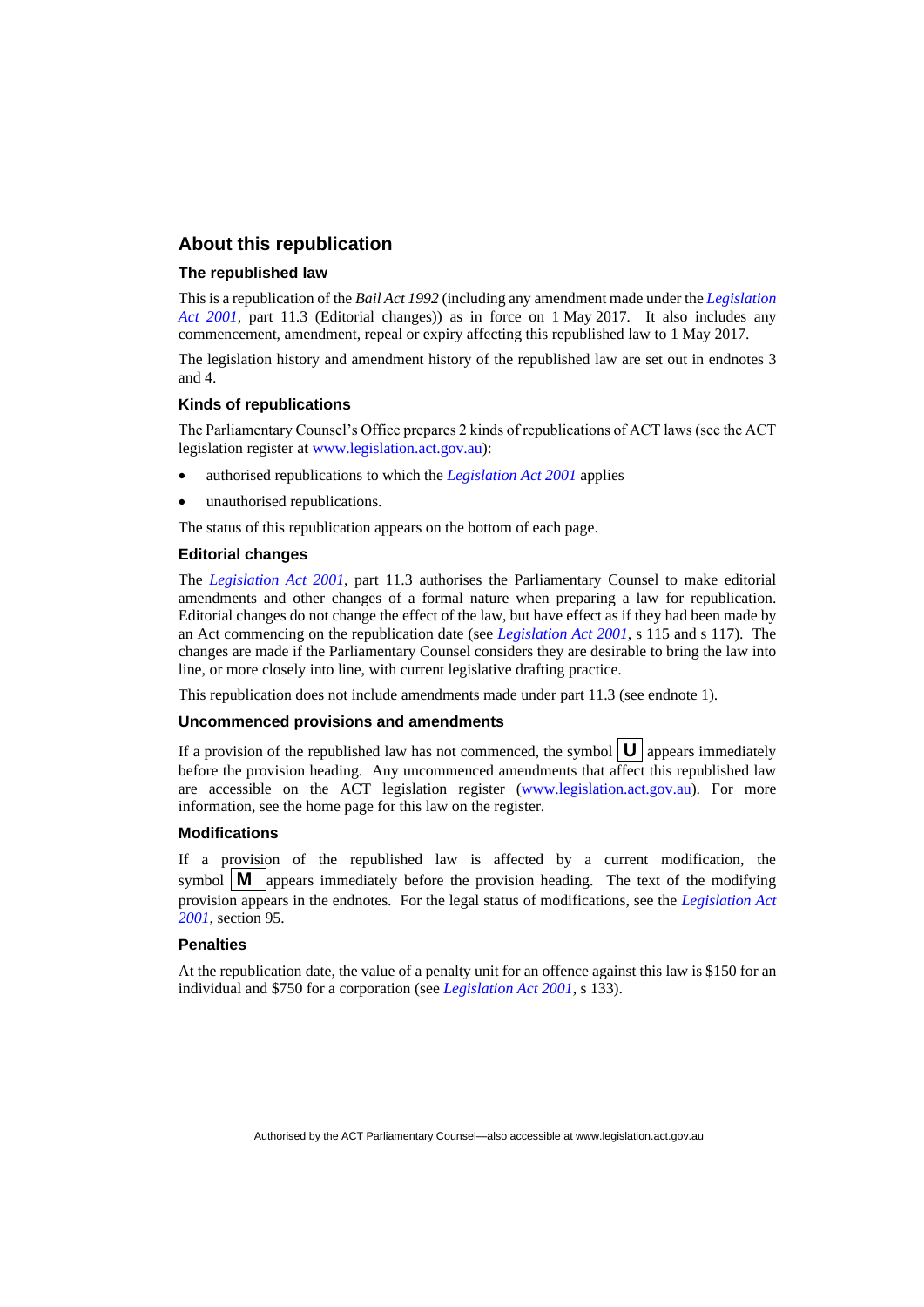## About this republication

### The republished law

This is a republication of the *Bail Act 1992* (including any amendment made under the *Legislation Act 2001*, part 11.3 (Editorial changes)) as in force on 1 May 2017. It also includes any commencement, amendment, repeal or expiry affecting this republished law to 1 May 2017.

The legislation history and amendment history of the republished law are set out in endnotes 3 and 4.

### Kinds of republications

The Parliamentary Counsel's Office prepares 2 kinds of republications of ACT laws (see the ACT legislation register at www.legislation.act.gov.au):

- authorised republications to which the *Legislation Act 2001* applies
- unauthorised republications.

The status of this republication appears on the bottom of each page.

### Editorial changes

The *Legislation Act 2001*, part 11.3 authorises the Parliamentary Counsel to make editorial amendments and other changes of a formal nature when preparing a law for republication. Editorial changes do not change the effect of the law, but have effect as if they had been made by an Act commencing on the republication date (see *Legislation Act 2001*, s 115 and s 117). The changes are made if the Parliamentary Counsel considers they are desirable to bring the law into line, or more closely into line, with current legislative drafting practice.

This republication does not include amendments made under part 11.3 (see endnote 1).

### Uncommenced provisions and amendments

If a provision of the republished law has not commenced, the symbol **U** appears immediately before the provision heading. Any uncommenced amendments that affect this republished law are accessible on the ACT legislation register (www.legislation.act.gov.au). For more information, see the home page for this law on the register.

### Modifications

If a provision of the republished law is affected by a current modification, the symbol **M** appears immediately before the provision heading. The text of the modifying provision appears in the endnotes. For the legal status of modifications, see the *Legislation Act 2001*, section 95.

### Penalties

At the republication date, the value of a penalty unit for an offence against this law is $150 for an individual and $750 for a corporation (see *Legislation Act 2001*, s 133).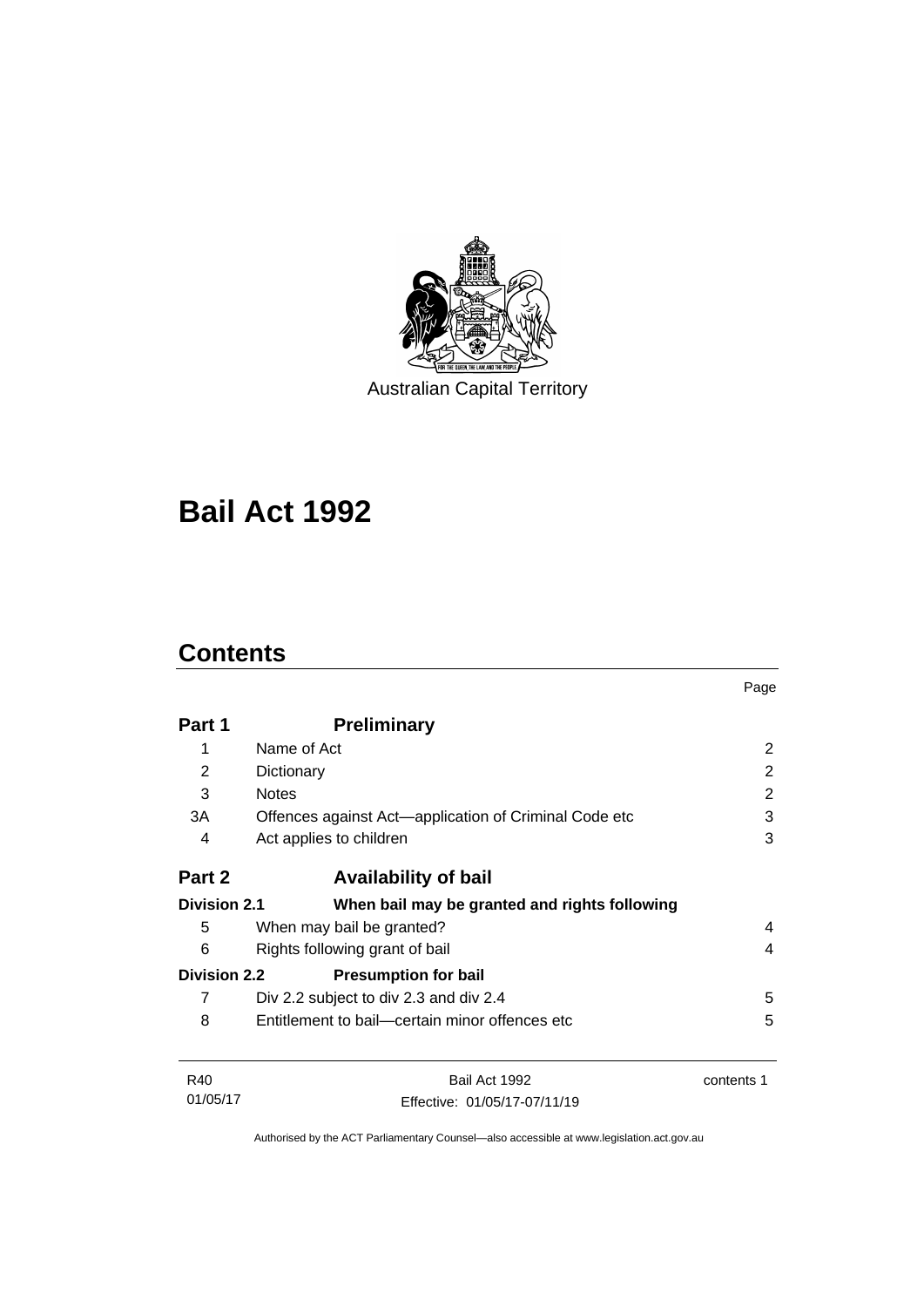Australian Capital Territory

# Bail Act 1992

## Contents

| | | Page |
|---|---|---|
| **Part 1** | **Preliminary** | |
| 1 | Name of Act | 2 |
| 2 | Dictionary | 2 |
| 3 | Notes | 2 |
| 3A | Offences against Act—application of Criminal Code etc | 3 |
| 4 | Act applies to children | 3 |
| **Part 2** | **Availability of bail** | |
| **Division 2.1** | **When bail may be granted and rights following** | |
| 5 | When may bail be granted? | 4 |
| 6 | Rights following grant of bail | 4 |
| **Division 2.2** | **Presumption for bail** | |
| 7 | Div 2.2 subject to div 2.3 and div 2.4 | 5 |
| 8 | Entitlement to bail—certain minor offences etc | 5 |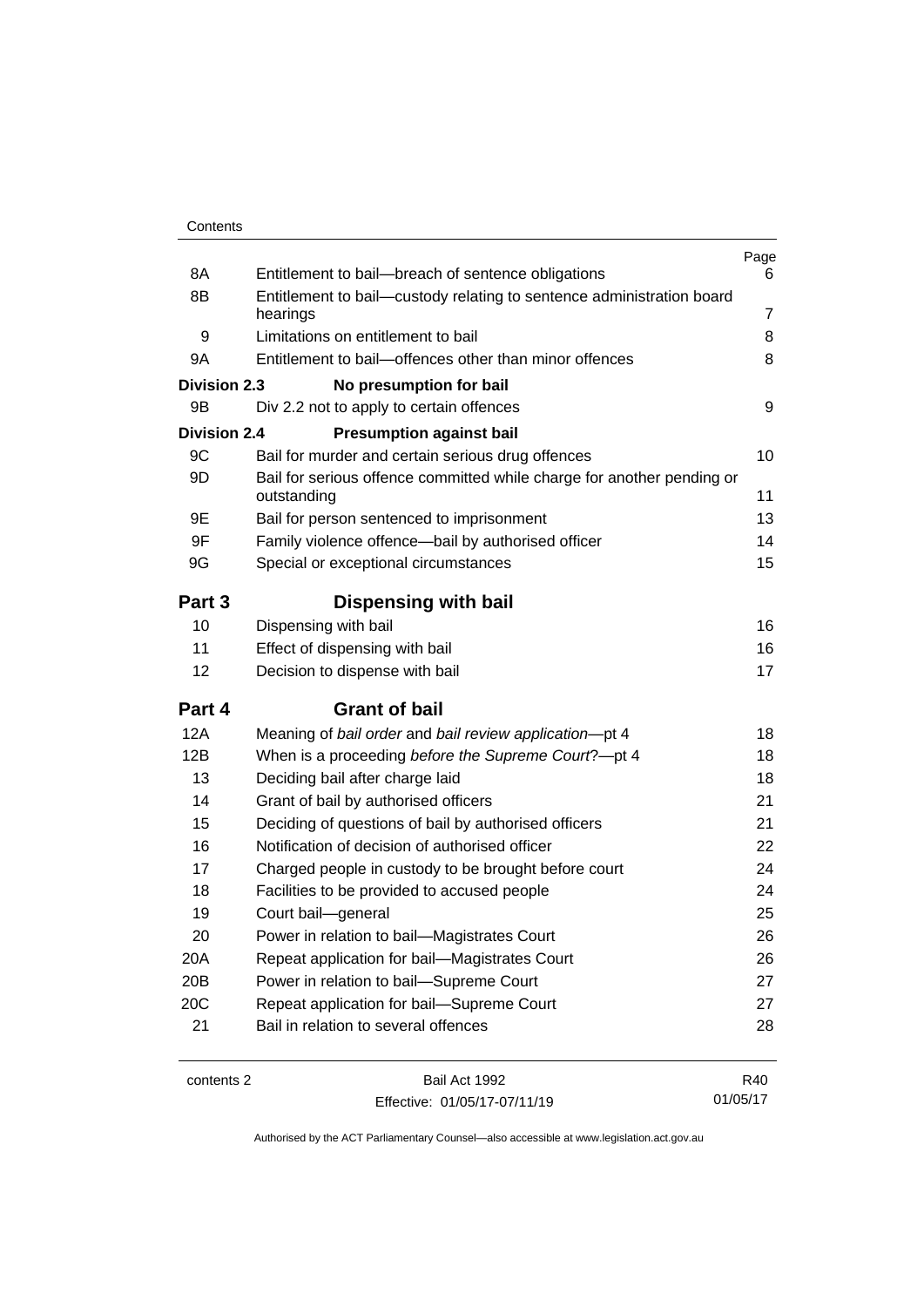| | | Page |
|---|---|---|
| 8A | Entitlement to bail—breach of sentence obligations | 6 |
| 8B | Entitlement to bail—custody relating to sentence administration board hearings | 7 |
| 9 | Limitations on entitlement to bail | 8 |
| 9A | Entitlement to bail—offences other than minor offences | 8 |
| **Division 2.3** | **No presumption for bail** | |
| 9B | Div 2.2 not to apply to certain offences | 9 |
| **Division 2.4** | **Presumption against bail** | |
| 9C | Bail for murder and certain serious drug offences | 10 |
| 9D | Bail for serious offence committed while charge for another pending or outstanding | 11 |
| 9E | Bail for person sentenced to imprisonment | 13 |
| 9F | Family violence offence—bail by authorised officer | 14 |
| 9G | Special or exceptional circumstances | 15 |
| **Part 3** | **Dispensing with bail** | |
| 10 | Dispensing with bail | 16 |
| 11 | Effect of dispensing with bail | 16 |
| 12 | Decision to dispense with bail | 17 |
| **Part 4** | **Grant of bail** | |
| 12A | Meaning of *bail order* and *bail review application*—pt 4 | 18 |
| 12B | When is a proceeding *before the Supreme Court*?—pt 4 | 18 |
| 13 | Deciding bail after charge laid | 18 |
| 14 | Grant of bail by authorised officers | 21 |
| 15 | Deciding of questions of bail by authorised officers | 21 |
| 16 | Notification of decision of authorised officer | 22 |
| 17 | Charged people in custody to be brought before court | 24 |
| 18 | Facilities to be provided to accused people | 24 |
| 19 | Court bail—general | 25 |
| 20 | Power in relation to bail—Magistrates Court | 26 |
| 20A | Repeat application for bail—Magistrates Court | 26 |
| 20B | Power in relation to bail—Supreme Court | 27 |
| 20C | Repeat application for bail—Supreme Court | 27 |
| 21 | Bail in relation to several offences | 28 |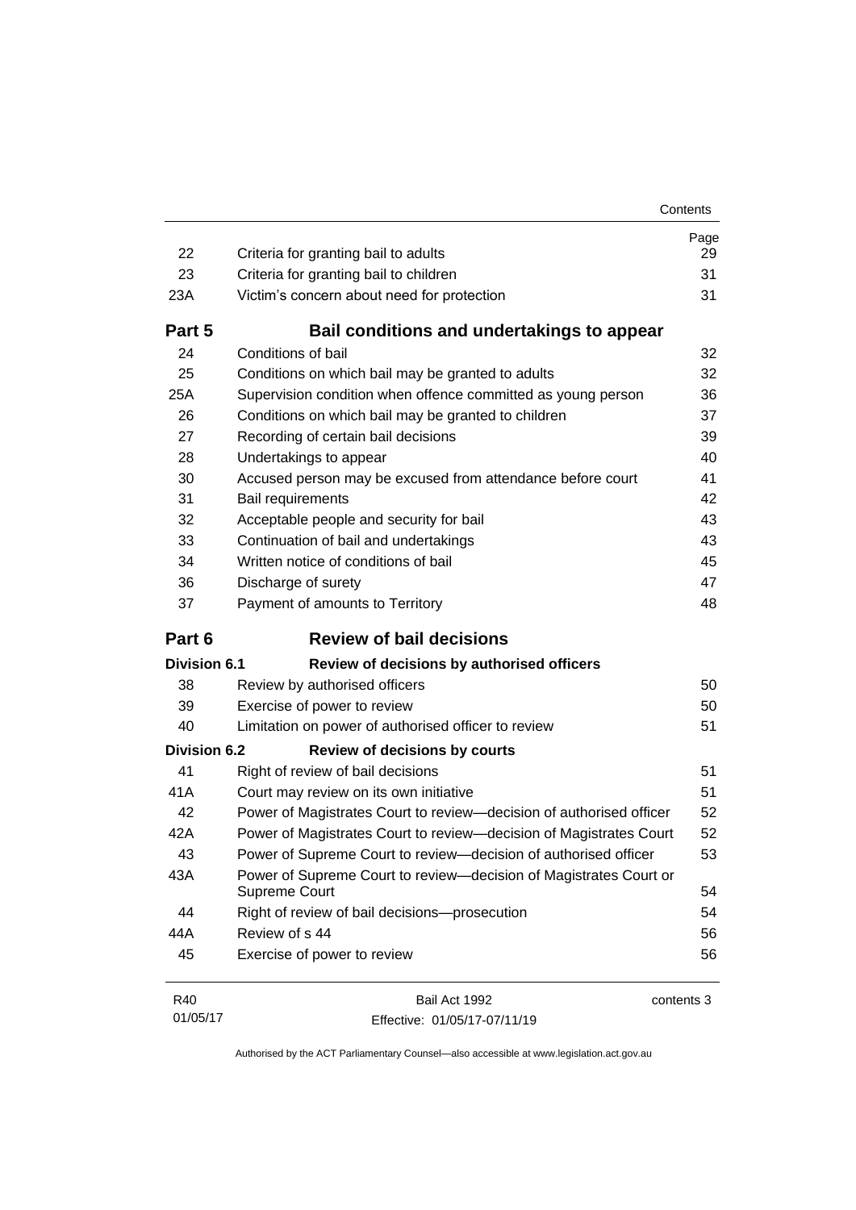| | | Page |
|---|---|---|
| 22 | Criteria for granting bail to adults | 29 |
| 23 | Criteria for granting bail to children | 31 |
| 23A | Victim's concern about need for protection | 31 |
| **Part 5** | **Bail conditions and undertakings to appear** | |
| 24 | Conditions of bail | 32 |
| 25 | Conditions on which bail may be granted to adults | 32 |
| 25A | Supervision condition when offence committed as young person | 36 |
| 26 | Conditions on which bail may be granted to children | 37 |
| 27 | Recording of certain bail decisions | 39 |
| 28 | Undertakings to appear | 40 |
| 30 | Accused person may be excused from attendance before court | 41 |
| 31 | Bail requirements | 42 |
| 32 | Acceptable people and security for bail | 43 |
| 33 | Continuation of bail and undertakings | 43 |
| 34 | Written notice of conditions of bail | 45 |
| 36 | Discharge of surety | 47 |
| 37 | Payment of amounts to Territory | 48 |
| **Part 6** | **Review of bail decisions** | |
| **Division 6.1** | **Review of decisions by authorised officers** | |
| 38 | Review by authorised officers | 50 |
| 39 | Exercise of power to review | 50 |
| 40 | Limitation on power of authorised officer to review | 51 |
| **Division 6.2** | **Review of decisions by courts** | |
| 41 | Right of review of bail decisions | 51 |
| 41A | Court may review on its own initiative | 51 |
| 42 | Power of Magistrates Court to review—decision of authorised officer | 52 |
| 42A | Power of Magistrates Court to review—decision of Magistrates Court | 52 |
| 43 | Power of Supreme Court to review—decision of authorised officer | 53 |
| 43A | Power of Supreme Court to review—decision of Magistrates Court or Supreme Court | 54 |
| 44 | Right of review of bail decisions—prosecution | 54 |
| 44A | Review of s 44 | 56 |
| 45 | Exercise of power to review | 56 |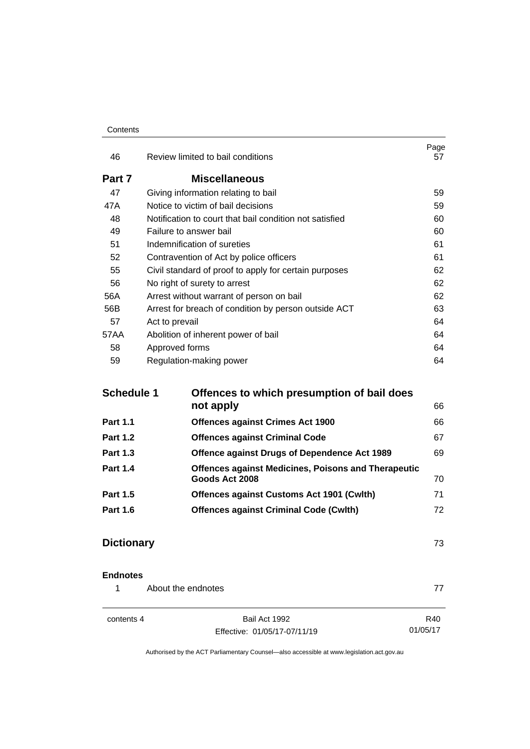| | | Page |
|---|---|---|
| 46 | Review limited to bail conditions | 57 |
| **Part 7** | **Miscellaneous** | |
| 47 | Giving information relating to bail | 59 |
| 47A | Notice to victim of bail decisions | 59 |
| 48 | Notification to court that bail condition not satisfied | 60 |
| 49 | Failure to answer bail | 60 |
| 51 | Indemnification of sureties | 61 |
| 52 | Contravention of Act by police officers | 61 |
| 55 | Civil standard of proof to apply for certain purposes | 62 |
| 56 | No right of surety to arrest | 62 |
| 56A | Arrest without warrant of person on bail | 62 |
| 56B | Arrest for breach of condition by person outside ACT | 63 |
| 57 | Act to prevail | 64 |
| 57AA | Abolition of inherent power of bail | 64 |
| 58 | Approved forms | 64 |
| 59 | Regulation-making power | 64 |

| | | |
|---|---|---|
| **Schedule 1** | **Offences to which presumption of bail does not apply** | 66 |
| **Part 1.1** | **Offences against Crimes Act 1900** | 66 |
| **Part 1.2** | **Offences against Criminal Code** | 67 |
| **Part 1.3** | **Offence against Drugs of Dependence Act 1989** | 69 |
| **Part 1.4** | **Offences against Medicines, Poisons and Therapeutic Goods Act 2008** | 70 |
| **Part 1.5** | **Offences against Customs Act 1901 (Cwlth)** | 71 |
| **Part 1.6** | **Offences against Criminal Code (Cwlth)** | 72 |

**Dictionary** 73

**Endnotes**

| | | |
|---|---|---|
| 1 | About the endnotes | 77 |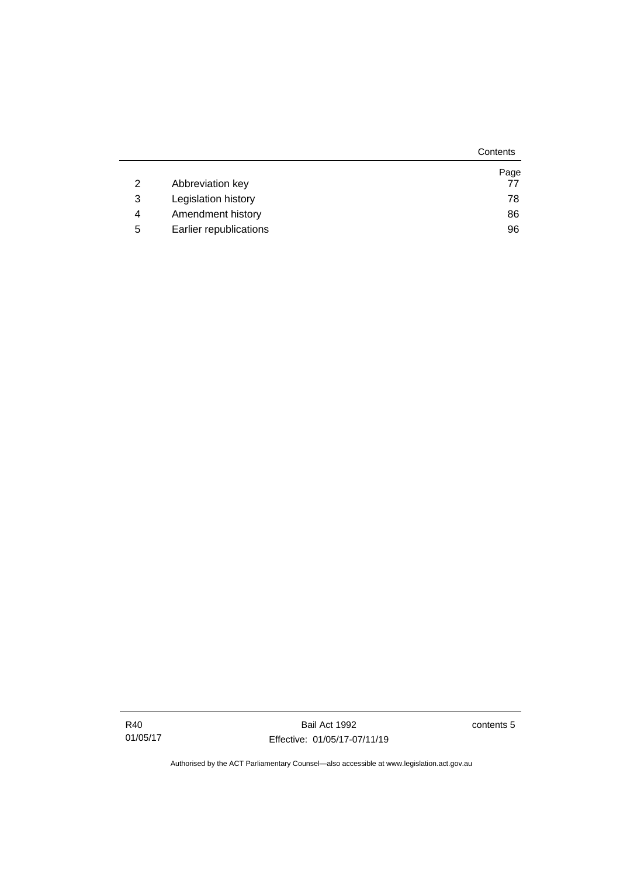| | | Page |
|---|---|---|
| 2 | Abbreviation key | 77 |
| 3 | Legislation history | 78 |
| 4 | Amendment history | 86 |
| 5 | Earlier republications | 96 |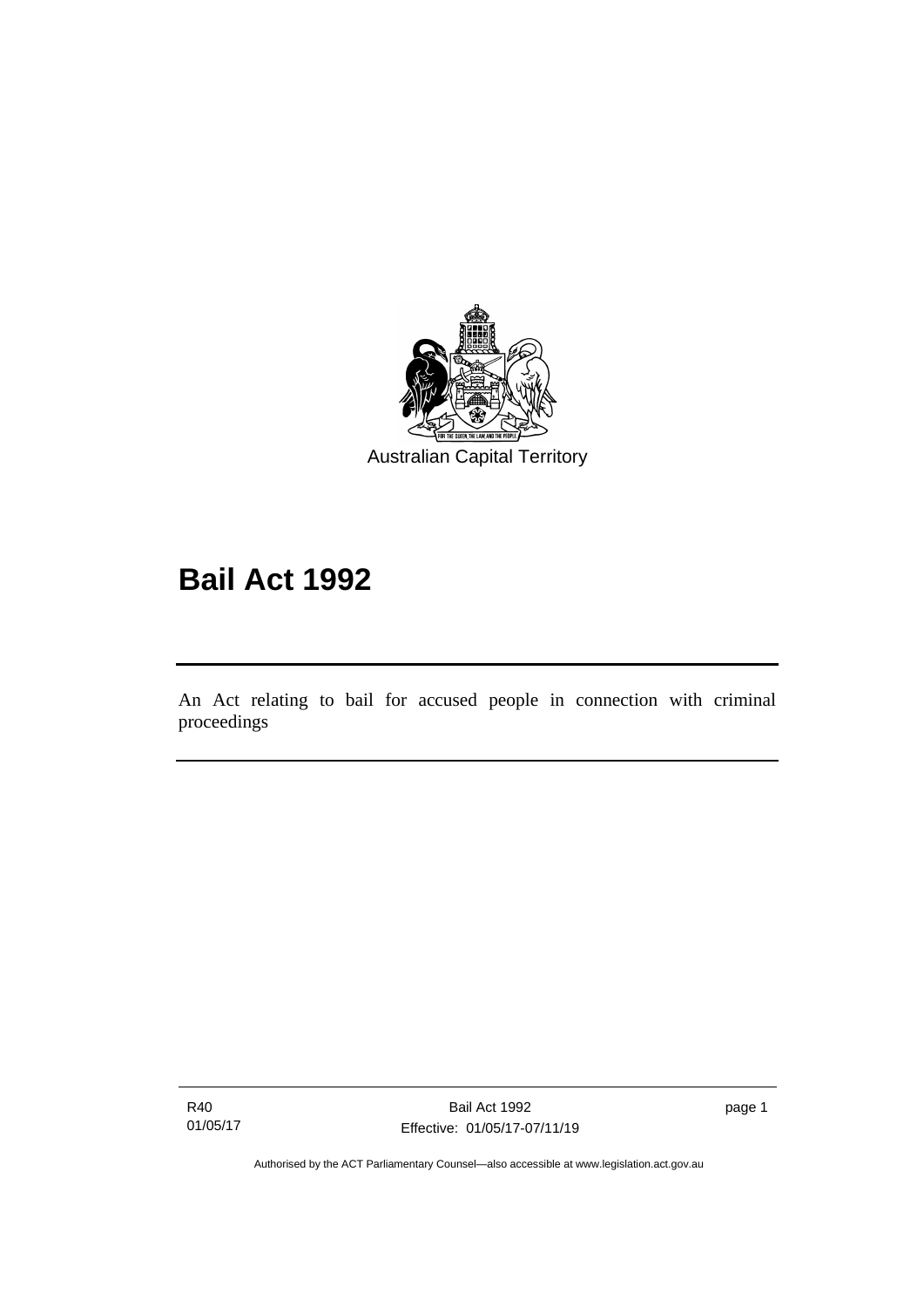Australian Capital Territory

# Bail Act 1992

An Act relating to bail for accused people in connection with criminal proceedings

Authorised by the ACT Parliamentary Counsel—also accessible at www.legislation.act.gov.au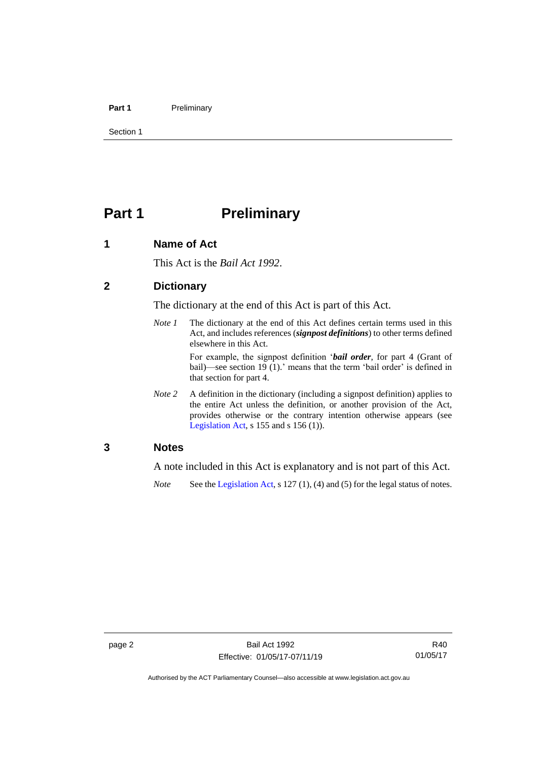# Part 1 Preliminary

## 1 Name of Act

This Act is the *Bail Act 1992*.

## 2 Dictionary

The dictionary at the end of this Act is part of this Act.

*Note 1* The dictionary at the end of this Act defines certain terms used in this Act, and includes references (***signpost definitions***) to other terms defined elsewhere in this Act.

For example, the signpost definition '***bail order***, for part 4 (Grant of bail)—see section 19 (1).' means that the term 'bail order' is defined in that section for part 4.

*Note 2* A definition in the dictionary (including a signpost definition) applies to the entire Act unless the definition, or another provision of the Act, provides otherwise or the contrary intention otherwise appears (see Legislation Act, s 155 and s 156 (1)).

## 3 Notes

A note included in this Act is explanatory and is not part of this Act.

*Note* See the Legislation Act, s 127 (1), (4) and (5) for the legal status of notes.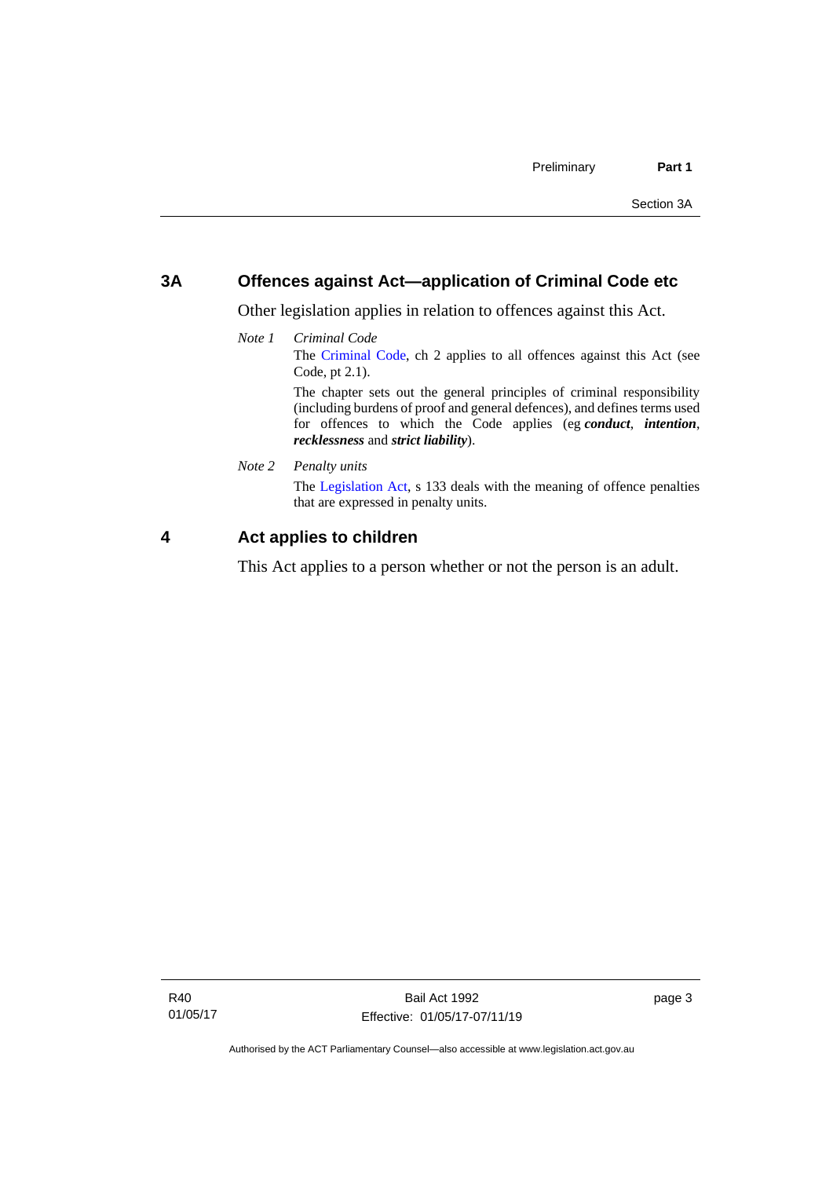## 3A Offences against Act—application of Criminal Code etc

Other legislation applies in relation to offences against this Act.

*Note 1* *Criminal Code*

The Criminal Code, ch 2 applies to all offences against this Act (see Code, pt 2.1).

The chapter sets out the general principles of criminal responsibility (including burdens of proof and general defences), and defines terms used for offences to which the Code applies (eg ***conduct***, ***intention***, ***recklessness*** and ***strict liability***).

*Note 2* *Penalty units*

The Legislation Act, s 133 deals with the meaning of offence penalties that are expressed in penalty units.

## 4 Act applies to children

This Act applies to a person whether or not the person is an adult.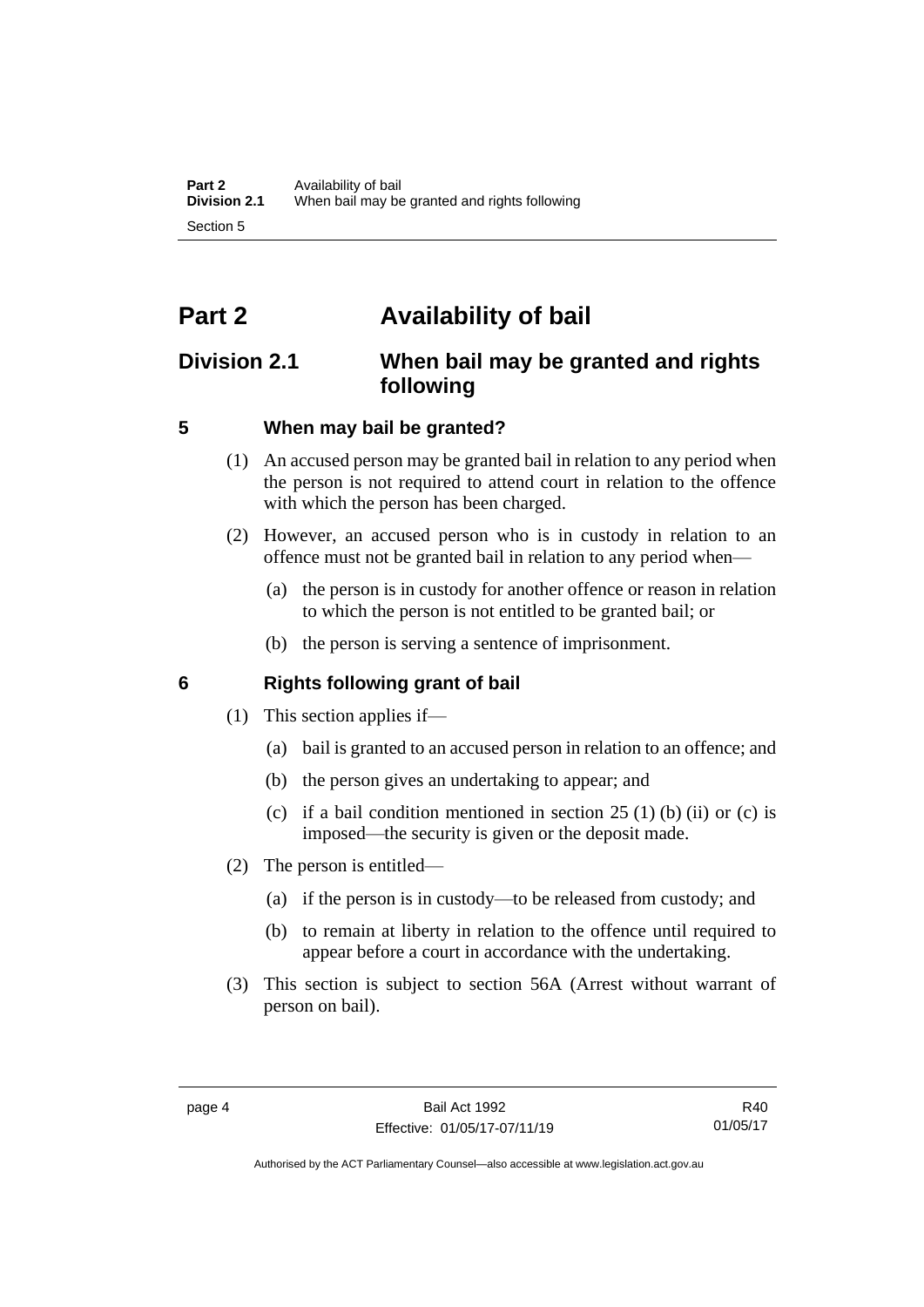# Part 2 Availability of bail

## Division 2.1 When bail may be granted and rights following

### 5 When may bail be granted?

(1) An accused person may be granted bail in relation to any period when the person is not required to attend court in relation to the offence with which the person has been charged.

(2) However, an accused person who is in custody in relation to an offence must not be granted bail in relation to any period when—

(a) the person is in custody for another offence or reason in relation to which the person is not entitled to be granted bail; or

(b) the person is serving a sentence of imprisonment.

### 6 Rights following grant of bail

(1) This section applies if—

(a) bail is granted to an accused person in relation to an offence; and

(b) the person gives an undertaking to appear; and

(c) if a bail condition mentioned in section 25 (1) (b) (ii) or (c) is imposed—the security is given or the deposit made.

(2) The person is entitled—

(a) if the person is in custody—to be released from custody; and

(b) to remain at liberty in relation to the offence until required to appear before a court in accordance with the undertaking.

(3) This section is subject to section 56A (Arrest without warrant of person on bail).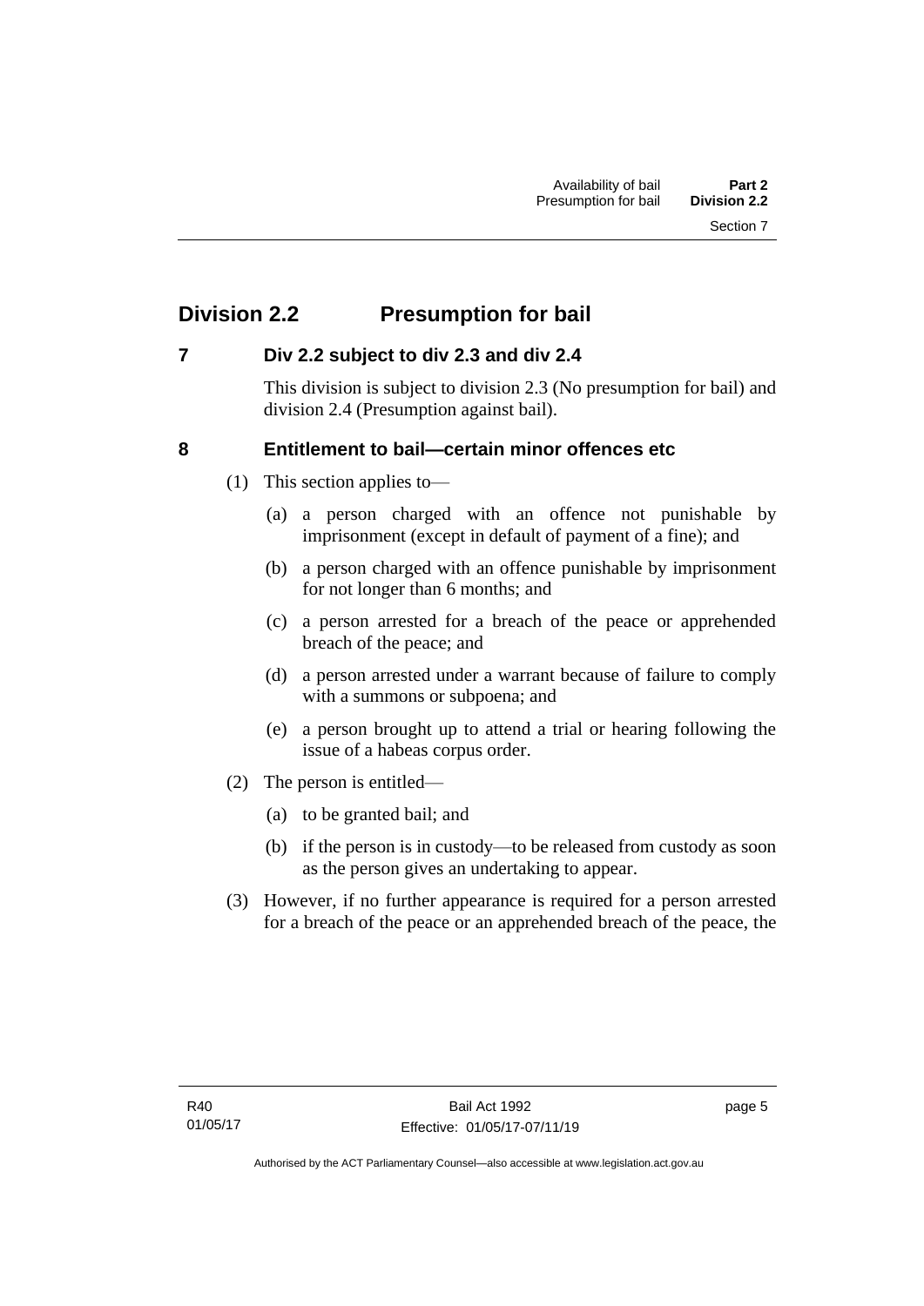## Division 2.2 Presumption for bail

### 7 Div 2.2 subject to div 2.3 and div 2.4

This division is subject to division 2.3 (No presumption for bail) and division 2.4 (Presumption against bail).

### 8 Entitlement to bail—certain minor offences etc

(1) This section applies to—

(a) a person charged with an offence not punishable by imprisonment (except in default of payment of a fine); and

(b) a person charged with an offence punishable by imprisonment for not longer than 6 months; and

(c) a person arrested for a breach of the peace or apprehended breach of the peace; and

(d) a person arrested under a warrant because of failure to comply with a summons or subpoena; and

(e) a person brought up to attend a trial or hearing following the issue of a habeas corpus order.

(2) The person is entitled—

(a) to be granted bail; and

(b) if the person is in custody—to be released from custody as soon as the person gives an undertaking to appear.

(3) However, if no further appearance is required for a person arrested for a breach of the peace or an apprehended breach of the peace, the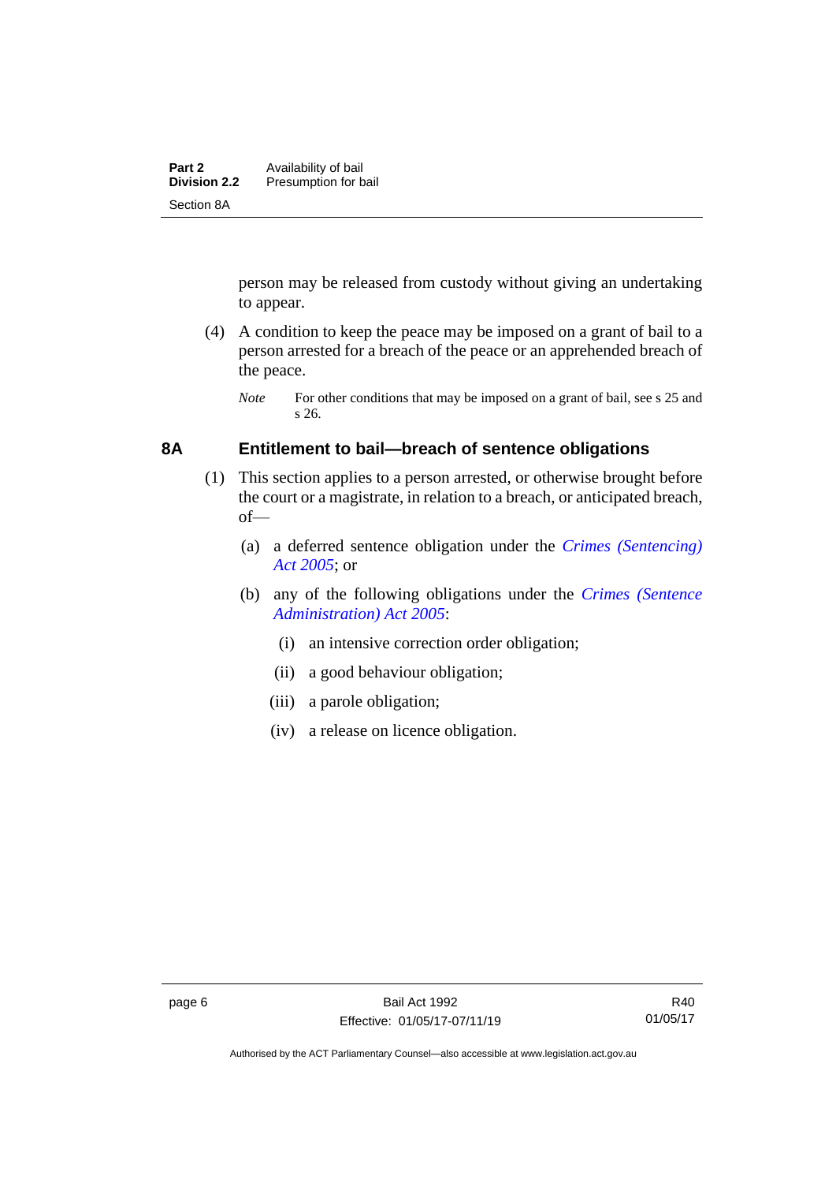person may be released from custody without giving an undertaking to appear.

(4) A condition to keep the peace may be imposed on a grant of bail to a person arrested for a breach of the peace or an apprehended breach of the peace.

*Note* For other conditions that may be imposed on a grant of bail, see s 25 and s 26.

## 8A Entitlement to bail—breach of sentence obligations

(1) This section applies to a person arrested, or otherwise brought before the court or a magistrate, in relation to a breach, or anticipated breach, of—

(a) a deferred sentence obligation under the *Crimes (Sentencing) Act 2005*; or

(b) any of the following obligations under the *Crimes (Sentence Administration) Act 2005*:

(i) an intensive correction order obligation;

(ii) a good behaviour obligation;

(iii) a parole obligation;

(iv) a release on licence obligation.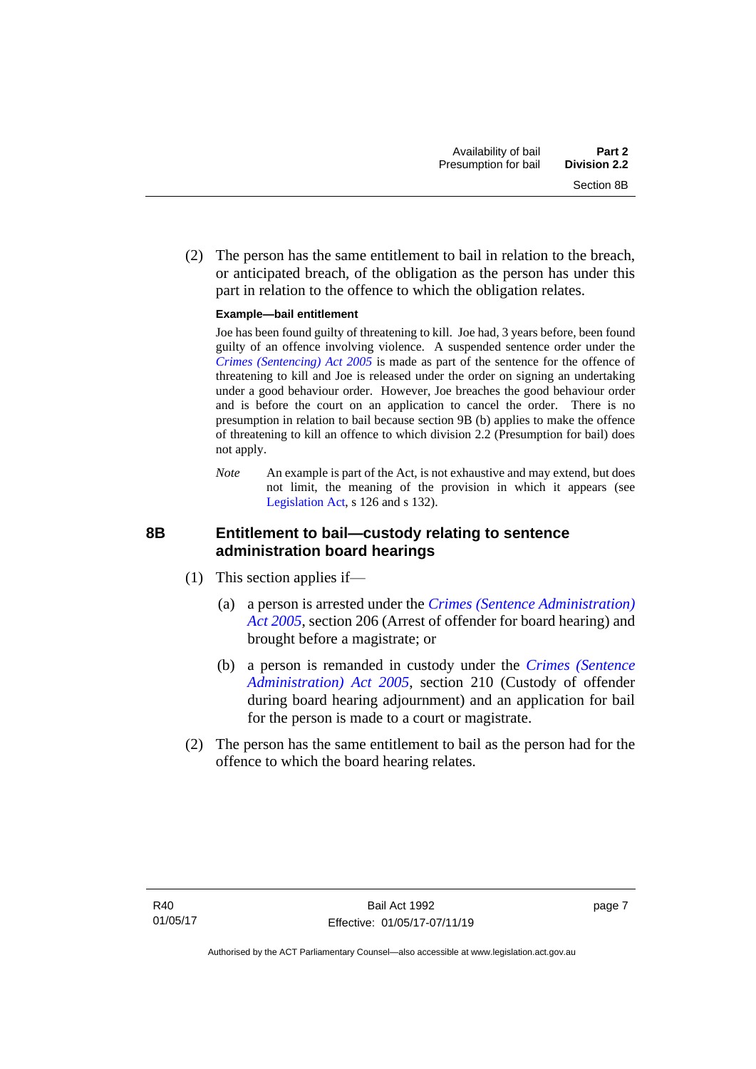(2) The person has the same entitlement to bail in relation to the breach, or anticipated breach, of the obligation as the person has under this part in relation to the offence to which the obligation relates.

**Example—bail entitlement**

Joe has been found guilty of threatening to kill. Joe had, 3 years before, been found guilty of an offence involving violence. A suspended sentence order under the *Crimes (Sentencing) Act 2005* is made as part of the sentence for the offence of threatening to kill and Joe is released under the order on signing an undertaking under a good behaviour order. However, Joe breaches the good behaviour order and is before the court on an application to cancel the order. There is no presumption in relation to bail because section 9B (b) applies to make the offence of threatening to kill an offence to which division 2.2 (Presumption for bail) does not apply.

*Note* An example is part of the Act, is not exhaustive and may extend, but does not limit, the meaning of the provision in which it appears (see Legislation Act, s 126 and s 132).

### 8B Entitlement to bail—custody relating to sentence administration board hearings

(1) This section applies if—

(a) a person is arrested under the *Crimes (Sentence Administration) Act 2005*, section 206 (Arrest of offender for board hearing) and brought before a magistrate; or

(b) a person is remanded in custody under the *Crimes (Sentence Administration) Act 2005*, section 210 (Custody of offender during board hearing adjournment) and an application for bail for the person is made to a court or magistrate.

(2) The person has the same entitlement to bail as the person had for the offence to which the board hearing relates.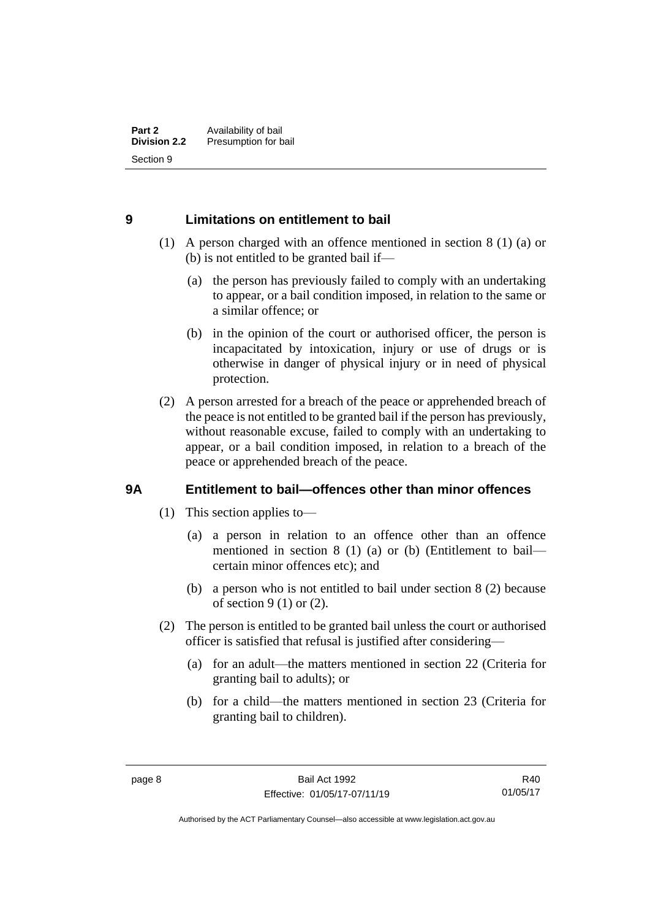## 9 Limitations on entitlement to bail

(1) A person charged with an offence mentioned in section 8 (1) (a) or (b) is not entitled to be granted bail if—

(a) the person has previously failed to comply with an undertaking to appear, or a bail condition imposed, in relation to the same or a similar offence; or

(b) in the opinion of the court or authorised officer, the person is incapacitated by intoxication, injury or use of drugs or is otherwise in danger of physical injury or in need of physical protection.

(2) A person arrested for a breach of the peace or apprehended breach of the peace is not entitled to be granted bail if the person has previously, without reasonable excuse, failed to comply with an undertaking to appear, or a bail condition imposed, in relation to a breach of the peace or apprehended breach of the peace.

## 9A Entitlement to bail—offences other than minor offences

(1) This section applies to—

(a) a person in relation to an offence other than an offence mentioned in section 8 (1) (a) or (b) (Entitlement to bail—certain minor offences etc); and

(b) a person who is not entitled to bail under section 8 (2) because of section 9 (1) or (2).

(2) The person is entitled to be granted bail unless the court or authorised officer is satisfied that refusal is justified after considering—

(a) for an adult—the matters mentioned in section 22 (Criteria for granting bail to adults); or

(b) for a child—the matters mentioned in section 23 (Criteria for granting bail to children).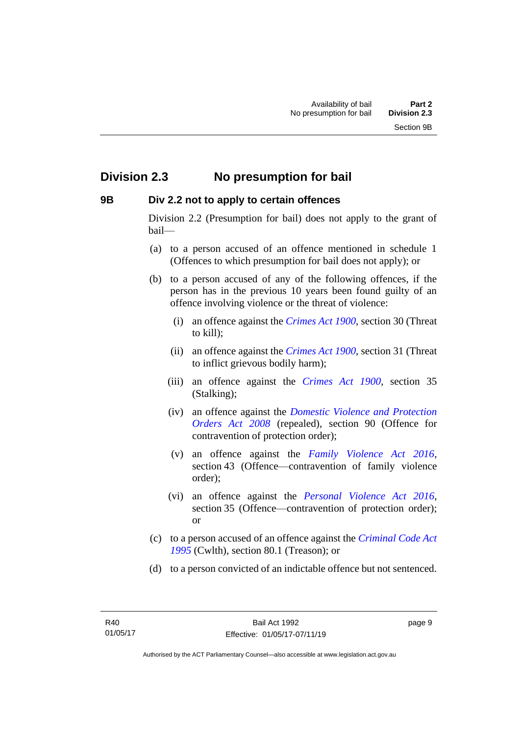## Division 2.3 No presumption for bail

### 9B Div 2.2 not to apply to certain offences

Division 2.2 (Presumption for bail) does not apply to the grant of bail—

(a) to a person accused of an offence mentioned in schedule 1 (Offences to which presumption for bail does not apply); or

(b) to a person accused of any of the following offences, if the person has in the previous 10 years been found guilty of an offence involving violence or the threat of violence:

(i) an offence against the *Crimes Act 1900*, section 30 (Threat to kill);

(ii) an offence against the *Crimes Act 1900*, section 31 (Threat to inflict grievous bodily harm);

(iii) an offence against the *Crimes Act 1900*, section 35 (Stalking);

(iv) an offence against the *Domestic Violence and Protection Orders Act 2008* (repealed), section 90 (Offence for contravention of protection order);

(v) an offence against the *Family Violence Act 2016*, section 43 (Offence—contravention of family violence order);

(vi) an offence against the *Personal Violence Act 2016*, section 35 (Offence—contravention of protection order); or

(c) to a person accused of an offence against the *Criminal Code Act 1995* (Cwlth), section 80.1 (Treason); or

(d) to a person convicted of an indictable offence but not sentenced.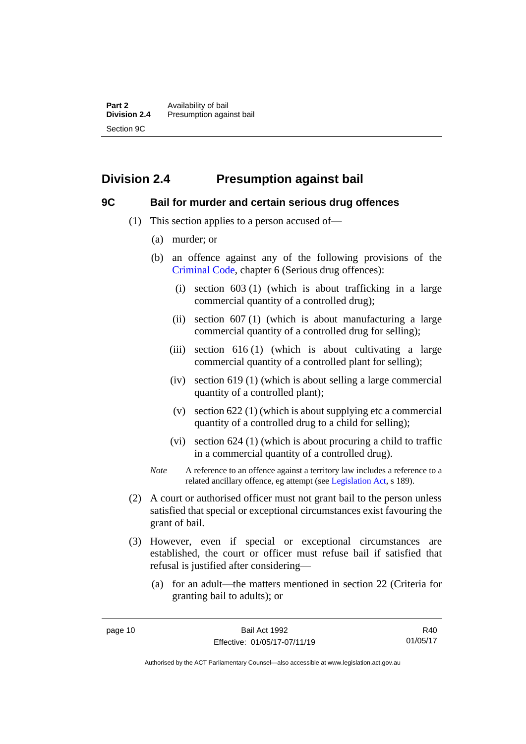## Division 2.4 Presumption against bail

### 9C Bail for murder and certain serious drug offences

(1) This section applies to a person accused of—

(a) murder; or

(b) an offence against any of the following provisions of the Criminal Code, chapter 6 (Serious drug offences):

(i) section 603 (1) (which is about trafficking in a large commercial quantity of a controlled drug);

(ii) section 607 (1) (which is about manufacturing a large commercial quantity of a controlled drug for selling);

(iii) section 616 (1) (which is about cultivating a large commercial quantity of a controlled plant for selling);

(iv) section 619 (1) (which is about selling a large commercial quantity of a controlled plant);

(v) section 622 (1) (which is about supplying etc a commercial quantity of a controlled drug to a child for selling);

(vi) section 624 (1) (which is about procuring a child to traffic in a commercial quantity of a controlled drug).

*Note* A reference to an offence against a territory law includes a reference to a related ancillary offence, eg attempt (see Legislation Act, s 189).

(2) A court or authorised officer must not grant bail to the person unless satisfied that special or exceptional circumstances exist favouring the grant of bail.

(3) However, even if special or exceptional circumstances are established, the court or officer must refuse bail if satisfied that refusal is justified after considering—

(a) for an adult—the matters mentioned in section 22 (Criteria for granting bail to adults); or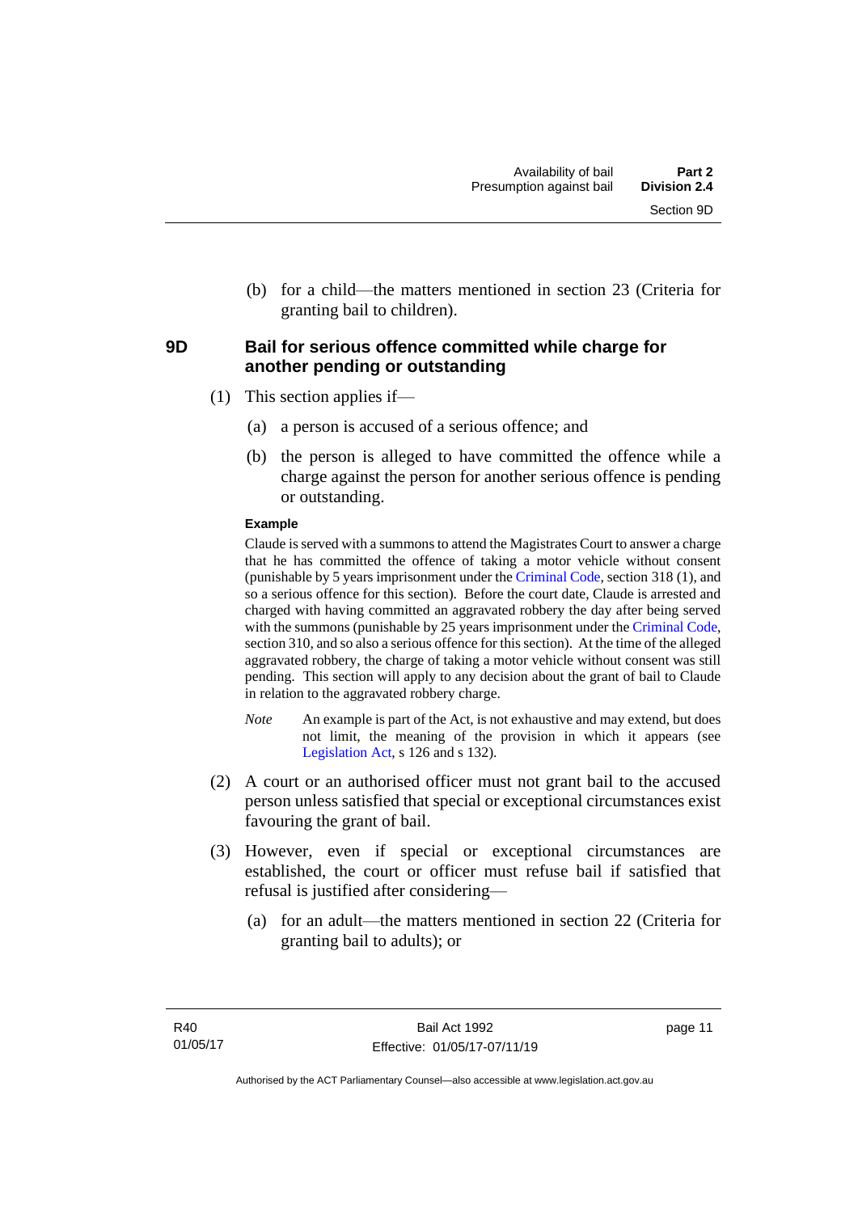(b) for a child—the matters mentioned in section 23 (Criteria for granting bail to children).

### 9D Bail for serious offence committed while charge for another pending or outstanding

(1) This section applies if—

(a) a person is accused of a serious offence; and

(b) the person is alleged to have committed the offence while a charge against the person for another serious offence is pending or outstanding.

**Example**

Claude is served with a summons to attend the Magistrates Court to answer a charge that he has committed the offence of taking a motor vehicle without consent (punishable by 5 years imprisonment under the Criminal Code, section 318 (1), and so a serious offence for this section). Before the court date, Claude is arrested and charged with having committed an aggravated robbery the day after being served with the summons (punishable by 25 years imprisonment under the Criminal Code, section 310, and so also a serious offence for this section). At the time of the alleged aggravated robbery, the charge of taking a motor vehicle without consent was still pending. This section will apply to any decision about the grant of bail to Claude in relation to the aggravated robbery charge.

*Note* An example is part of the Act, is not exhaustive and may extend, but does not limit, the meaning of the provision in which it appears (see Legislation Act, s 126 and s 132).

(2) A court or an authorised officer must not grant bail to the accused person unless satisfied that special or exceptional circumstances exist favouring the grant of bail.

(3) However, even if special or exceptional circumstances are established, the court or officer must refuse bail if satisfied that refusal is justified after considering—

(a) for an adult—the matters mentioned in section 22 (Criteria for granting bail to adults); or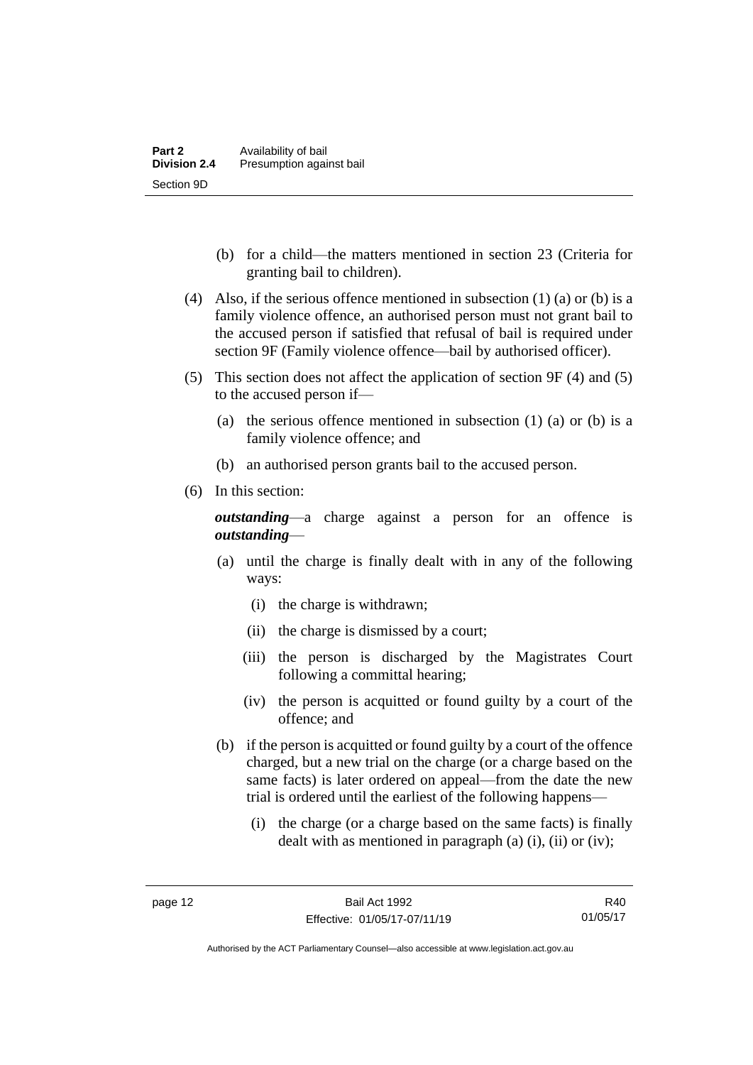(b) for a child—the matters mentioned in section 23 (Criteria for granting bail to children).

(4) Also, if the serious offence mentioned in subsection (1) (a) or (b) is a family violence offence, an authorised person must not grant bail to the accused person if satisfied that refusal of bail is required under section 9F (Family violence offence—bail by authorised officer).

(5) This section does not affect the application of section 9F (4) and (5) to the accused person if—

(a) the serious offence mentioned in subsection (1) (a) or (b) is a family violence offence; and

(b) an authorised person grants bail to the accused person.

(6) In this section:

***outstanding***—a charge against a person for an offence is ***outstanding***—

(a) until the charge is finally dealt with in any of the following ways:

(i) the charge is withdrawn;

(ii) the charge is dismissed by a court;

(iii) the person is discharged by the Magistrates Court following a committal hearing;

(iv) the person is acquitted or found guilty by a court of the offence; and

(b) if the person is acquitted or found guilty by a court of the offence charged, but a new trial on the charge (or a charge based on the same facts) is later ordered on appeal—from the date the new trial is ordered until the earliest of the following happens—

(i) the charge (or a charge based on the same facts) is finally dealt with as mentioned in paragraph (a) (i), (ii) or (iv);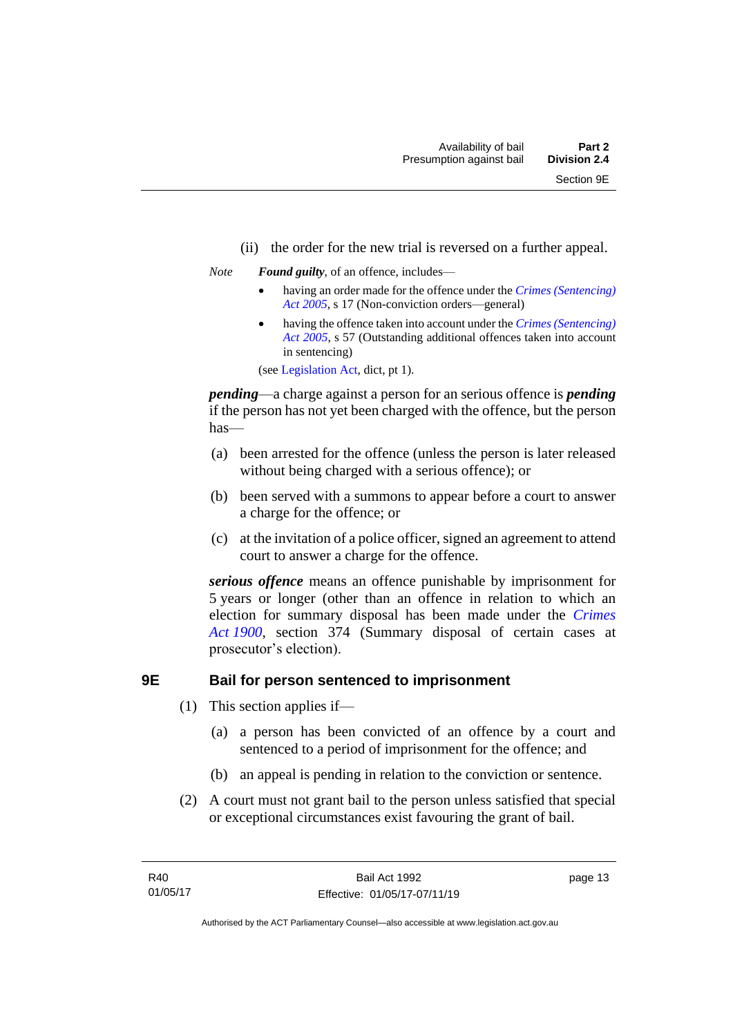(ii) the order for the new trial is reversed on a further appeal.

*Note* ***Found guilty***, of an offence, includes—

- having an order made for the offence under the *Crimes (Sentencing) Act 2005*, s 17 (Non-conviction orders—general)
- having the offence taken into account under the *Crimes (Sentencing) Act 2005*, s 57 (Outstanding additional offences taken into account in sentencing)

(see Legislation Act, dict, pt 1).

***pending***—a charge against a person for an serious offence is ***pending*** if the person has not yet been charged with the offence, but the person has—

(a) been arrested for the offence (unless the person is later released without being charged with a serious offence); or

(b) been served with a summons to appear before a court to answer a charge for the offence; or

(c) at the invitation of a police officer, signed an agreement to attend court to answer a charge for the offence.

***serious offence*** means an offence punishable by imprisonment for 5 years or longer (other than an offence in relation to which an election for summary disposal has been made under the *Crimes Act 1900*, section 374 (Summary disposal of certain cases at prosecutor's election).

## 9E Bail for person sentenced to imprisonment

(1) This section applies if—

(a) a person has been convicted of an offence by a court and sentenced to a period of imprisonment for the offence; and

(b) an appeal is pending in relation to the conviction or sentence.

(2) A court must not grant bail to the person unless satisfied that special or exceptional circumstances exist favouring the grant of bail.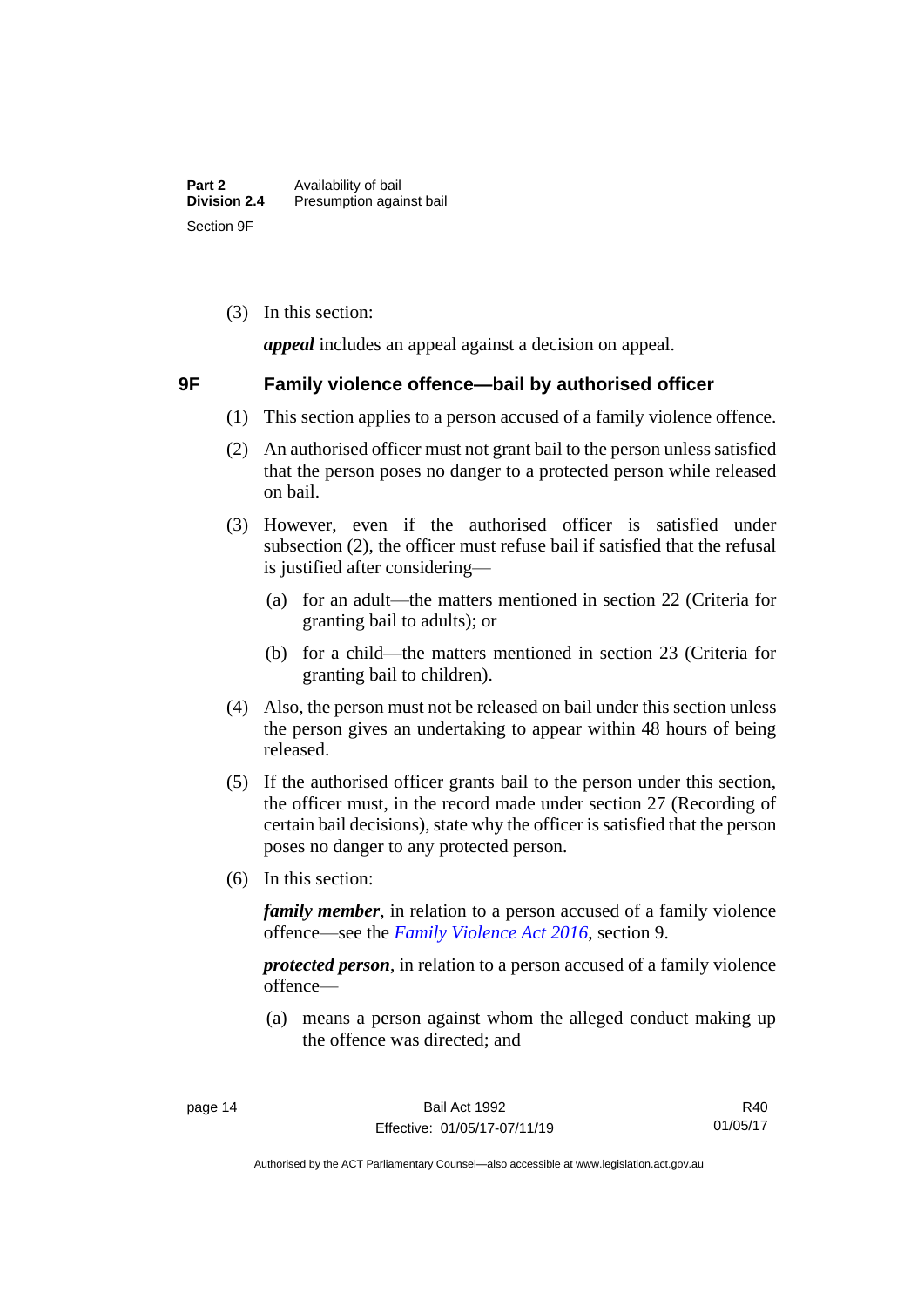(3) In this section:

***appeal*** includes an appeal against a decision on appeal.

### 9F Family violence offence—bail by authorised officer

(1) This section applies to a person accused of a family violence offence.

(2) An authorised officer must not grant bail to the person unless satisfied that the person poses no danger to a protected person while released on bail.

(3) However, even if the authorised officer is satisfied under subsection (2), the officer must refuse bail if satisfied that the refusal is justified after considering—

(a) for an adult—the matters mentioned in section 22 (Criteria for granting bail to adults); or

(b) for a child—the matters mentioned in section 23 (Criteria for granting bail to children).

(4) Also, the person must not be released on bail under this section unless the person gives an undertaking to appear within 48 hours of being released.

(5) If the authorised officer grants bail to the person under this section, the officer must, in the record made under section 27 (Recording of certain bail decisions), state why the officer is satisfied that the person poses no danger to any protected person.

(6) In this section:

***family member***, in relation to a person accused of a family violence offence—see the *Family Violence Act 2016*, section 9.

***protected person***, in relation to a person accused of a family violence offence—

(a) means a person against whom the alleged conduct making up the offence was directed; and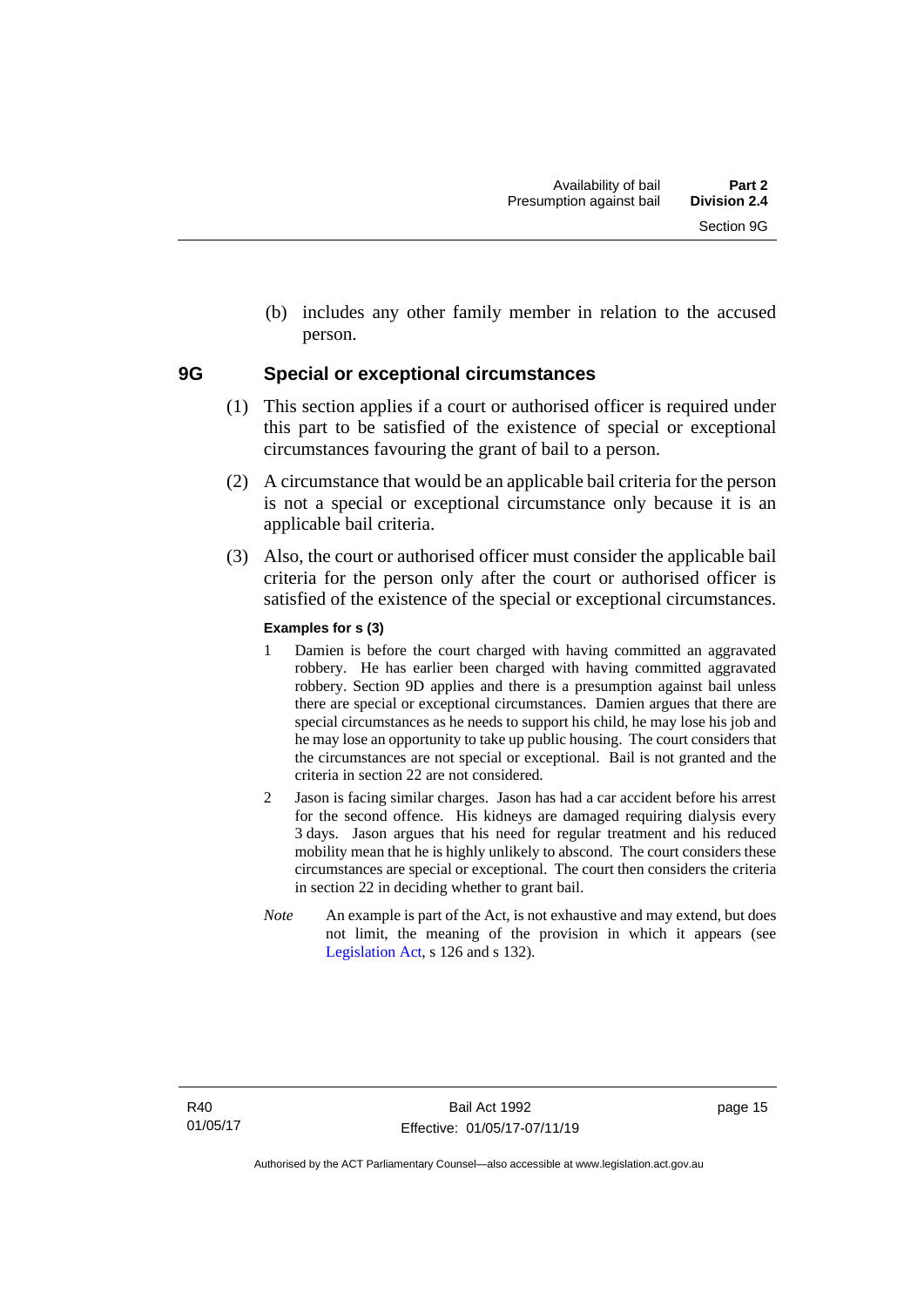(b) includes any other family member in relation to the accused person.

## 9G Special or exceptional circumstances

(1) This section applies if a court or authorised officer is required under this part to be satisfied of the existence of special or exceptional circumstances favouring the grant of bail to a person.

(2) A circumstance that would be an applicable bail criteria for the person is not a special or exceptional circumstance only because it is an applicable bail criteria.

(3) Also, the court or authorised officer must consider the applicable bail criteria for the person only after the court or authorised officer is satisfied of the existence of the special or exceptional circumstances.

**Examples for s (3)**

1 Damien is before the court charged with having committed an aggravated robbery. He has earlier been charged with having committed aggravated robbery. Section 9D applies and there is a presumption against bail unless there are special or exceptional circumstances. Damien argues that there are special circumstances as he needs to support his child, he may lose his job and he may lose an opportunity to take up public housing. The court considers that the circumstances are not special or exceptional. Bail is not granted and the criteria in section 22 are not considered.

2 Jason is facing similar charges. Jason has had a car accident before his arrest for the second offence. His kidneys are damaged requiring dialysis every 3 days. Jason argues that his need for regular treatment and his reduced mobility mean that he is highly unlikely to abscond. The court considers these circumstances are special or exceptional. The court then considers the criteria in section 22 in deciding whether to grant bail.

*Note* An example is part of the Act, is not exhaustive and may extend, but does not limit, the meaning of the provision in which it appears (see Legislation Act, s 126 and s 132).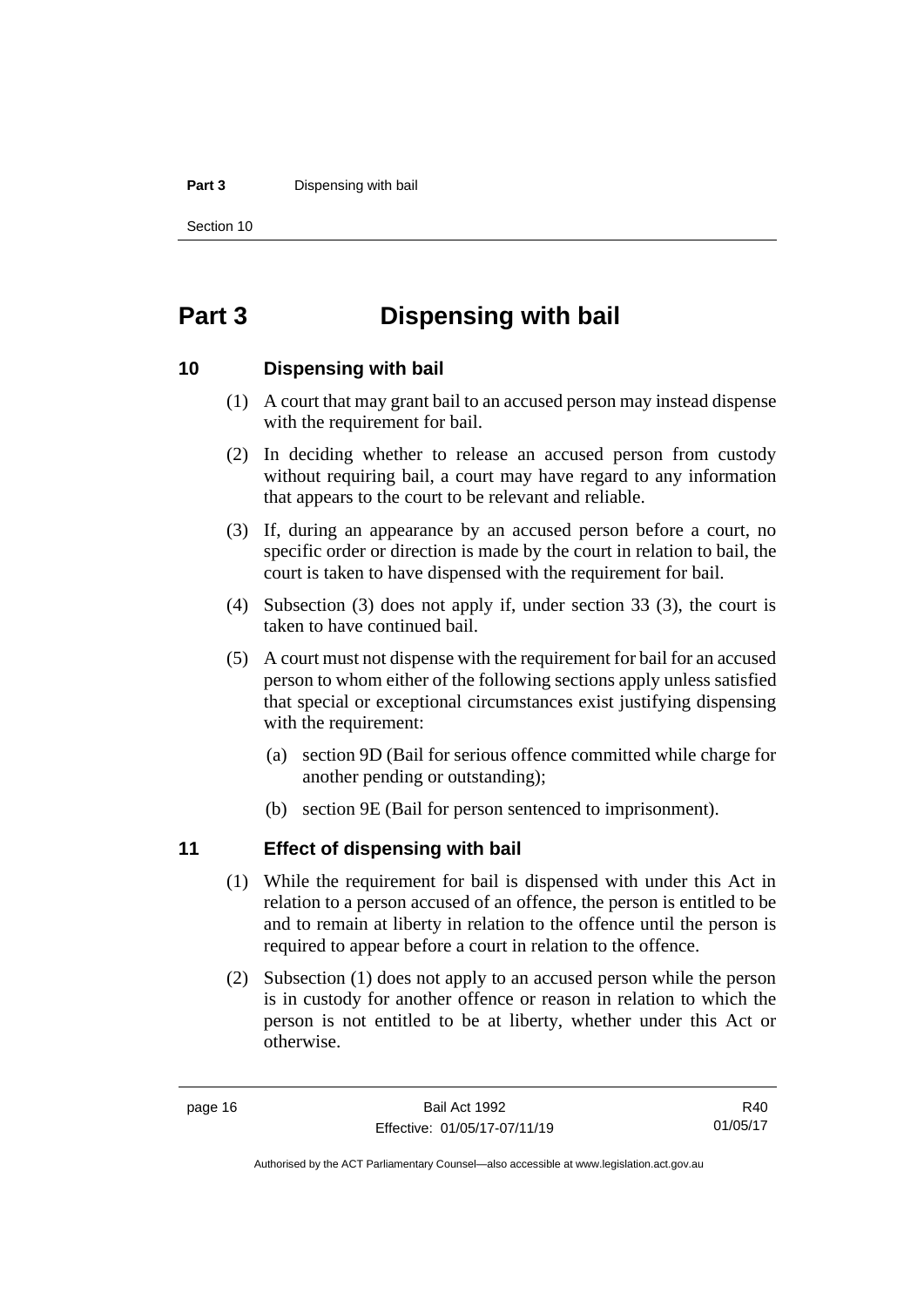# Part 3 Dispensing with bail

## 10 Dispensing with bail

(1) A court that may grant bail to an accused person may instead dispense with the requirement for bail.

(2) In deciding whether to release an accused person from custody without requiring bail, a court may have regard to any information that appears to the court to be relevant and reliable.

(3) If, during an appearance by an accused person before a court, no specific order or direction is made by the court in relation to bail, the court is taken to have dispensed with the requirement for bail.

(4) Subsection (3) does not apply if, under section 33 (3), the court is taken to have continued bail.

(5) A court must not dispense with the requirement for bail for an accused person to whom either of the following sections apply unless satisfied that special or exceptional circumstances exist justifying dispensing with the requirement:

- (a) section 9D (Bail for serious offence committed while charge for another pending or outstanding);
- (b) section 9E (Bail for person sentenced to imprisonment).

## 11 Effect of dispensing with bail

(1) While the requirement for bail is dispensed with under this Act in relation to a person accused of an offence, the person is entitled to be and to remain at liberty in relation to the offence until the person is required to appear before a court in relation to the offence.

(2) Subsection (1) does not apply to an accused person while the person is in custody for another offence or reason in relation to which the person is not entitled to be at liberty, whether under this Act or otherwise.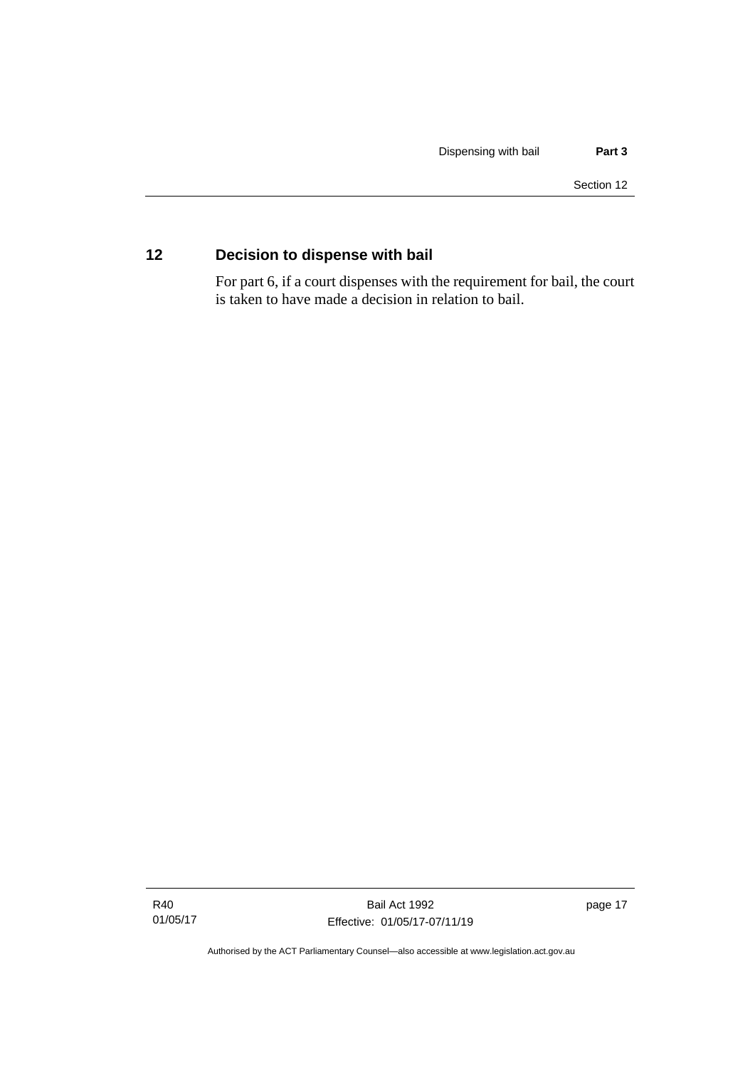## 12 Decision to dispense with bail

For part 6, if a court dispenses with the requirement for bail, the court is taken to have made a decision in relation to bail.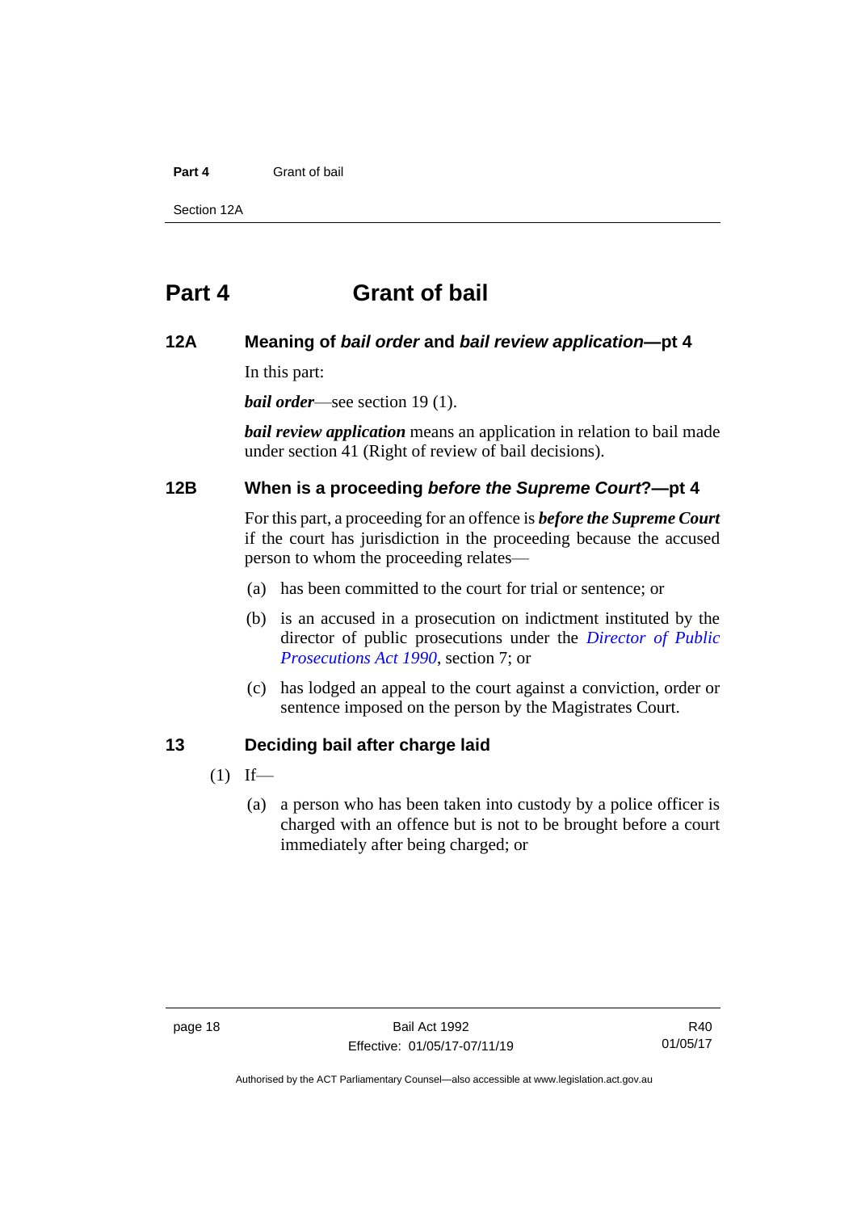# Part 4 Grant of bail

### 12A Meaning of *bail order* and *bail review application*—pt 4

In this part:

***bail order***—see section 19 (1).

***bail review application*** means an application in relation to bail made under section 41 (Right of review of bail decisions).

### 12B When is a proceeding *before the Supreme Court*?—pt 4

For this part, a proceeding for an offence is ***before the Supreme Court*** if the court has jurisdiction in the proceeding because the accused person to whom the proceeding relates—

(a) has been committed to the court for trial or sentence; or

(b) is an accused in a prosecution on indictment instituted by the director of public prosecutions under the *Director of Public Prosecutions Act 1990*, section 7; or

(c) has lodged an appeal to the court against a conviction, order or sentence imposed on the person by the Magistrates Court.

### 13 Deciding bail after charge laid

(1) If—

(a) a person who has been taken into custody by a police officer is charged with an offence but is not to be brought before a court immediately after being charged; or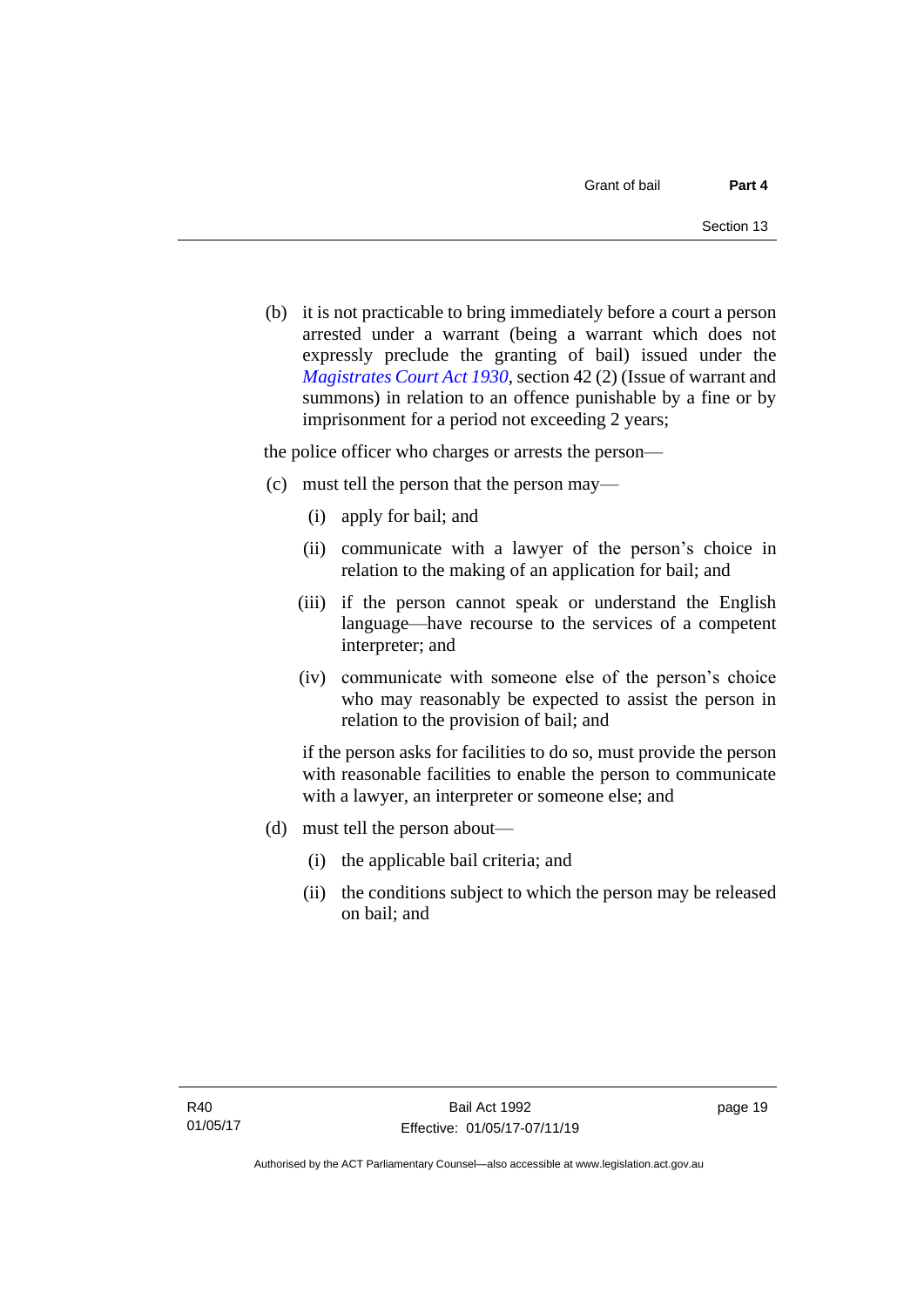(b) it is not practicable to bring immediately before a court a person arrested under a warrant (being a warrant which does not expressly preclude the granting of bail) issued under the *Magistrates Court Act 1930*, section 42 (2) (Issue of warrant and summons) in relation to an offence punishable by a fine or by imprisonment for a period not exceeding 2 years;

the police officer who charges or arrests the person—

(c) must tell the person that the person may—

  (i) apply for bail; and

  (ii) communicate with a lawyer of the person's choice in relation to the making of an application for bail; and

  (iii) if the person cannot speak or understand the English language—have recourse to the services of a competent interpreter; and

  (iv) communicate with someone else of the person's choice who may reasonably be expected to assist the person in relation to the provision of bail; and

  if the person asks for facilities to do so, must provide the person with reasonable facilities to enable the person to communicate with a lawyer, an interpreter or someone else; and

(d) must tell the person about—

  (i) the applicable bail criteria; and

  (ii) the conditions subject to which the person may be released on bail; and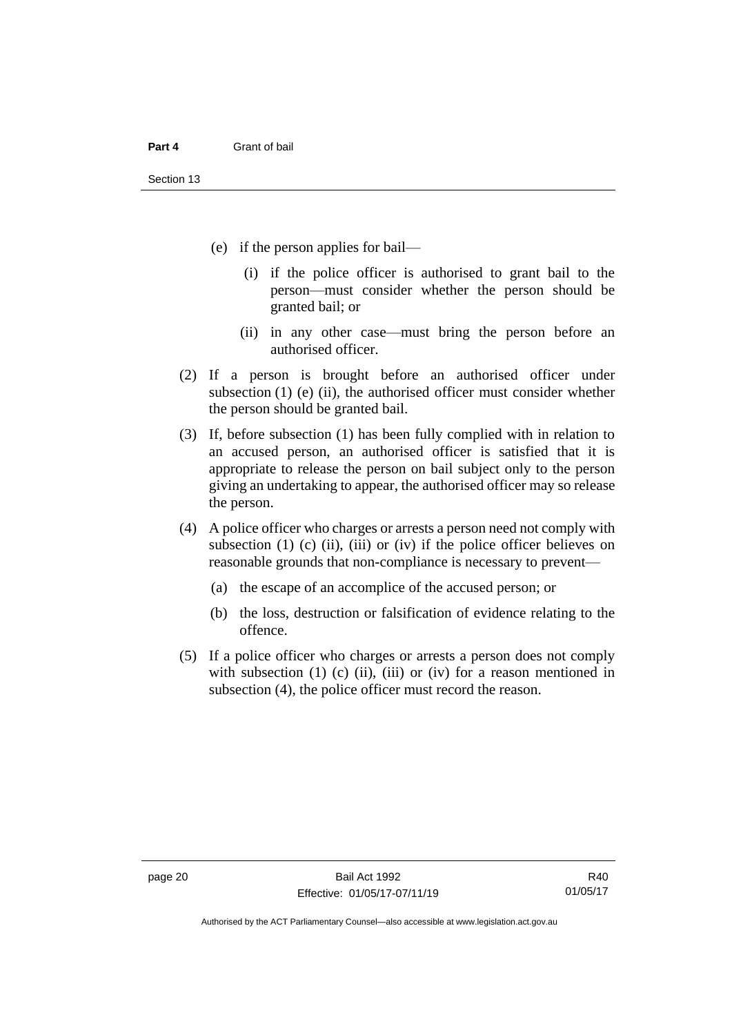(e) if the person applies for bail—

 (i) if the police officer is authorised to grant bail to the person—must consider whether the person should be granted bail; or

 (ii) in any other case—must bring the person before an authorised officer.

(2) If a person is brought before an authorised officer under subsection (1) (e) (ii), the authorised officer must consider whether the person should be granted bail.

(3) If, before subsection (1) has been fully complied with in relation to an accused person, an authorised officer is satisfied that it is appropriate to release the person on bail subject only to the person giving an undertaking to appear, the authorised officer may so release the person.

(4) A police officer who charges or arrests a person need not comply with subsection (1) (c) (ii), (iii) or (iv) if the police officer believes on reasonable grounds that non-compliance is necessary to prevent—

 (a) the escape of an accomplice of the accused person; or

 (b) the loss, destruction or falsification of evidence relating to the offence.

(5) If a police officer who charges or arrests a person does not comply with subsection (1) (c) (ii), (iii) or (iv) for a reason mentioned in subsection (4), the police officer must record the reason.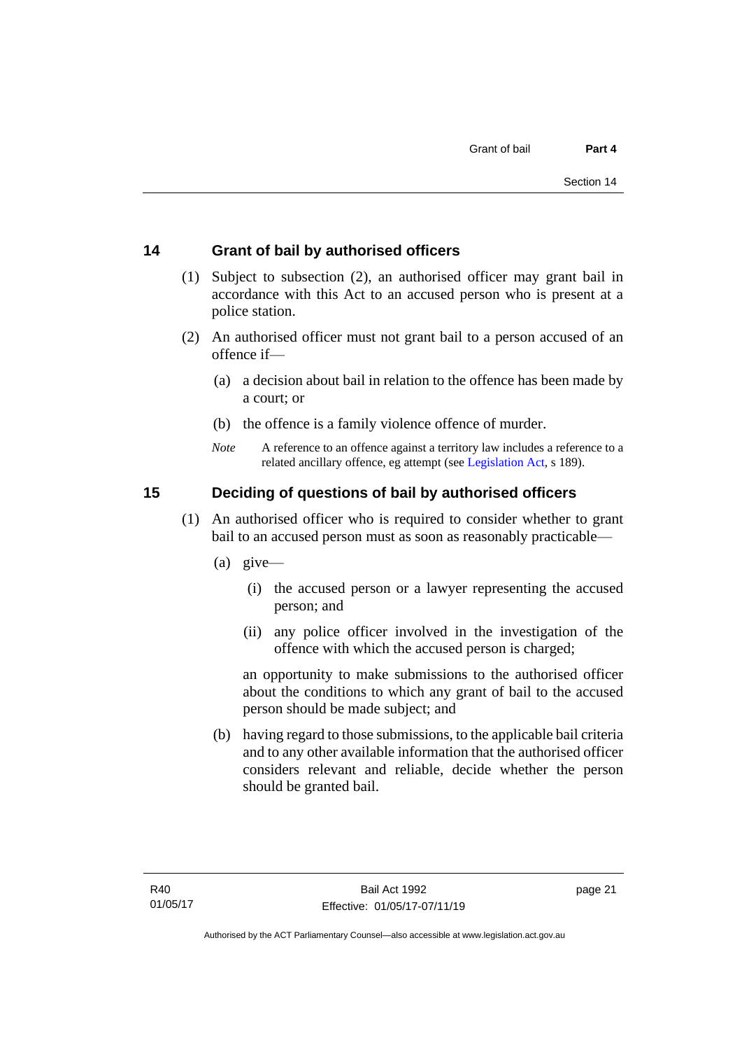## 14 Grant of bail by authorised officers

(1) Subject to subsection (2), an authorised officer may grant bail in accordance with this Act to an accused person who is present at a police station.

(2) An authorised officer must not grant bail to a person accused of an offence if—

(a) a decision about bail in relation to the offence has been made by a court; or

(b) the offence is a family violence offence of murder.

*Note* A reference to an offence against a territory law includes a reference to a related ancillary offence, eg attempt (see Legislation Act, s 189).

## 15 Deciding of questions of bail by authorised officers

(1) An authorised officer who is required to consider whether to grant bail to an accused person must as soon as reasonably practicable—

(a) give—

(i) the accused person or a lawyer representing the accused person; and

(ii) any police officer involved in the investigation of the offence with which the accused person is charged;

an opportunity to make submissions to the authorised officer about the conditions to which any grant of bail to the accused person should be made subject; and

(b) having regard to those submissions, to the applicable bail criteria and to any other available information that the authorised officer considers relevant and reliable, decide whether the person should be granted bail.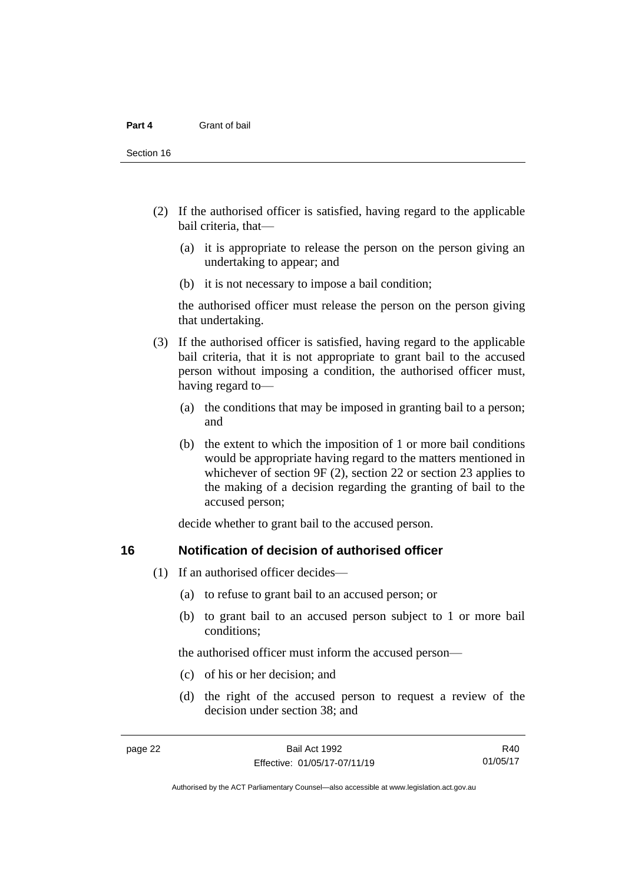(2) If the authorised officer is satisfied, having regard to the applicable bail criteria, that—

(a) it is appropriate to release the person on the person giving an undertaking to appear; and

(b) it is not necessary to impose a bail condition;

the authorised officer must release the person on the person giving that undertaking.

(3) If the authorised officer is satisfied, having regard to the applicable bail criteria, that it is not appropriate to grant bail to the accused person without imposing a condition, the authorised officer must, having regard to—

(a) the conditions that may be imposed in granting bail to a person; and

(b) the extent to which the imposition of 1 or more bail conditions would be appropriate having regard to the matters mentioned in whichever of section 9F (2), section 22 or section 23 applies to the making of a decision regarding the granting of bail to the accused person;

decide whether to grant bail to the accused person.

## 16 Notification of decision of authorised officer

(1) If an authorised officer decides—

(a) to refuse to grant bail to an accused person; or

(b) to grant bail to an accused person subject to 1 or more bail conditions;

the authorised officer must inform the accused person—

(c) of his or her decision; and

(d) the right of the accused person to request a review of the decision under section 38; and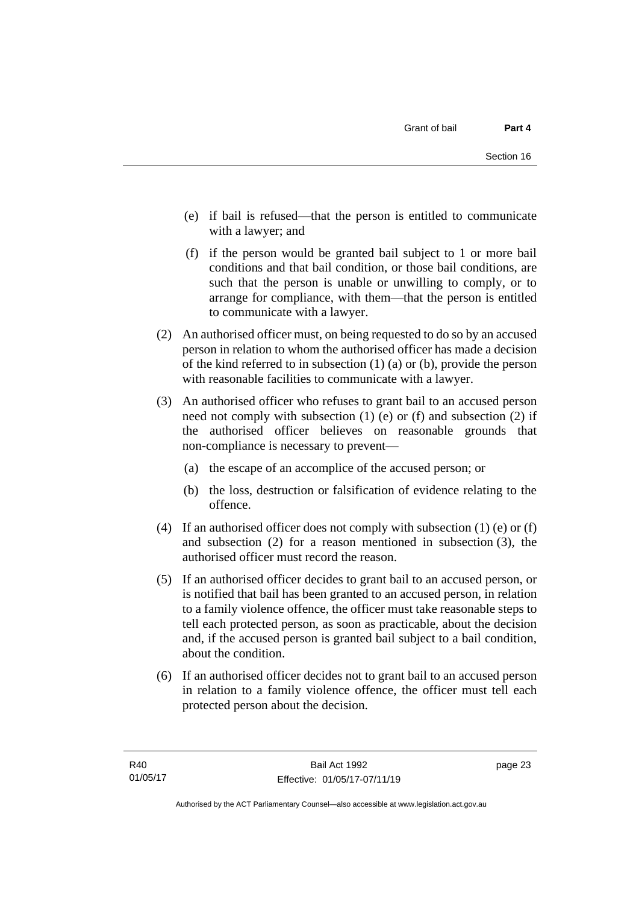(e) if bail is refused—that the person is entitled to communicate with a lawyer; and

(f) if the person would be granted bail subject to 1 or more bail conditions and that bail condition, or those bail conditions, are such that the person is unable or unwilling to comply, or to arrange for compliance, with them—that the person is entitled to communicate with a lawyer.

(2) An authorised officer must, on being requested to do so by an accused person in relation to whom the authorised officer has made a decision of the kind referred to in subsection (1) (a) or (b), provide the person with reasonable facilities to communicate with a lawyer.

(3) An authorised officer who refuses to grant bail to an accused person need not comply with subsection (1) (e) or (f) and subsection (2) if the authorised officer believes on reasonable grounds that non-compliance is necessary to prevent—

(a) the escape of an accomplice of the accused person; or

(b) the loss, destruction or falsification of evidence relating to the offence.

(4) If an authorised officer does not comply with subsection (1) (e) or (f) and subsection (2) for a reason mentioned in subsection (3), the authorised officer must record the reason.

(5) If an authorised officer decides to grant bail to an accused person, or is notified that bail has been granted to an accused person, in relation to a family violence offence, the officer must take reasonable steps to tell each protected person, as soon as practicable, about the decision and, if the accused person is granted bail subject to a bail condition, about the condition.

(6) If an authorised officer decides not to grant bail to an accused person in relation to a family violence offence, the officer must tell each protected person about the decision.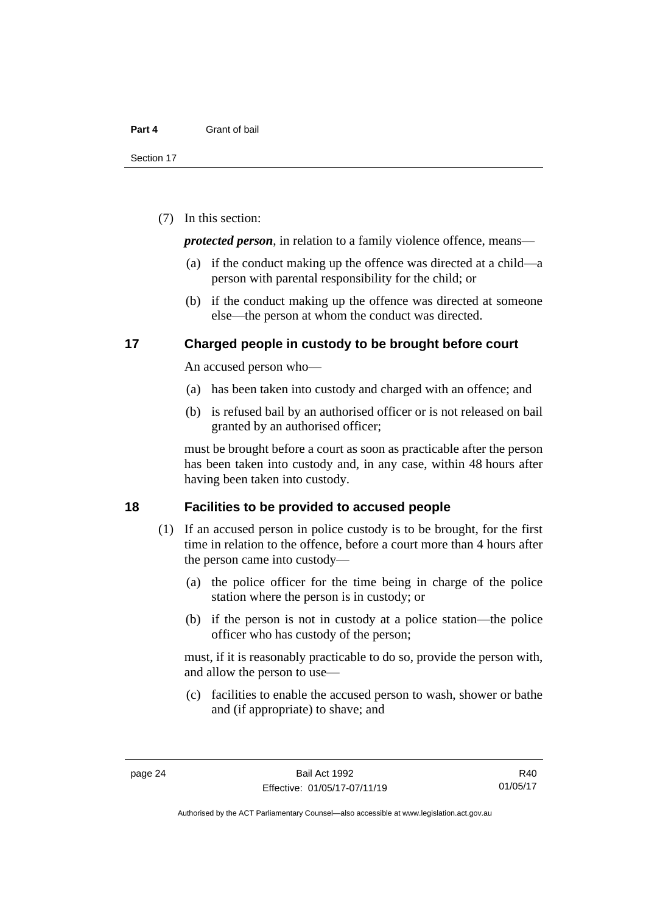(7) In this section:

***protected person***, in relation to a family violence offence, means—

(a) if the conduct making up the offence was directed at a child—a person with parental responsibility for the child; or

(b) if the conduct making up the offence was directed at someone else—the person at whom the conduct was directed.

## 17 Charged people in custody to be brought before court

An accused person who—

(a) has been taken into custody and charged with an offence; and

(b) is refused bail by an authorised officer or is not released on bail granted by an authorised officer;

must be brought before a court as soon as practicable after the person has been taken into custody and, in any case, within 48 hours after having been taken into custody.

## 18 Facilities to be provided to accused people

(1) If an accused person in police custody is to be brought, for the first time in relation to the offence, before a court more than 4 hours after the person came into custody—

(a) the police officer for the time being in charge of the police station where the person is in custody; or

(b) if the person is not in custody at a police station—the police officer who has custody of the person;

must, if it is reasonably practicable to do so, provide the person with, and allow the person to use—

(c) facilities to enable the accused person to wash, shower or bathe and (if appropriate) to shave; and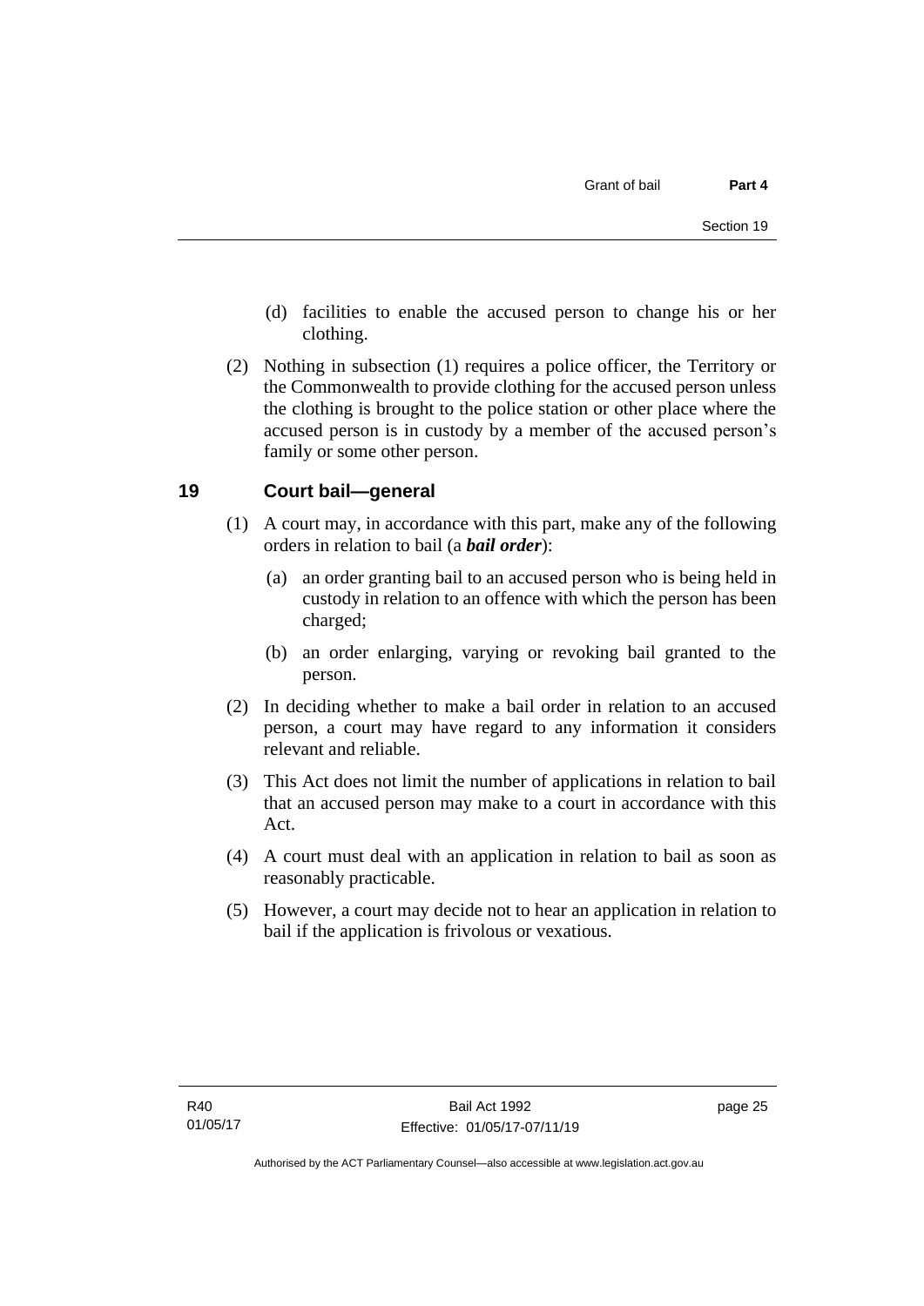(d) facilities to enable the accused person to change his or her clothing.

(2) Nothing in subsection (1) requires a police officer, the Territory or the Commonwealth to provide clothing for the accused person unless the clothing is brought to the police station or other place where the accused person is in custody by a member of the accused person's family or some other person.

## 19 Court bail—general

(1) A court may, in accordance with this part, make any of the following orders in relation to bail (a ***bail order***):

(a) an order granting bail to an accused person who is being held in custody in relation to an offence with which the person has been charged;

(b) an order enlarging, varying or revoking bail granted to the person.

(2) In deciding whether to make a bail order in relation to an accused person, a court may have regard to any information it considers relevant and reliable.

(3) This Act does not limit the number of applications in relation to bail that an accused person may make to a court in accordance with this Act.

(4) A court must deal with an application in relation to bail as soon as reasonably practicable.

(5) However, a court may decide not to hear an application in relation to bail if the application is frivolous or vexatious.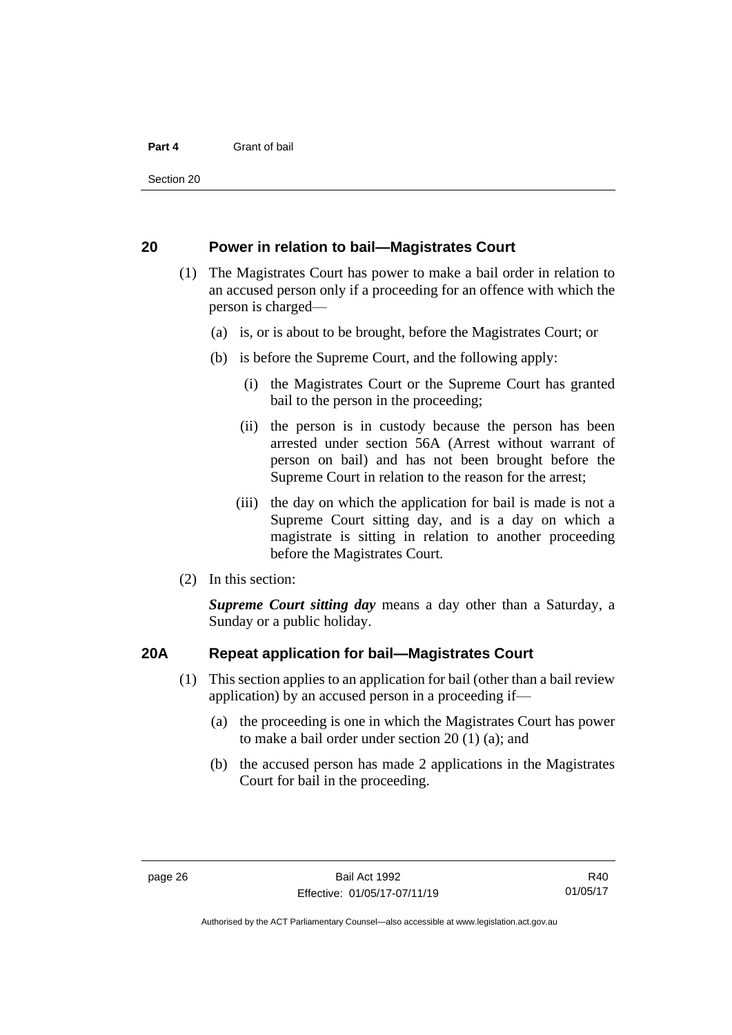## 20 Power in relation to bail—Magistrates Court

(1) The Magistrates Court has power to make a bail order in relation to an accused person only if a proceeding for an offence with which the person is charged—

(a) is, or is about to be brought, before the Magistrates Court; or

(b) is before the Supreme Court, and the following apply:

(i) the Magistrates Court or the Supreme Court has granted bail to the person in the proceeding;

(ii) the person is in custody because the person has been arrested under section 56A (Arrest without warrant of person on bail) and has not been brought before the Supreme Court in relation to the reason for the arrest;

(iii) the day on which the application for bail is made is not a Supreme Court sitting day, and is a day on which a magistrate is sitting in relation to another proceeding before the Magistrates Court.

(2) In this section:

***Supreme Court sitting day*** means a day other than a Saturday, a Sunday or a public holiday.

## 20A Repeat application for bail—Magistrates Court

(1) This section applies to an application for bail (other than a bail review application) by an accused person in a proceeding if—

(a) the proceeding is one in which the Magistrates Court has power to make a bail order under section 20 (1) (a); and

(b) the accused person has made 2 applications in the Magistrates Court for bail in the proceeding.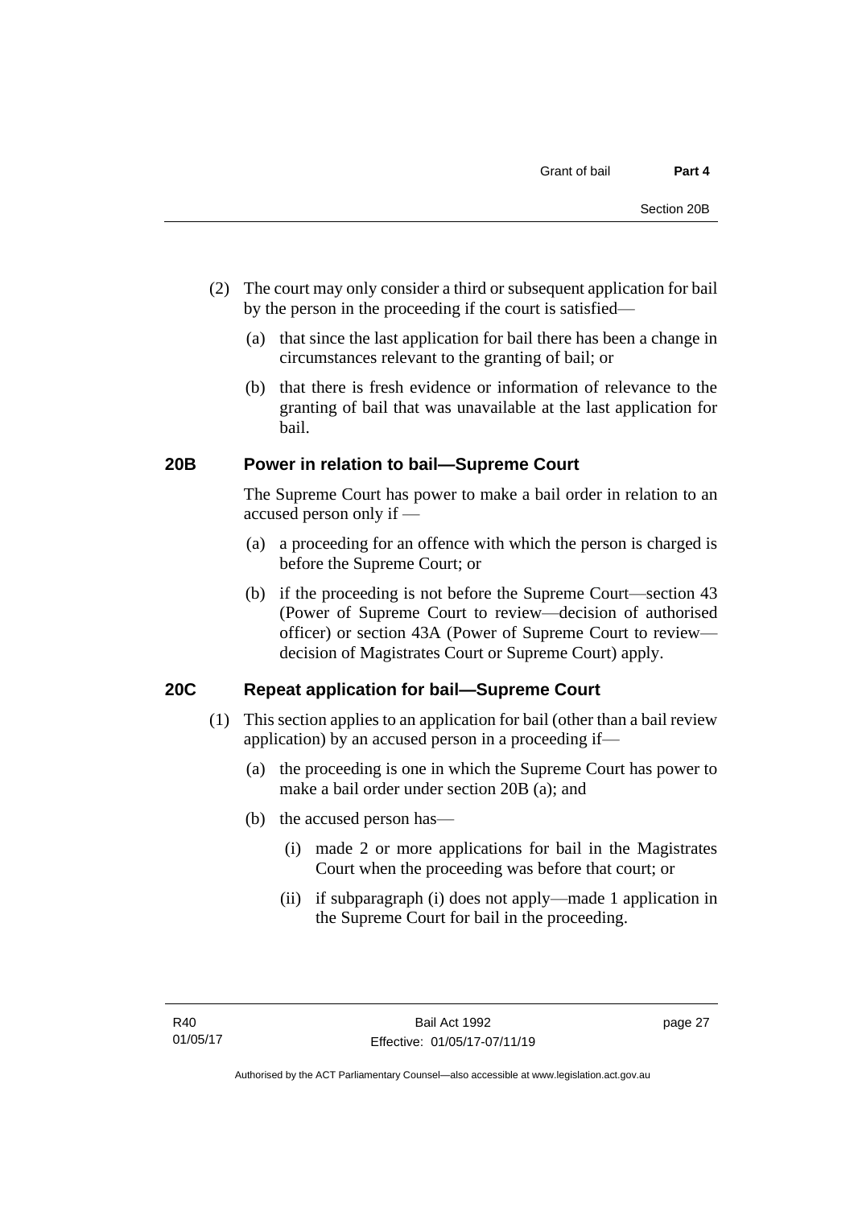(2) The court may only consider a third or subsequent application for bail by the person in the proceeding if the court is satisfied—

(a) that since the last application for bail there has been a change in circumstances relevant to the granting of bail; or

(b) that there is fresh evidence or information of relevance to the granting of bail that was unavailable at the last application for bail.

## 20B Power in relation to bail—Supreme Court

The Supreme Court has power to make a bail order in relation to an accused person only if —

(a) a proceeding for an offence with which the person is charged is before the Supreme Court; or

(b) if the proceeding is not before the Supreme Court—section 43 (Power of Supreme Court to review—decision of authorised officer) or section 43A (Power of Supreme Court to review—decision of Magistrates Court or Supreme Court) apply.

## 20C Repeat application for bail—Supreme Court

(1) This section applies to an application for bail (other than a bail review application) by an accused person in a proceeding if—

(a) the proceeding is one in which the Supreme Court has power to make a bail order under section 20B (a); and

(b) the accused person has—

(i) made 2 or more applications for bail in the Magistrates Court when the proceeding was before that court; or

(ii) if subparagraph (i) does not apply—made 1 application in the Supreme Court for bail in the proceeding.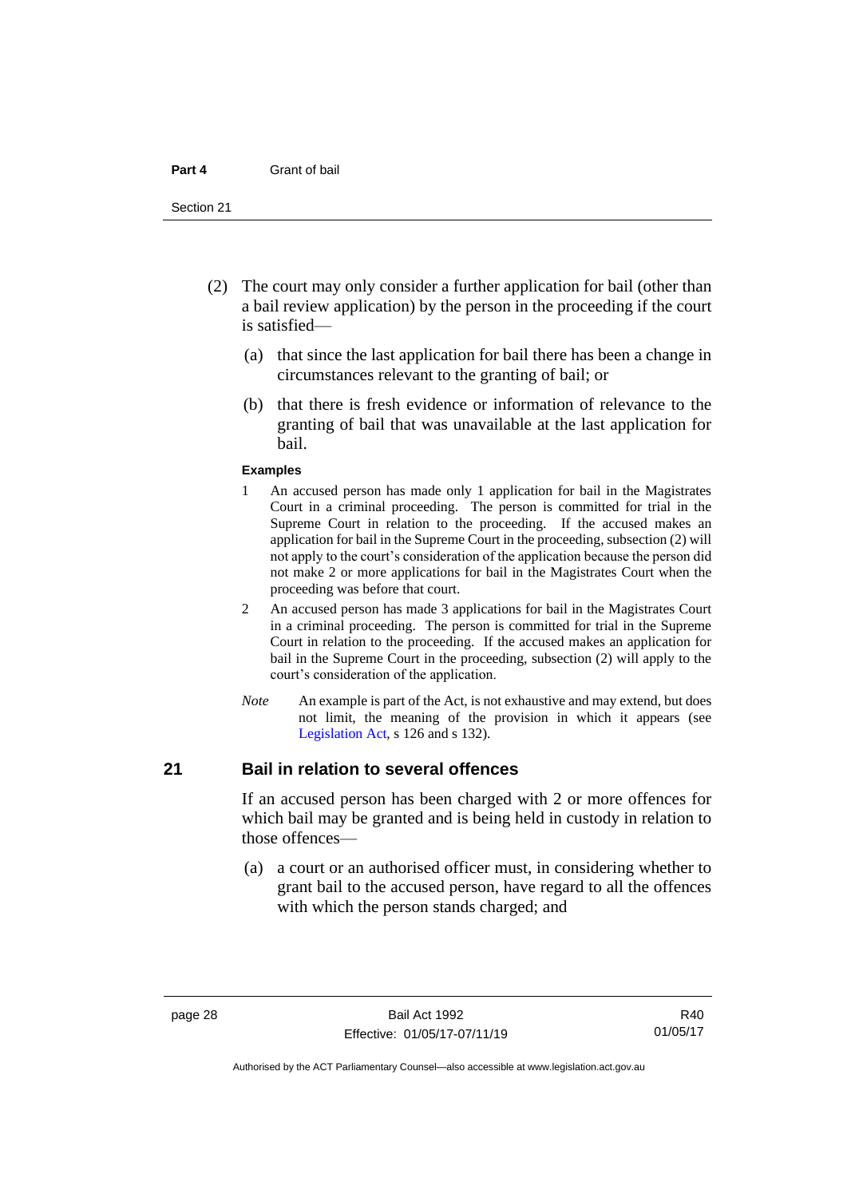(2) The court may only consider a further application for bail (other than a bail review application) by the person in the proceeding if the court is satisfied—

(a) that since the last application for bail there has been a change in circumstances relevant to the granting of bail; or

(b) that there is fresh evidence or information of relevance to the granting of bail that was unavailable at the last application for bail.

**Examples**

1 An accused person has made only 1 application for bail in the Magistrates Court in a criminal proceeding. The person is committed for trial in the Supreme Court in relation to the proceeding. If the accused makes an application for bail in the Supreme Court in the proceeding, subsection (2) will not apply to the court's consideration of the application because the person did not make 2 or more applications for bail in the Magistrates Court when the proceeding was before that court.

2 An accused person has made 3 applications for bail in the Magistrates Court in a criminal proceeding. The person is committed for trial in the Supreme Court in relation to the proceeding. If the accused makes an application for bail in the Supreme Court in the proceeding, subsection (2) will apply to the court's consideration of the application.

*Note* An example is part of the Act, is not exhaustive and may extend, but does not limit, the meaning of the provision in which it appears (see Legislation Act, s 126 and s 132).

## 21 Bail in relation to several offences

If an accused person has been charged with 2 or more offences for which bail may be granted and is being held in custody in relation to those offences—

(a) a court or an authorised officer must, in considering whether to grant bail to the accused person, have regard to all the offences with which the person stands charged; and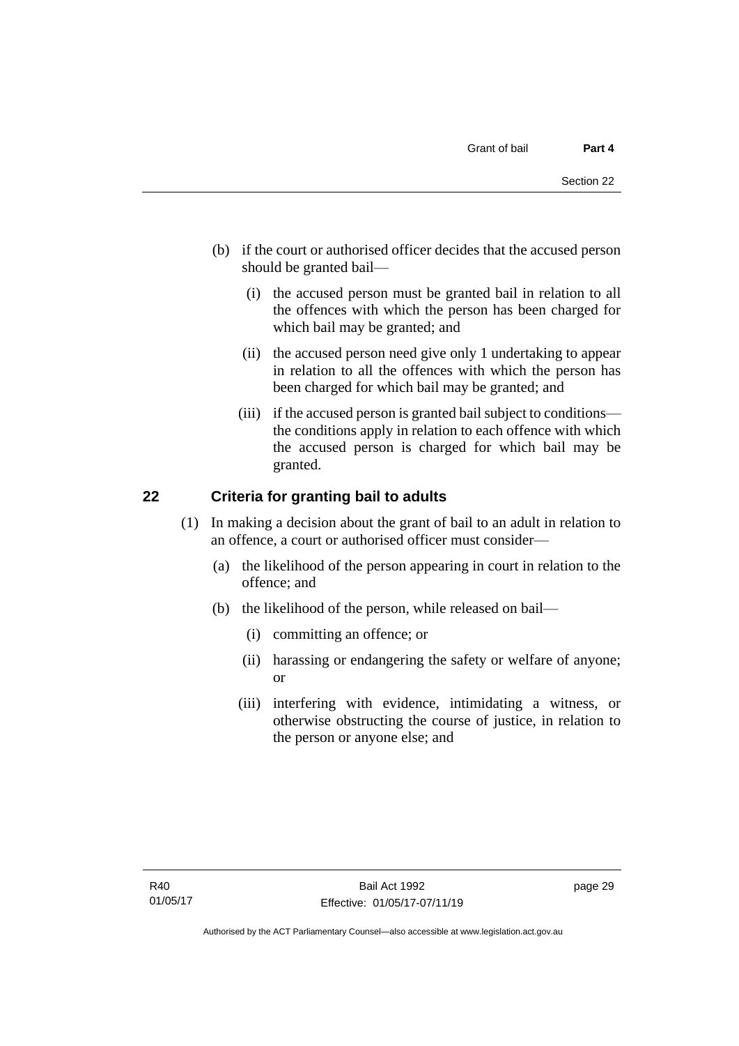(b) if the court or authorised officer decides that the accused person should be granted bail—

(i) the accused person must be granted bail in relation to all the offences with which the person has been charged for which bail may be granted; and

(ii) the accused person need give only 1 undertaking to appear in relation to all the offences with which the person has been charged for which bail may be granted; and

(iii) if the accused person is granted bail subject to conditions—the conditions apply in relation to each offence with which the accused person is charged for which bail may be granted.

## 22 Criteria for granting bail to adults

(1) In making a decision about the grant of bail to an adult in relation to an offence, a court or authorised officer must consider—

(a) the likelihood of the person appearing in court in relation to the offence; and

(b) the likelihood of the person, while released on bail—

(i) committing an offence; or

(ii) harassing or endangering the safety or welfare of anyone; or

(iii) interfering with evidence, intimidating a witness, or otherwise obstructing the course of justice, in relation to the person or anyone else; and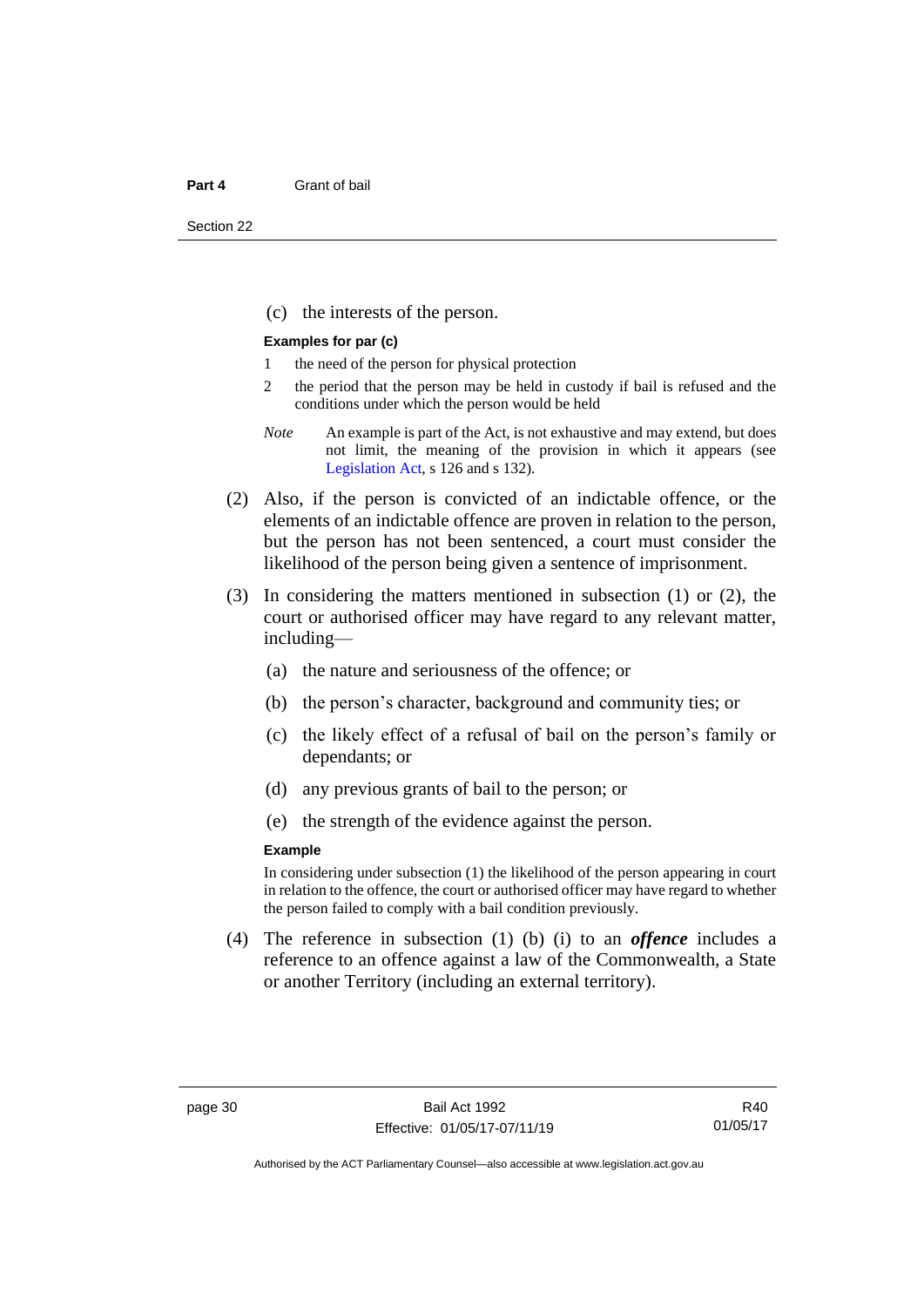(c) the interests of the person.

**Examples for par (c)**

1 the need of the person for physical protection

2 the period that the person may be held in custody if bail is refused and the conditions under which the person would be held

*Note* An example is part of the Act, is not exhaustive and may extend, but does not limit, the meaning of the provision in which it appears (see Legislation Act, s 126 and s 132).

(2) Also, if the person is convicted of an indictable offence, or the elements of an indictable offence are proven in relation to the person, but the person has not been sentenced, a court must consider the likelihood of the person being given a sentence of imprisonment.

(3) In considering the matters mentioned in subsection (1) or (2), the court or authorised officer may have regard to any relevant matter, including—

(a) the nature and seriousness of the offence; or

(b) the person's character, background and community ties; or

(c) the likely effect of a refusal of bail on the person's family or dependants; or

(d) any previous grants of bail to the person; or

(e) the strength of the evidence against the person.

**Example**

In considering under subsection (1) the likelihood of the person appearing in court in relation to the offence, the court or authorised officer may have regard to whether the person failed to comply with a bail condition previously.

(4) The reference in subsection (1) (b) (i) to an ***offence*** includes a reference to an offence against a law of the Commonwealth, a State or another Territory (including an external territory).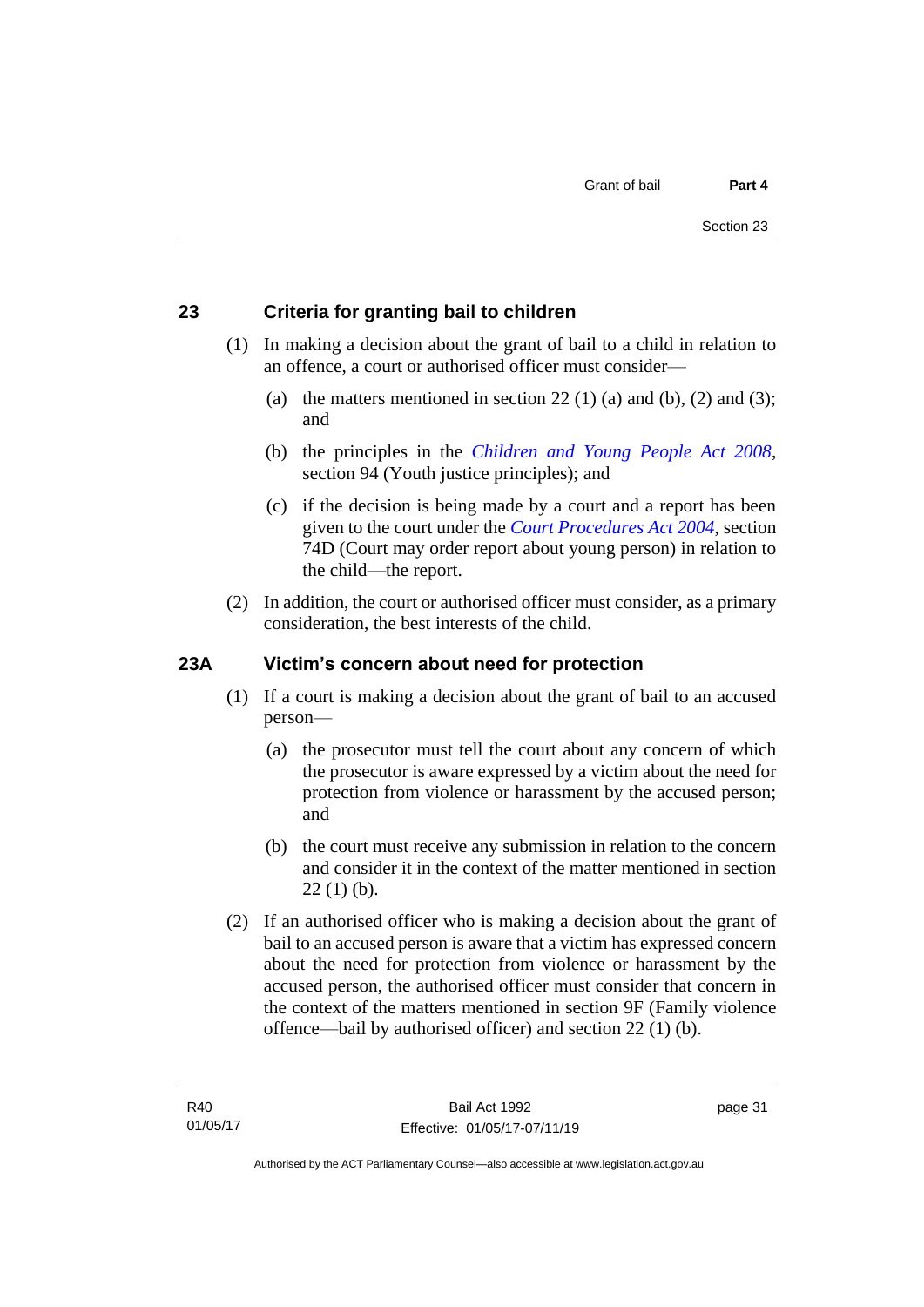## 23 Criteria for granting bail to children

(1) In making a decision about the grant of bail to a child in relation to an offence, a court or authorised officer must consider—

(a) the matters mentioned in section 22 (1) (a) and (b), (2) and (3); and

(b) the principles in the *Children and Young People Act 2008*, section 94 (Youth justice principles); and

(c) if the decision is being made by a court and a report has been given to the court under the *Court Procedures Act 2004*, section 74D (Court may order report about young person) in relation to the child—the report.

(2) In addition, the court or authorised officer must consider, as a primary consideration, the best interests of the child.

## 23A Victim's concern about need for protection

(1) If a court is making a decision about the grant of bail to an accused person—

(a) the prosecutor must tell the court about any concern of which the prosecutor is aware expressed by a victim about the need for protection from violence or harassment by the accused person; and

(b) the court must receive any submission in relation to the concern and consider it in the context of the matter mentioned in section 22 (1) (b).

(2) If an authorised officer who is making a decision about the grant of bail to an accused person is aware that a victim has expressed concern about the need for protection from violence or harassment by the accused person, the authorised officer must consider that concern in the context of the matters mentioned in section 9F (Family violence offence—bail by authorised officer) and section 22 (1) (b).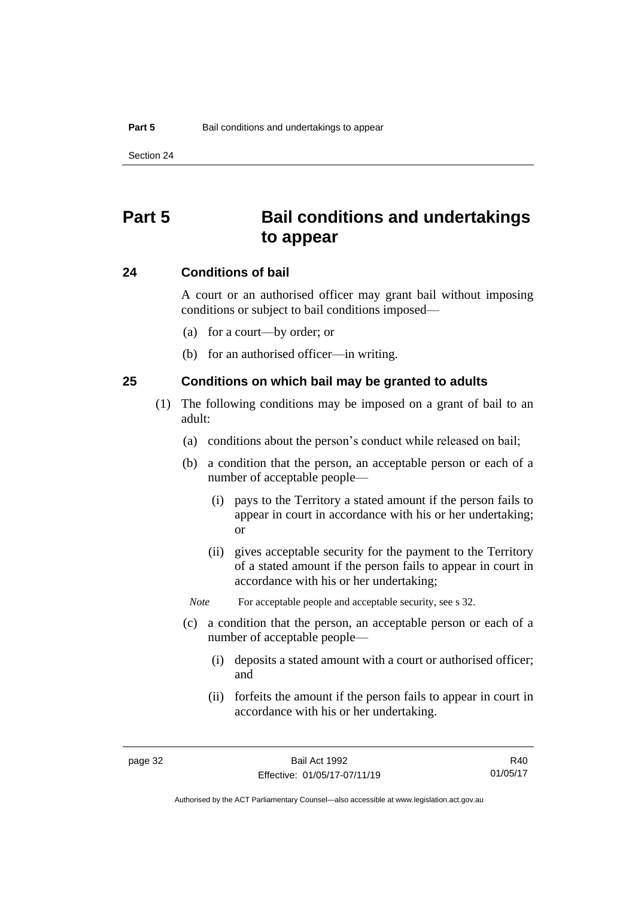# Part 5 Bail conditions and undertakings to appear

## 24 Conditions of bail

A court or an authorised officer may grant bail without imposing conditions or subject to bail conditions imposed—

(a) for a court—by order; or

(b) for an authorised officer—in writing.

## 25 Conditions on which bail may be granted to adults

(1) The following conditions may be imposed on a grant of bail to an adult:

(a) conditions about the person's conduct while released on bail;

(b) a condition that the person, an acceptable person or each of a number of acceptable people—

(i) pays to the Territory a stated amount if the person fails to appear in court in accordance with his or her undertaking; or

(ii) gives acceptable security for the payment to the Territory of a stated amount if the person fails to appear in court in accordance with his or her undertaking;

*Note* For acceptable people and acceptable security, see s 32.

(c) a condition that the person, an acceptable person or each of a number of acceptable people—

(i) deposits a stated amount with a court or authorised officer; and

(ii) forfeits the amount if the person fails to appear in court in accordance with his or her undertaking.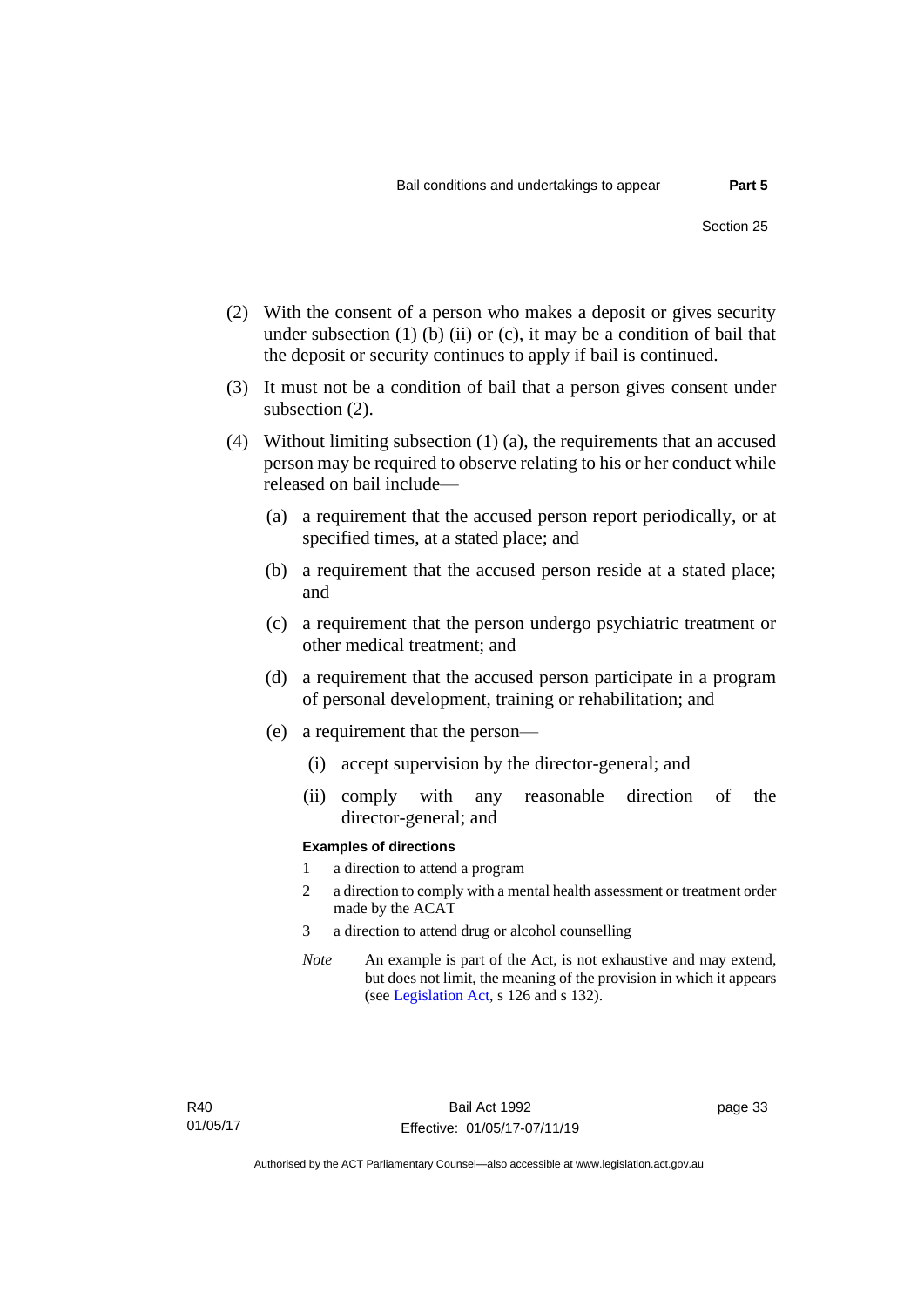(2) With the consent of a person who makes a deposit or gives security under subsection (1) (b) (ii) or (c), it may be a condition of bail that the deposit or security continues to apply if bail is continued.

(3) It must not be a condition of bail that a person gives consent under subsection (2).

(4) Without limiting subsection (1) (a), the requirements that an accused person may be required to observe relating to his or her conduct while released on bail include—

(a) a requirement that the accused person report periodically, or at specified times, at a stated place; and

(b) a requirement that the accused person reside at a stated place; and

(c) a requirement that the person undergo psychiatric treatment or other medical treatment; and

(d) a requirement that the accused person participate in a program of personal development, training or rehabilitation; and

(e) a requirement that the person—

(i) accept supervision by the director-general; and

(ii) comply with any reasonable direction of the director-general; and

**Examples of directions**

1 a direction to attend a program

2 a direction to comply with a mental health assessment or treatment order made by the ACAT

3 a direction to attend drug or alcohol counselling

*Note* An example is part of the Act, is not exhaustive and may extend, but does not limit, the meaning of the provision in which it appears (see Legislation Act, s 126 and s 132).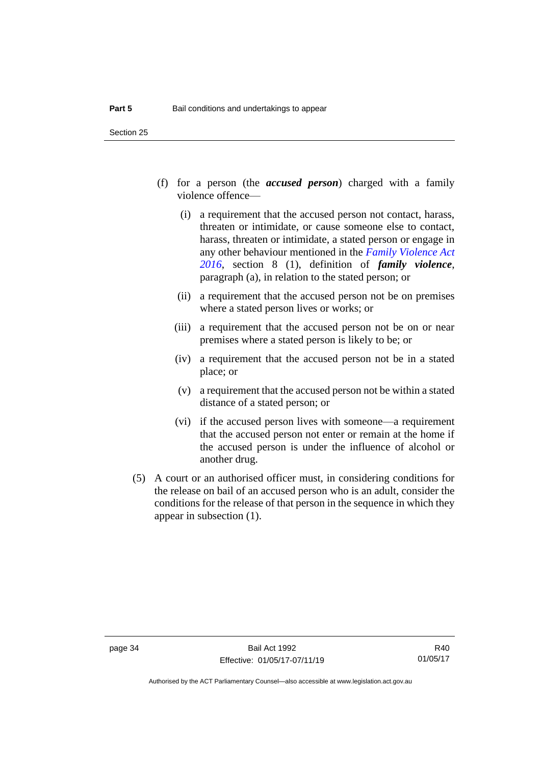(f) for a person (the ***accused person***) charged with a family violence offence—

(i) a requirement that the accused person not contact, harass, threaten or intimidate, or cause someone else to contact, harass, threaten or intimidate, a stated person or engage in any other behaviour mentioned in the *Family Violence Act 2016*, section 8 (1), definition of ***family violence***, paragraph (a), in relation to the stated person; or

(ii) a requirement that the accused person not be on premises where a stated person lives or works; or

(iii) a requirement that the accused person not be on or near premises where a stated person is likely to be; or

(iv) a requirement that the accused person not be in a stated place; or

(v) a requirement that the accused person not be within a stated distance of a stated person; or

(vi) if the accused person lives with someone—a requirement that the accused person not enter or remain at the home if the accused person is under the influence of alcohol or another drug.

(5) A court or an authorised officer must, in considering conditions for the release on bail of an accused person who is an adult, consider the conditions for the release of that person in the sequence in which they appear in subsection (1).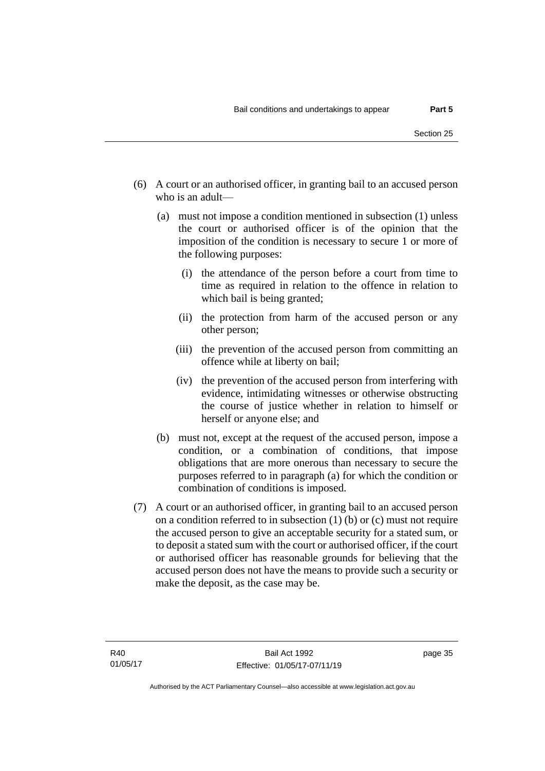(6) A court or an authorised officer, in granting bail to an accused person who is an adult—

  (a) must not impose a condition mentioned in subsection (1) unless the court or authorised officer is of the opinion that the imposition of the condition is necessary to secure 1 or more of the following purposes:

    (i) the attendance of the person before a court from time to time as required in relation to the offence in relation to which bail is being granted;

    (ii) the protection from harm of the accused person or any other person;

    (iii) the prevention of the accused person from committing an offence while at liberty on bail;

    (iv) the prevention of the accused person from interfering with evidence, intimidating witnesses or otherwise obstructing the course of justice whether in relation to himself or herself or anyone else; and

  (b) must not, except at the request of the accused person, impose a condition, or a combination of conditions, that impose obligations that are more onerous than necessary to secure the purposes referred to in paragraph (a) for which the condition or combination of conditions is imposed.

(7) A court or an authorised officer, in granting bail to an accused person on a condition referred to in subsection (1) (b) or (c) must not require the accused person to give an acceptable security for a stated sum, or to deposit a stated sum with the court or authorised officer, if the court or authorised officer has reasonable grounds for believing that the accused person does not have the means to provide such a security or make the deposit, as the case may be.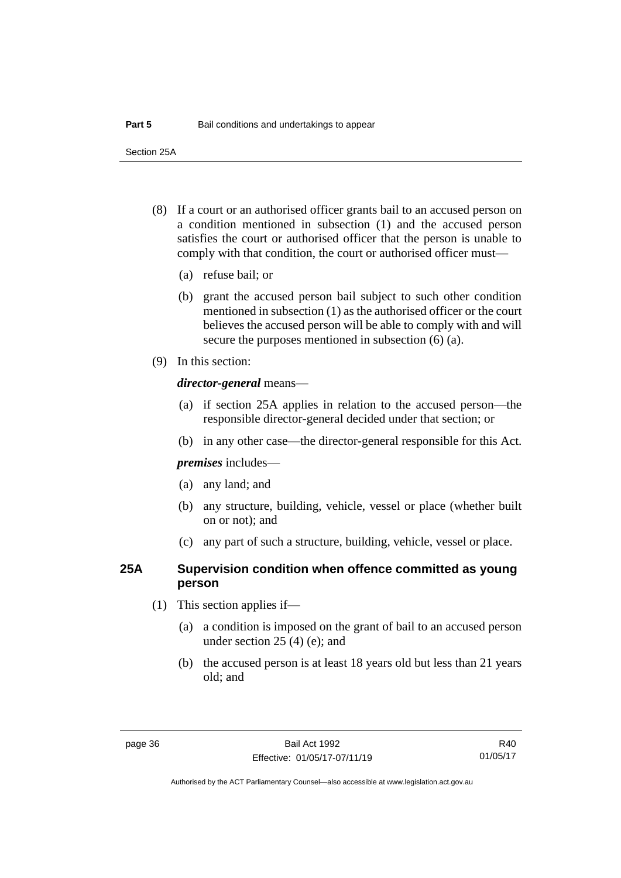(8) If a court or an authorised officer grants bail to an accused person on a condition mentioned in subsection (1) and the accused person satisfies the court or authorised officer that the person is unable to comply with that condition, the court or authorised officer must—

(a) refuse bail; or

(b) grant the accused person bail subject to such other condition mentioned in subsection (1) as the authorised officer or the court believes the accused person will be able to comply with and will secure the purposes mentioned in subsection (6) (a).

(9) In this section:

***director-general*** means—

(a) if section 25A applies in relation to the accused person—the responsible director-general decided under that section; or

(b) in any other case—the director-general responsible for this Act.

***premises*** includes—

(a) any land; and

(b) any structure, building, vehicle, vessel or place (whether built on or not); and

(c) any part of such a structure, building, vehicle, vessel or place.

### 25A Supervision condition when offence committed as young person

(1) This section applies if—

(a) a condition is imposed on the grant of bail to an accused person under section 25 (4) (e); and

(b) the accused person is at least 18 years old but less than 21 years old; and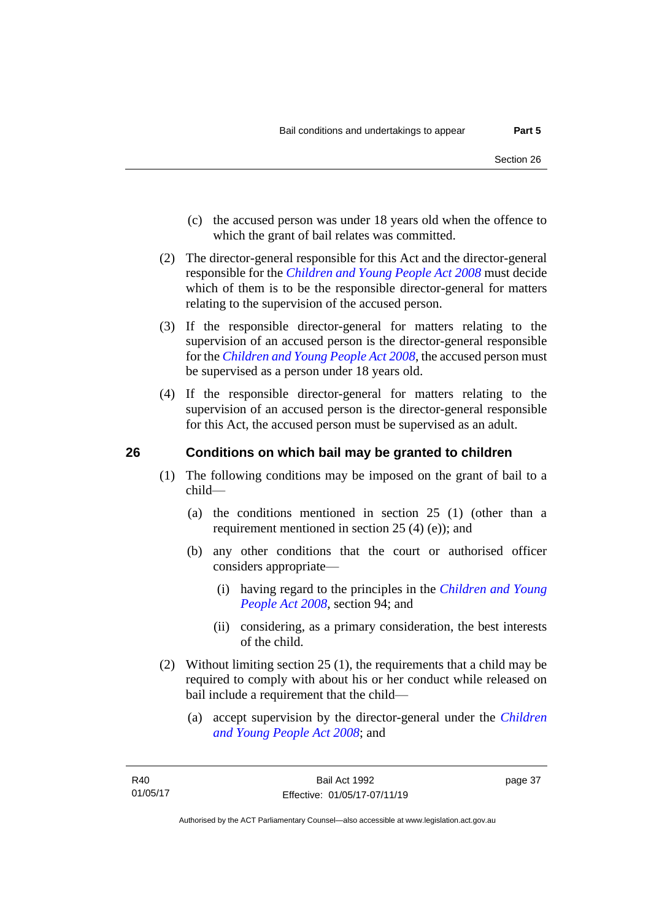(c) the accused person was under 18 years old when the offence to which the grant of bail relates was committed.

(2) The director-general responsible for this Act and the director-general responsible for the *Children and Young People Act 2008* must decide which of them is to be the responsible director-general for matters relating to the supervision of the accused person.

(3) If the responsible director-general for matters relating to the supervision of an accused person is the director-general responsible for the *Children and Young People Act 2008*, the accused person must be supervised as a person under 18 years old.

(4) If the responsible director-general for matters relating to the supervision of an accused person is the director-general responsible for this Act, the accused person must be supervised as an adult.

## 26 Conditions on which bail may be granted to children

(1) The following conditions may be imposed on the grant of bail to a child—

(a) the conditions mentioned in section 25 (1) (other than a requirement mentioned in section 25 (4) (e)); and

(b) any other conditions that the court or authorised officer considers appropriate—

(i) having regard to the principles in the *Children and Young People Act 2008*, section 94; and

(ii) considering, as a primary consideration, the best interests of the child.

(2) Without limiting section 25 (1), the requirements that a child may be required to comply with about his or her conduct while released on bail include a requirement that the child—

(a) accept supervision by the director-general under the *Children and Young People Act 2008*; and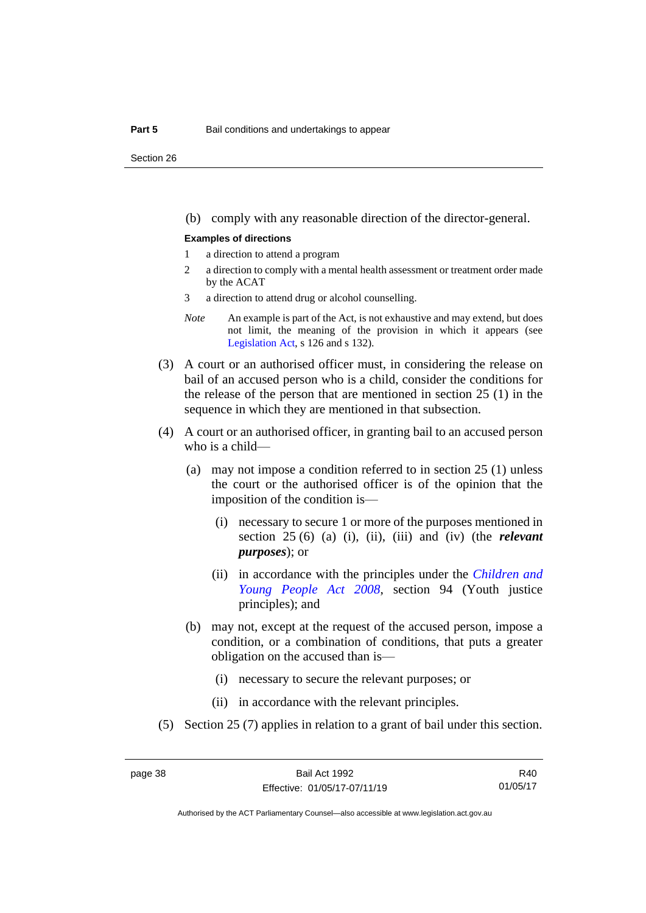(b) comply with any reasonable direction of the director-general.

**Examples of directions**

1 a direction to attend a program

2 a direction to comply with a mental health assessment or treatment order made by the ACAT

3 a direction to attend drug or alcohol counselling.

*Note* An example is part of the Act, is not exhaustive and may extend, but does not limit, the meaning of the provision in which it appears (see Legislation Act, s 126 and s 132).

(3) A court or an authorised officer must, in considering the release on bail of an accused person who is a child, consider the conditions for the release of the person that are mentioned in section 25 (1) in the sequence in which they are mentioned in that subsection.

(4) A court or an authorised officer, in granting bail to an accused person who is a child—

(a) may not impose a condition referred to in section 25 (1) unless the court or the authorised officer is of the opinion that the imposition of the condition is—

(i) necessary to secure 1 or more of the purposes mentioned in section 25 (6) (a) (i), (ii), (iii) and (iv) (the ***relevant purposes***); or

(ii) in accordance with the principles under the *Children and Young People Act 2008*, section 94 (Youth justice principles); and

(b) may not, except at the request of the accused person, impose a condition, or a combination of conditions, that puts a greater obligation on the accused than is—

(i) necessary to secure the relevant purposes; or

(ii) in accordance with the relevant principles.

(5) Section 25 (7) applies in relation to a grant of bail under this section.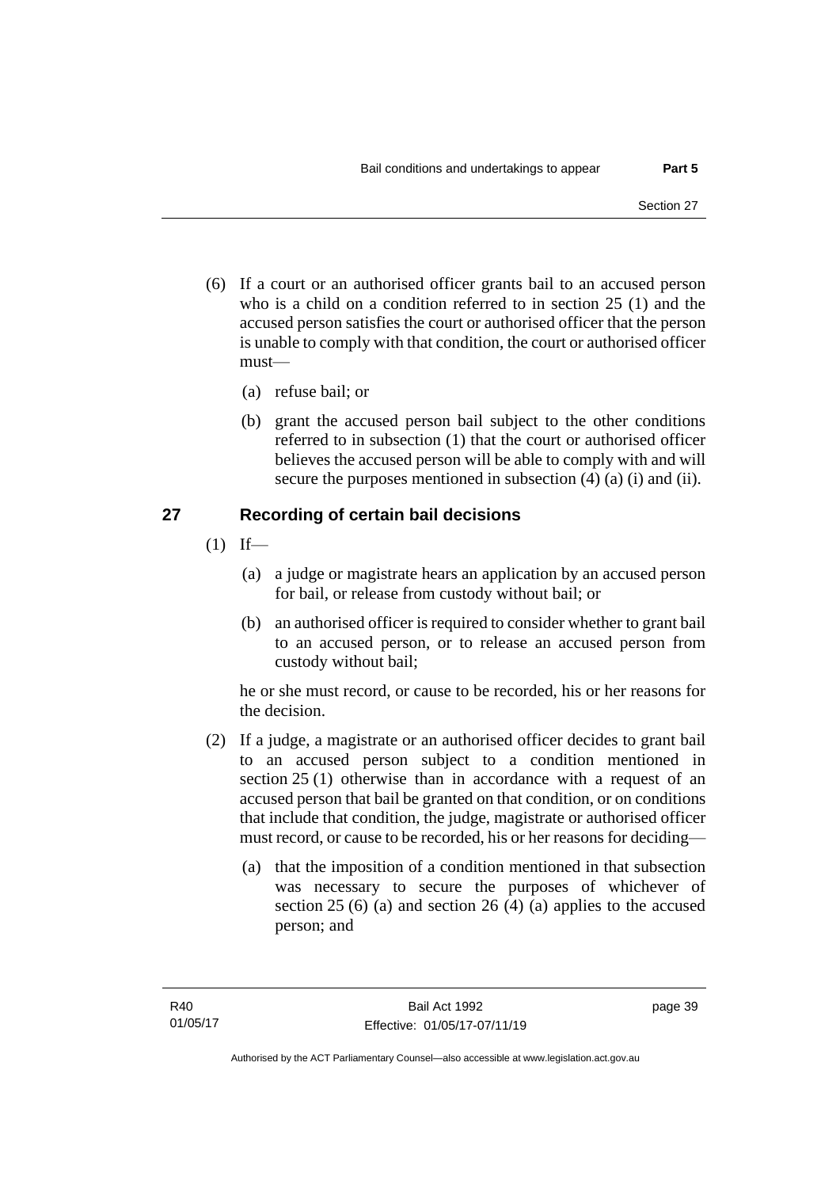(6) If a court or an authorised officer grants bail to an accused person who is a child on a condition referred to in section 25 (1) and the accused person satisfies the court or authorised officer that the person is unable to comply with that condition, the court or authorised officer must—

(a) refuse bail; or

(b) grant the accused person bail subject to the other conditions referred to in subsection (1) that the court or authorised officer believes the accused person will be able to comply with and will secure the purposes mentioned in subsection (4) (a) (i) and (ii).

## 27 Recording of certain bail decisions

(1) If—

(a) a judge or magistrate hears an application by an accused person for bail, or release from custody without bail; or

(b) an authorised officer is required to consider whether to grant bail to an accused person, or to release an accused person from custody without bail;

he or she must record, or cause to be recorded, his or her reasons for the decision.

(2) If a judge, a magistrate or an authorised officer decides to grant bail to an accused person subject to a condition mentioned in section 25 (1) otherwise than in accordance with a request of an accused person that bail be granted on that condition, or on conditions that include that condition, the judge, magistrate or authorised officer must record, or cause to be recorded, his or her reasons for deciding—

(a) that the imposition of a condition mentioned in that subsection was necessary to secure the purposes of whichever of section 25 (6) (a) and section 26 (4) (a) applies to the accused person; and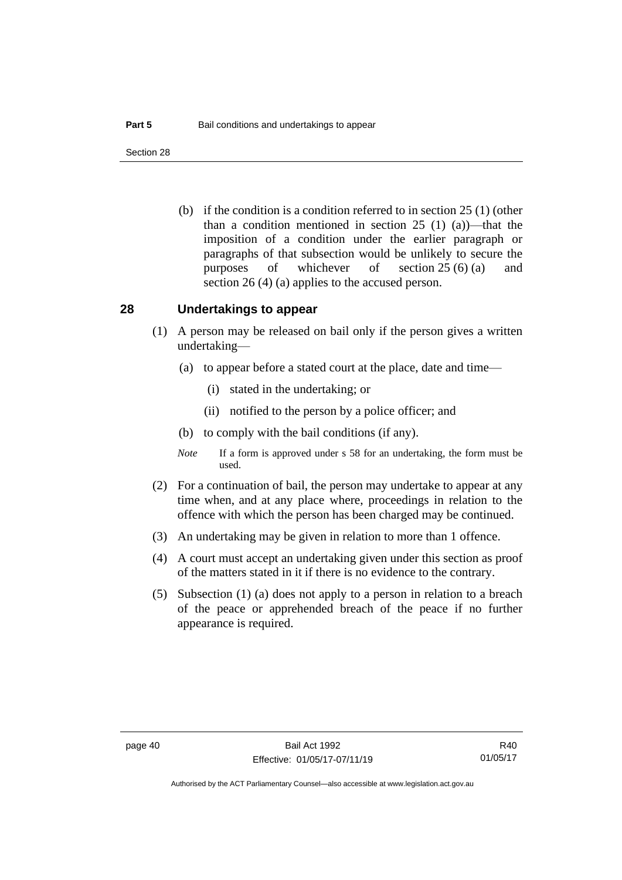(b) if the condition is a condition referred to in section 25 (1) (other than a condition mentioned in section 25 (1) (a))—that the imposition of a condition under the earlier paragraph or paragraphs of that subsection would be unlikely to secure the purposes of whichever of section 25 (6) (a) and section 26 (4) (a) applies to the accused person.

## 28 Undertakings to appear

(1) A person may be released on bail only if the person gives a written undertaking—

(a) to appear before a stated court at the place, date and time—

(i) stated in the undertaking; or

(ii) notified to the person by a police officer; and

(b) to comply with the bail conditions (if any).

*Note* If a form is approved under s 58 for an undertaking, the form must be used.

(2) For a continuation of bail, the person may undertake to appear at any time when, and at any place where, proceedings in relation to the offence with which the person has been charged may be continued.

(3) An undertaking may be given in relation to more than 1 offence.

(4) A court must accept an undertaking given under this section as proof of the matters stated in it if there is no evidence to the contrary.

(5) Subsection (1) (a) does not apply to a person in relation to a breach of the peace or apprehended breach of the peace if no further appearance is required.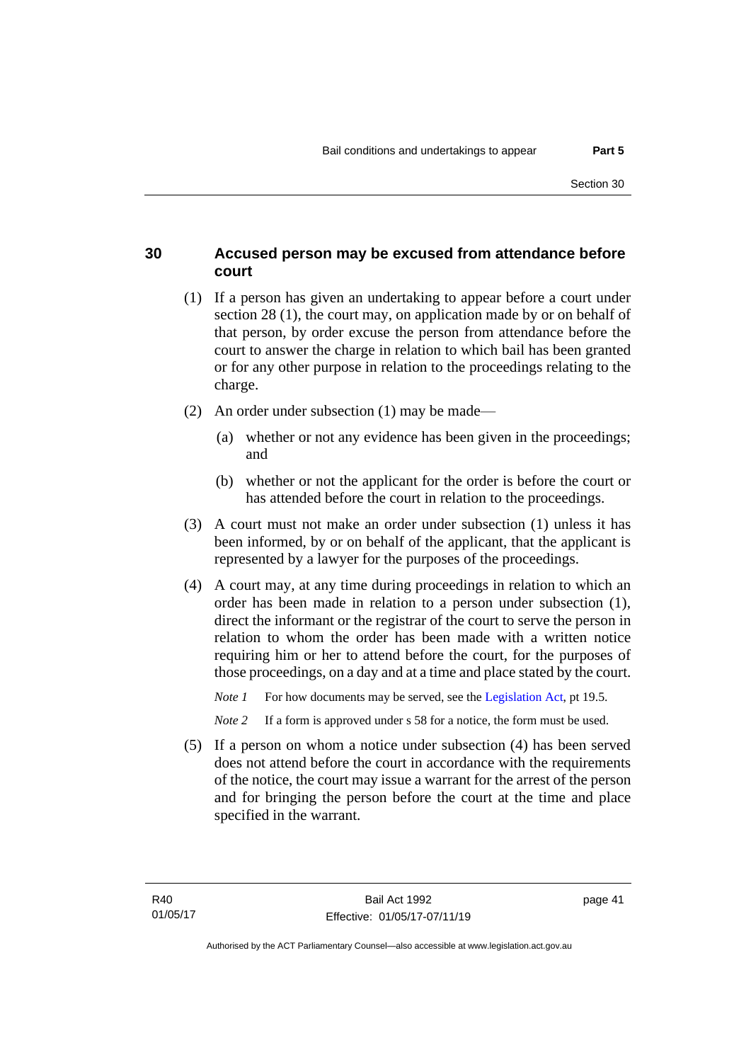## 30 Accused person may be excused from attendance before court

(1) If a person has given an undertaking to appear before a court under section 28 (1), the court may, on application made by or on behalf of that person, by order excuse the person from attendance before the court to answer the charge in relation to which bail has been granted or for any other purpose in relation to the proceedings relating to the charge.

(2) An order under subsection (1) may be made—

(a) whether or not any evidence has been given in the proceedings; and

(b) whether or not the applicant for the order is before the court or has attended before the court in relation to the proceedings.

(3) A court must not make an order under subsection (1) unless it has been informed, by or on behalf of the applicant, that the applicant is represented by a lawyer for the purposes of the proceedings.

(4) A court may, at any time during proceedings in relation to which an order has been made in relation to a person under subsection (1), direct the informant or the registrar of the court to serve the person in relation to whom the order has been made with a written notice requiring him or her to attend before the court, for the purposes of those proceedings, on a day and at a time and place stated by the court.

*Note 1* For how documents may be served, see the Legislation Act, pt 19.5.

*Note 2* If a form is approved under s 58 for a notice, the form must be used.

(5) If a person on whom a notice under subsection (4) has been served does not attend before the court in accordance with the requirements of the notice, the court may issue a warrant for the arrest of the person and for bringing the person before the court at the time and place specified in the warrant.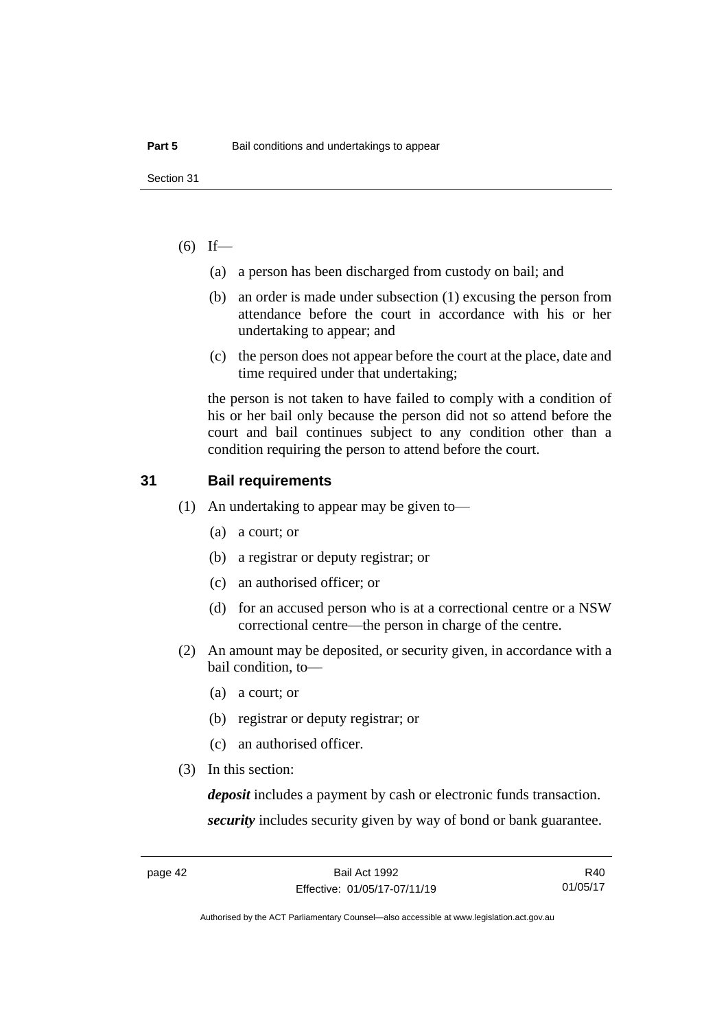(6) If—

(a) a person has been discharged from custody on bail; and

(b) an order is made under subsection (1) excusing the person from attendance before the court in accordance with his or her undertaking to appear; and

(c) the person does not appear before the court at the place, date and time required under that undertaking;

the person is not taken to have failed to comply with a condition of his or her bail only because the person did not so attend before the court and bail continues subject to any condition other than a condition requiring the person to attend before the court.

## 31 Bail requirements

(1) An undertaking to appear may be given to—

(a) a court; or

(b) a registrar or deputy registrar; or

(c) an authorised officer; or

(d) for an accused person who is at a correctional centre or a NSW correctional centre—the person in charge of the centre.

(2) An amount may be deposited, or security given, in accordance with a bail condition, to—

(a) a court; or

(b) registrar or deputy registrar; or

(c) an authorised officer.

(3) In this section:

***deposit*** includes a payment by cash or electronic funds transaction.

***security*** includes security given by way of bond or bank guarantee.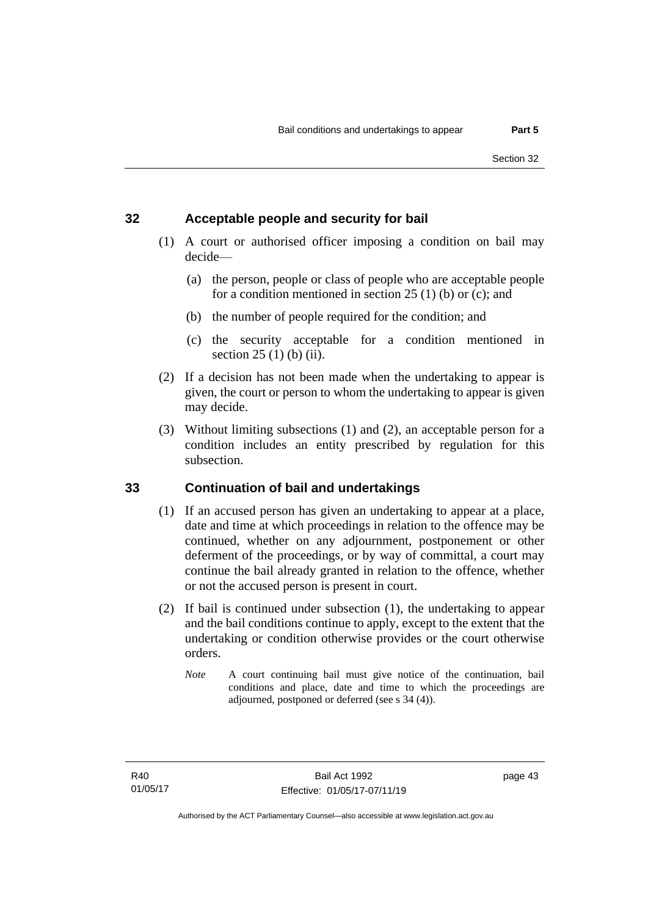## 32 Acceptable people and security for bail

(1) A court or authorised officer imposing a condition on bail may decide—

(a) the person, people or class of people who are acceptable people for a condition mentioned in section 25 (1) (b) or (c); and

(b) the number of people required for the condition; and

(c) the security acceptable for a condition mentioned in section 25 (1) (b) (ii).

(2) If a decision has not been made when the undertaking to appear is given, the court or person to whom the undertaking to appear is given may decide.

(3) Without limiting subsections (1) and (2), an acceptable person for a condition includes an entity prescribed by regulation for this subsection.

## 33 Continuation of bail and undertakings

(1) If an accused person has given an undertaking to appear at a place, date and time at which proceedings in relation to the offence may be continued, whether on any adjournment, postponement or other deferment of the proceedings, or by way of committal, a court may continue the bail already granted in relation to the offence, whether or not the accused person is present in court.

(2) If bail is continued under subsection (1), the undertaking to appear and the bail conditions continue to apply, except to the extent that the undertaking or condition otherwise provides or the court otherwise orders.

*Note* A court continuing bail must give notice of the continuation, bail conditions and place, date and time to which the proceedings are adjourned, postponed or deferred (see s 34 (4)).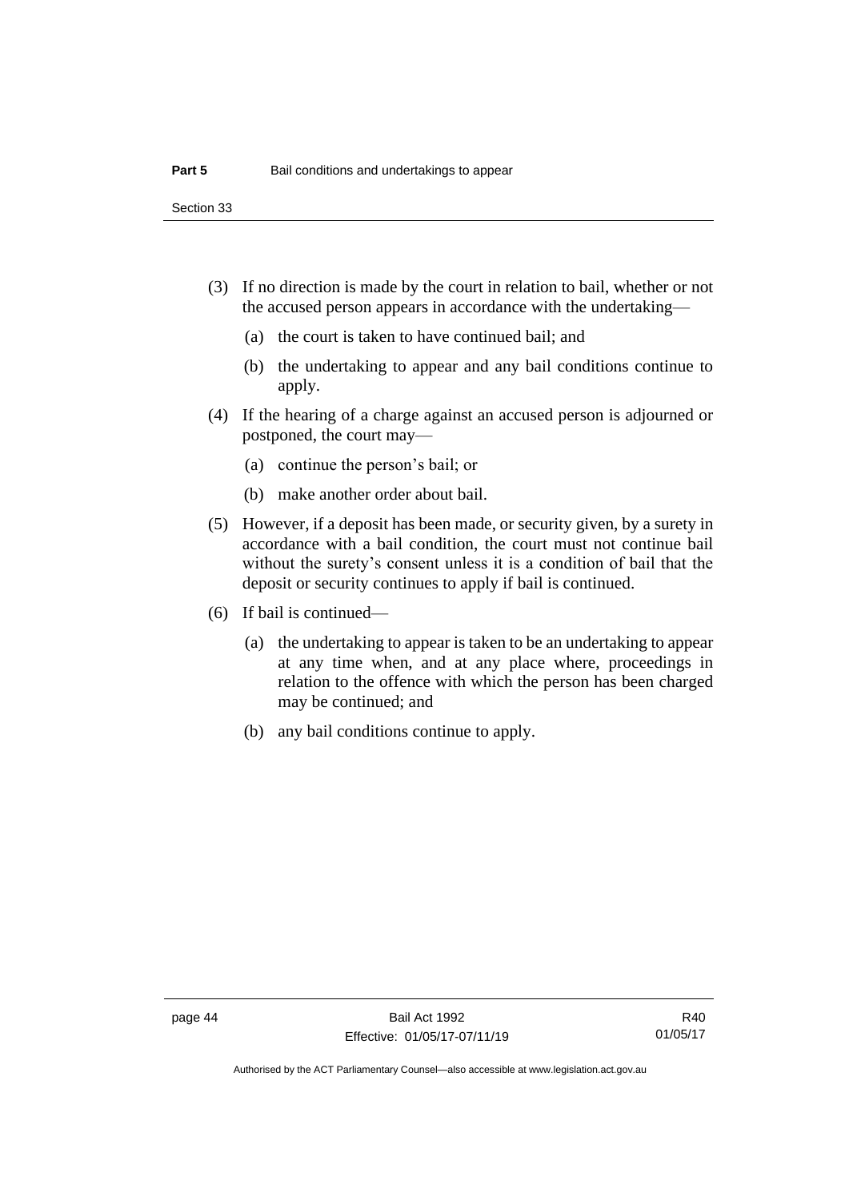(3) If no direction is made by the court in relation to bail, whether or not the accused person appears in accordance with the undertaking—

  (a) the court is taken to have continued bail; and

  (b) the undertaking to appear and any bail conditions continue to apply.

(4) If the hearing of a charge against an accused person is adjourned or postponed, the court may—

  (a) continue the person's bail; or

  (b) make another order about bail.

(5) However, if a deposit has been made, or security given, by a surety in accordance with a bail condition, the court must not continue bail without the surety's consent unless it is a condition of bail that the deposit or security continues to apply if bail is continued.

(6) If bail is continued—

  (a) the undertaking to appear is taken to be an undertaking to appear at any time when, and at any place where, proceedings in relation to the offence with which the person has been charged may be continued; and

  (b) any bail conditions continue to apply.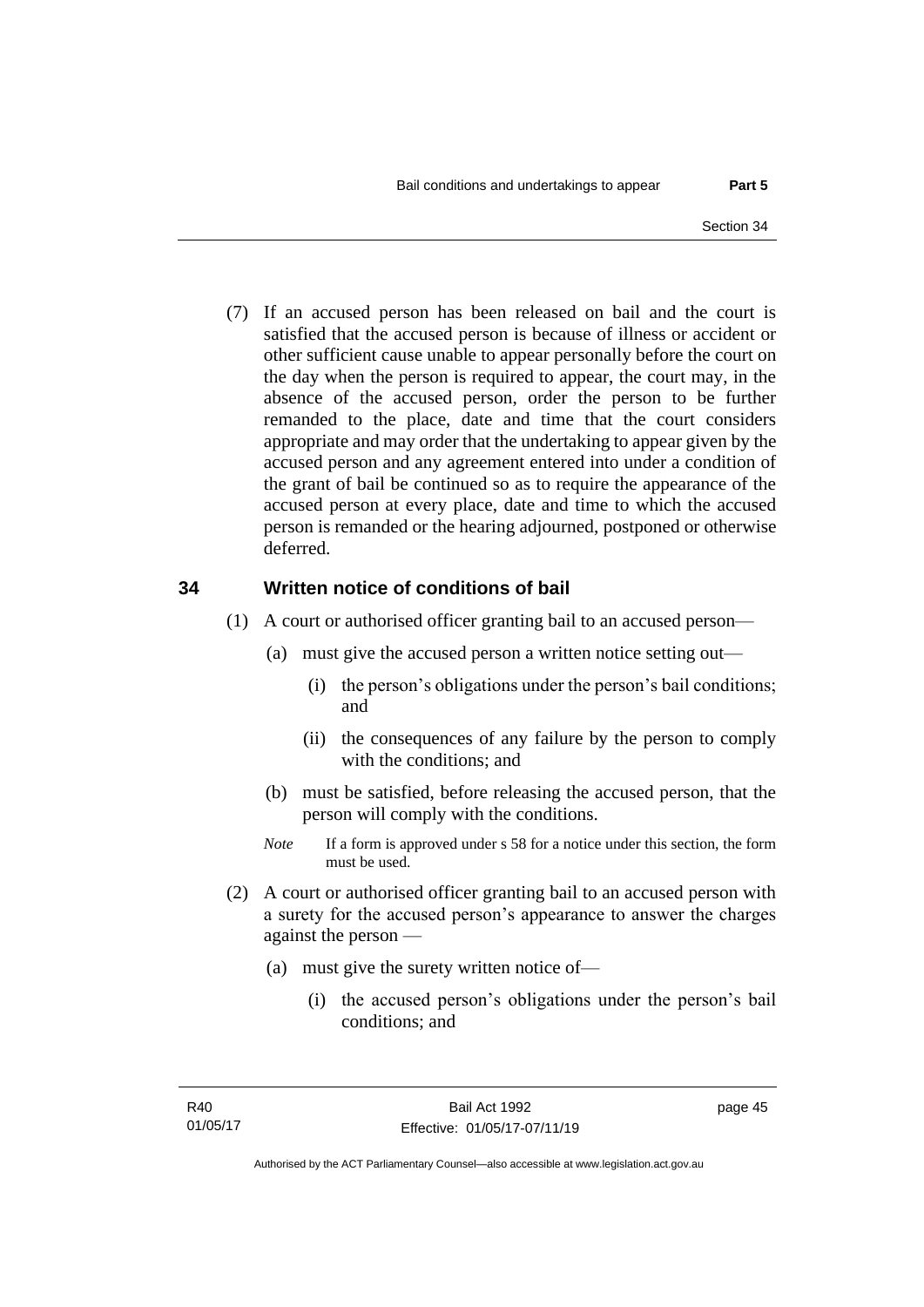(7) If an accused person has been released on bail and the court is satisfied that the accused person is because of illness or accident or other sufficient cause unable to appear personally before the court on the day when the person is required to appear, the court may, in the absence of the accused person, order the person to be further remanded to the place, date and time that the court considers appropriate and may order that the undertaking to appear given by the accused person and any agreement entered into under a condition of the grant of bail be continued so as to require the appearance of the accused person at every place, date and time to which the accused person is remanded or the hearing adjourned, postponed or otherwise deferred.

## 34 Written notice of conditions of bail

(1) A court or authorised officer granting bail to an accused person—

(a) must give the accused person a written notice setting out—

(i) the person's obligations under the person's bail conditions; and

(ii) the consequences of any failure by the person to comply with the conditions; and

(b) must be satisfied, before releasing the accused person, that the person will comply with the conditions.

*Note* If a form is approved under s 58 for a notice under this section, the form must be used.

(2) A court or authorised officer granting bail to an accused person with a surety for the accused person's appearance to answer the charges against the person —

(a) must give the surety written notice of—

(i) the accused person's obligations under the person's bail conditions; and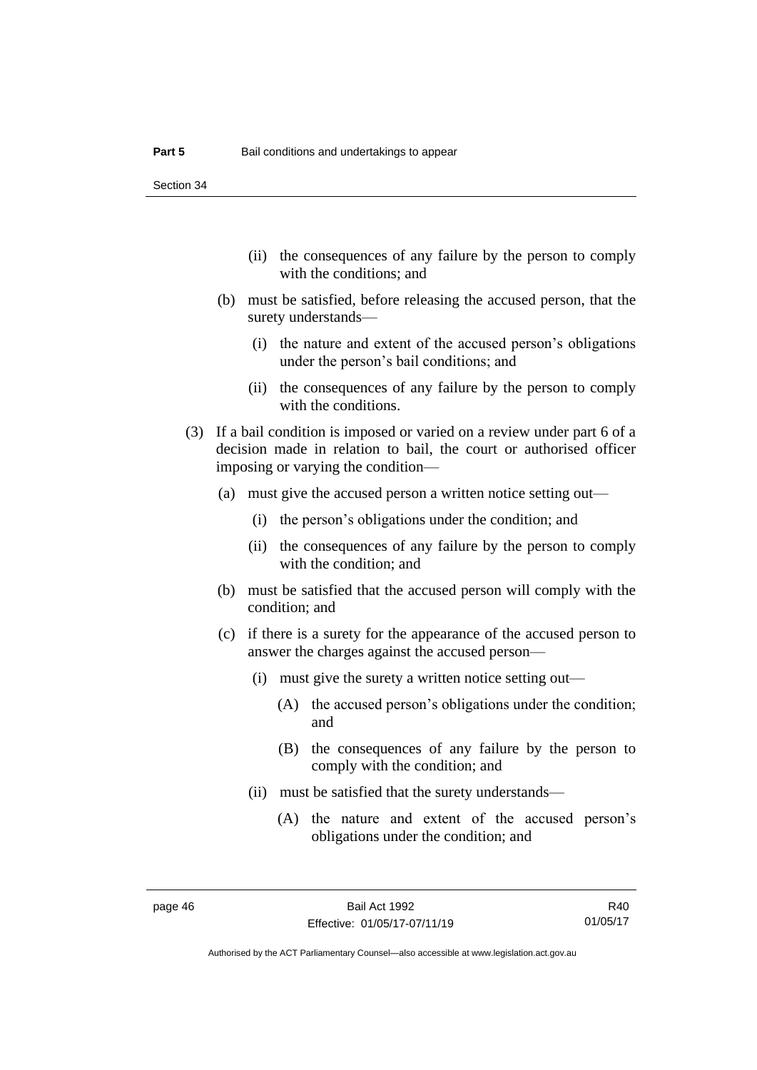(ii) the consequences of any failure by the person to comply with the conditions; and

(b) must be satisfied, before releasing the accused person, that the surety understands—

(i) the nature and extent of the accused person's obligations under the person's bail conditions; and

(ii) the consequences of any failure by the person to comply with the conditions.

(3) If a bail condition is imposed or varied on a review under part 6 of a decision made in relation to bail, the court or authorised officer imposing or varying the condition—

(a) must give the accused person a written notice setting out—

(i) the person's obligations under the condition; and

(ii) the consequences of any failure by the person to comply with the condition; and

(b) must be satisfied that the accused person will comply with the condition; and

(c) if there is a surety for the appearance of the accused person to answer the charges against the accused person—

(i) must give the surety a written notice setting out—

(A) the accused person's obligations under the condition; and

(B) the consequences of any failure by the person to comply with the condition; and

(ii) must be satisfied that the surety understands—

(A) the nature and extent of the accused person's obligations under the condition; and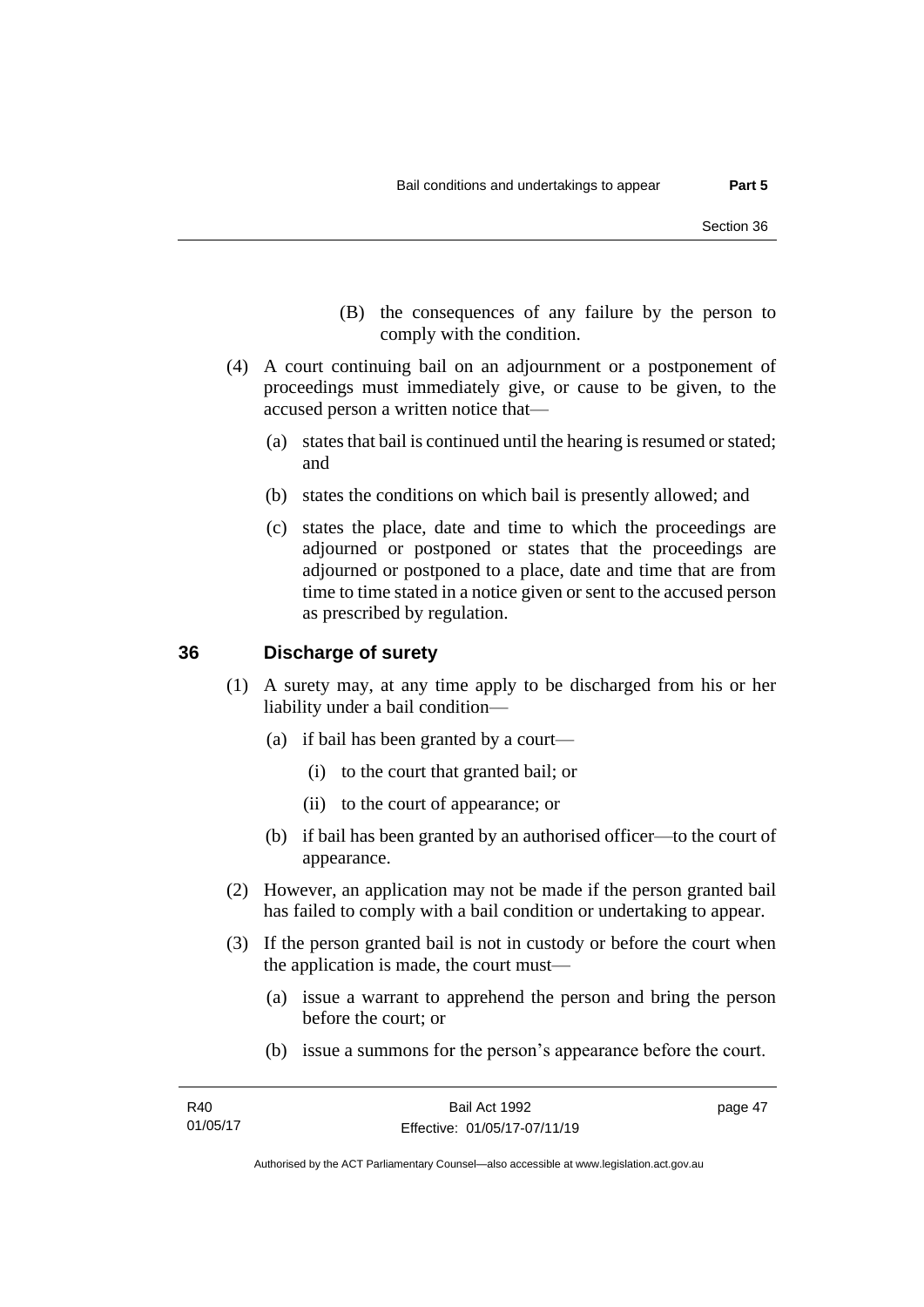(B) the consequences of any failure by the person to comply with the condition.

(4) A court continuing bail on an adjournment or a postponement of proceedings must immediately give, or cause to be given, to the accused person a written notice that—

(a) states that bail is continued until the hearing is resumed or stated; and

(b) states the conditions on which bail is presently allowed; and

(c) states the place, date and time to which the proceedings are adjourned or postponed or states that the proceedings are adjourned or postponed to a place, date and time that are from time to time stated in a notice given or sent to the accused person as prescribed by regulation.

## 36 Discharge of surety

(1) A surety may, at any time apply to be discharged from his or her liability under a bail condition—

(a) if bail has been granted by a court—

(i) to the court that granted bail; or

(ii) to the court of appearance; or

(b) if bail has been granted by an authorised officer—to the court of appearance.

(2) However, an application may not be made if the person granted bail has failed to comply with a bail condition or undertaking to appear.

(3) If the person granted bail is not in custody or before the court when the application is made, the court must—

(a) issue a warrant to apprehend the person and bring the person before the court; or

(b) issue a summons for the person's appearance before the court.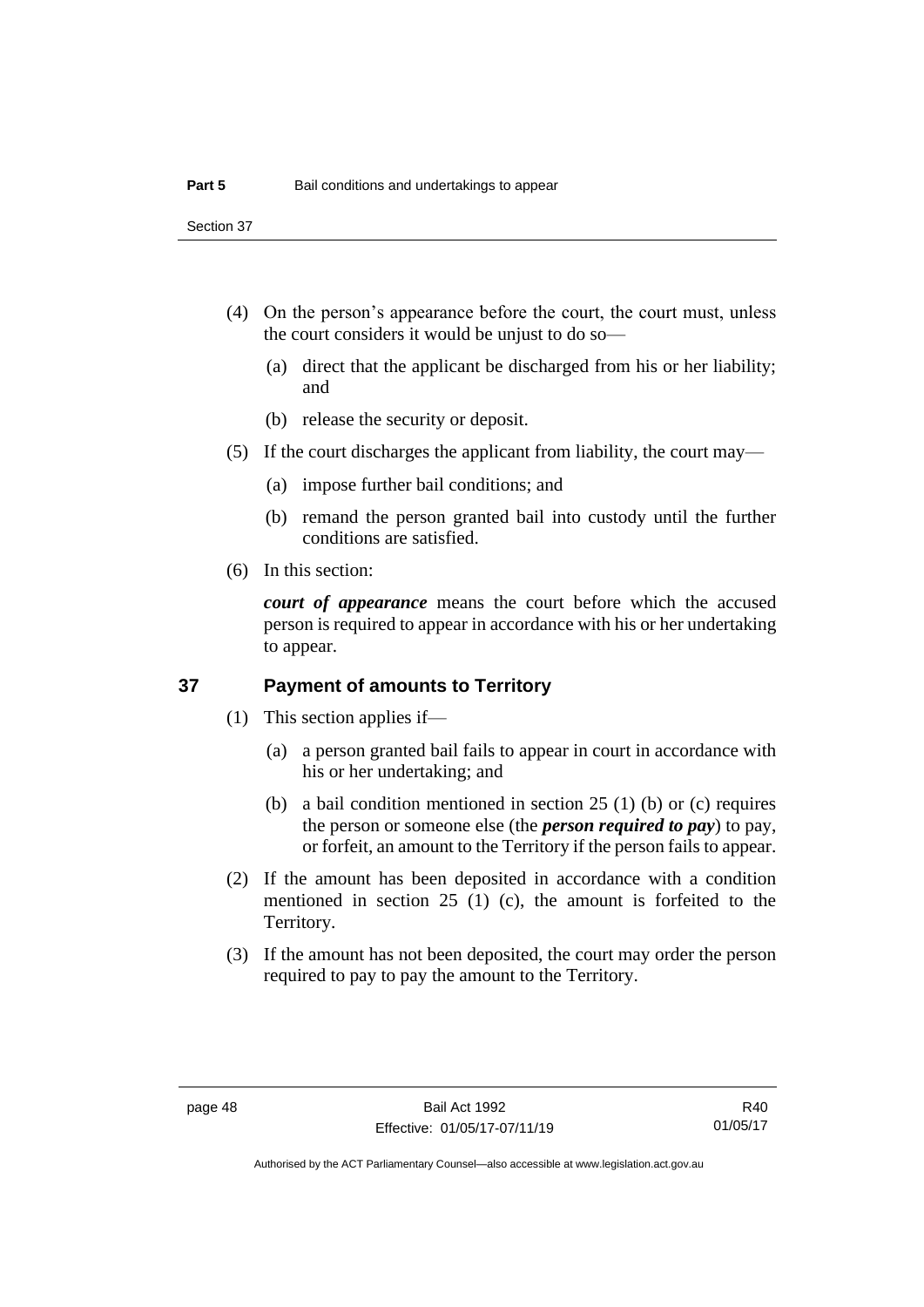(4) On the person's appearance before the court, the court must, unless the court considers it would be unjust to do so—

(a) direct that the applicant be discharged from his or her liability; and

(b) release the security or deposit.

(5) If the court discharges the applicant from liability, the court may—

(a) impose further bail conditions; and

(b) remand the person granted bail into custody until the further conditions are satisfied.

(6) In this section:

***court of appearance*** means the court before which the accused person is required to appear in accordance with his or her undertaking to appear.

## 37 Payment of amounts to Territory

(1) This section applies if—

(a) a person granted bail fails to appear in court in accordance with his or her undertaking; and

(b) a bail condition mentioned in section 25 (1) (b) or (c) requires the person or someone else (the ***person required to pay***) to pay, or forfeit, an amount to the Territory if the person fails to appear.

(2) If the amount has been deposited in accordance with a condition mentioned in section 25 (1) (c), the amount is forfeited to the Territory.

(3) If the amount has not been deposited, the court may order the person required to pay to pay the amount to the Territory.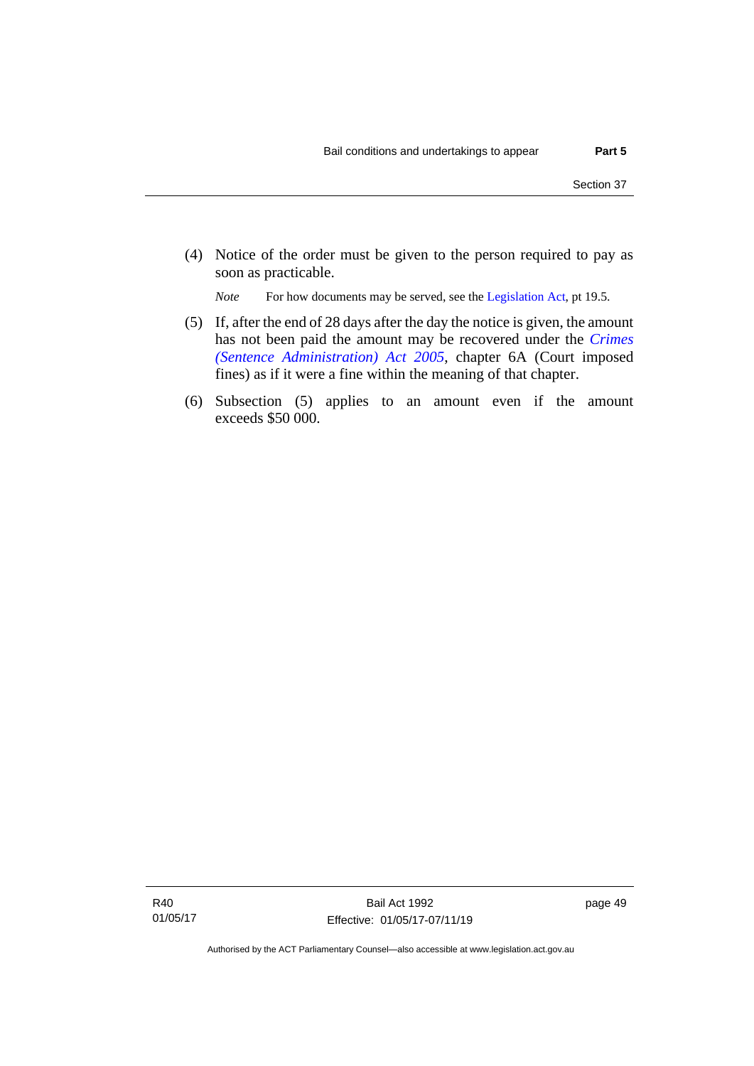(4) Notice of the order must be given to the person required to pay as soon as practicable.

*Note* For how documents may be served, see the Legislation Act, pt 19.5.

(5) If, after the end of 28 days after the day the notice is given, the amount has not been paid the amount may be recovered under the *Crimes (Sentence Administration) Act 2005*, chapter 6A (Court imposed fines) as if it were a fine within the meaning of that chapter.

(6) Subsection (5) applies to an amount even if the amount exceeds $50 000.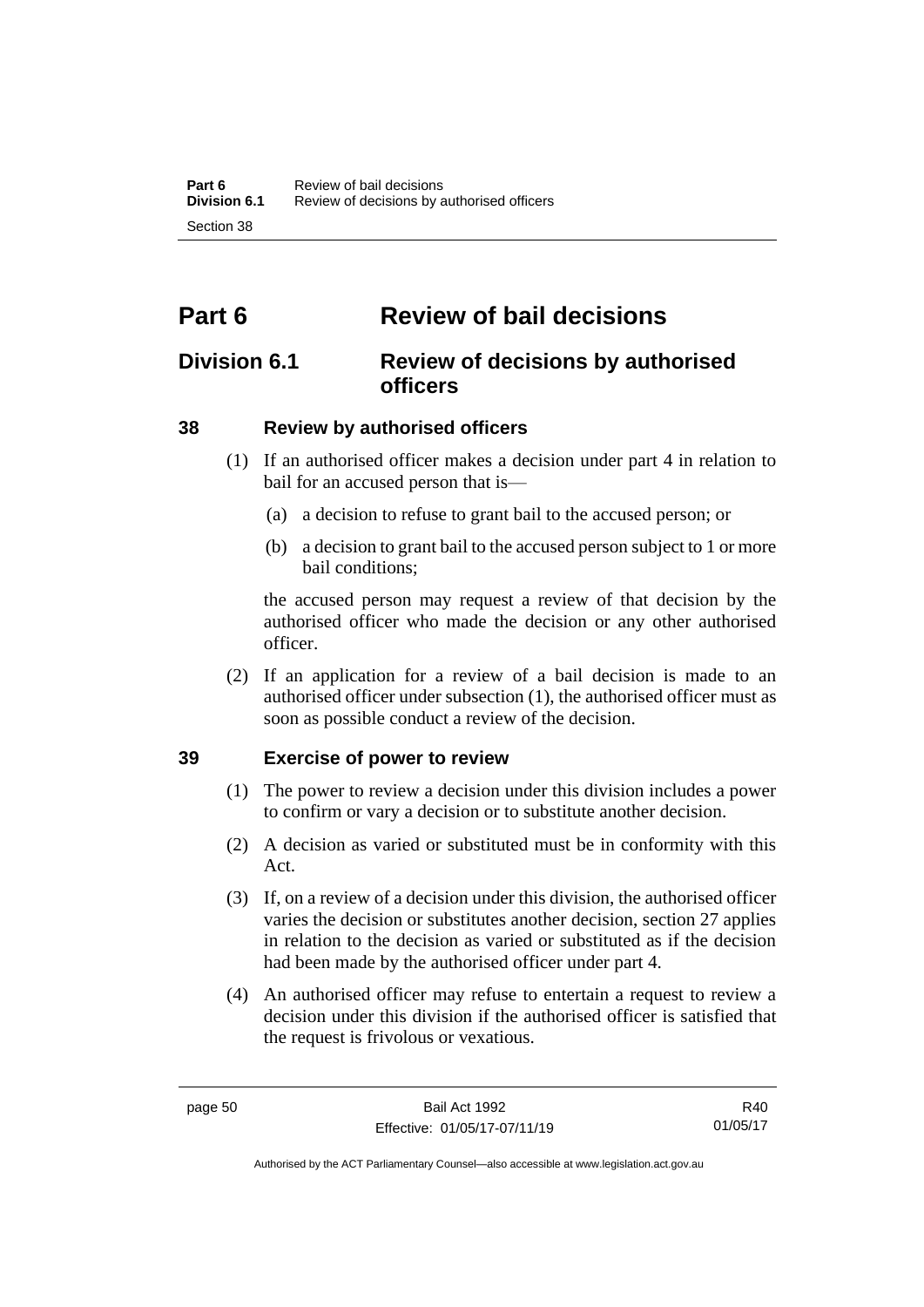# Part 6 Review of bail decisions

## Division 6.1 Review of decisions by authorised officers

### 38 Review by authorised officers

(1) If an authorised officer makes a decision under part 4 in relation to bail for an accused person that is—

(a) a decision to refuse to grant bail to the accused person; or

(b) a decision to grant bail to the accused person subject to 1 or more bail conditions;

the accused person may request a review of that decision by the authorised officer who made the decision or any other authorised officer.

(2) If an application for a review of a bail decision is made to an authorised officer under subsection (1), the authorised officer must as soon as possible conduct a review of the decision.

### 39 Exercise of power to review

(1) The power to review a decision under this division includes a power to confirm or vary a decision or to substitute another decision.

(2) A decision as varied or substituted must be in conformity with this Act.

(3) If, on a review of a decision under this division, the authorised officer varies the decision or substitutes another decision, section 27 applies in relation to the decision as varied or substituted as if the decision had been made by the authorised officer under part 4.

(4) An authorised officer may refuse to entertain a request to review a decision under this division if the authorised officer is satisfied that the request is frivolous or vexatious.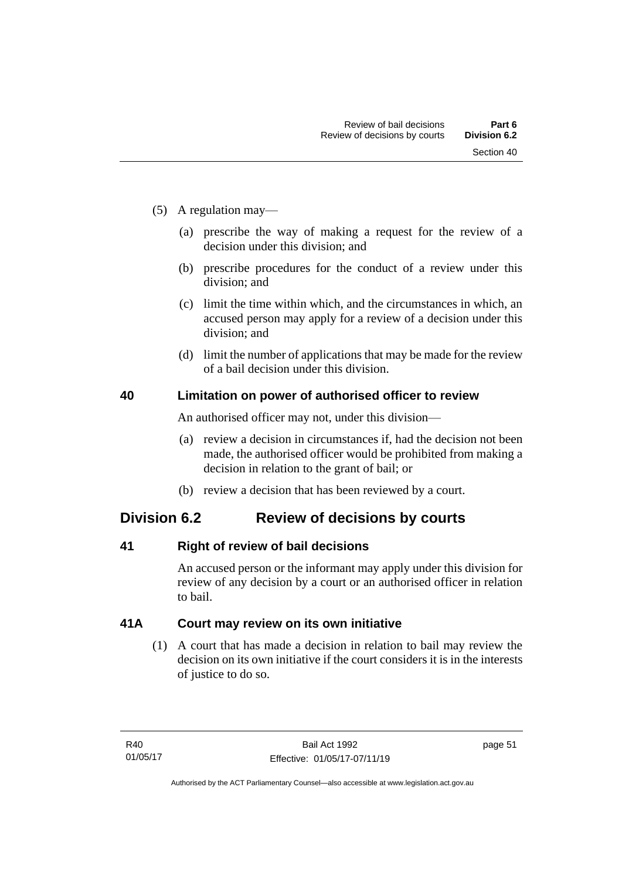(5) A regulation may—

(a) prescribe the way of making a request for the review of a decision under this division; and

(b) prescribe procedures for the conduct of a review under this division; and

(c) limit the time within which, and the circumstances in which, an accused person may apply for a review of a decision under this division; and

(d) limit the number of applications that may be made for the review of a bail decision under this division.

### 40 Limitation on power of authorised officer to review

An authorised officer may not, under this division—

(a) review a decision in circumstances if, had the decision not been made, the authorised officer would be prohibited from making a decision in relation to the grant of bail; or

(b) review a decision that has been reviewed by a court.

## Division 6.2 Review of decisions by courts

### 41 Right of review of bail decisions

An accused person or the informant may apply under this division for review of any decision by a court or an authorised officer in relation to bail.

### 41A Court may review on its own initiative

(1) A court that has made a decision in relation to bail may review the decision on its own initiative if the court considers it is in the interests of justice to do so.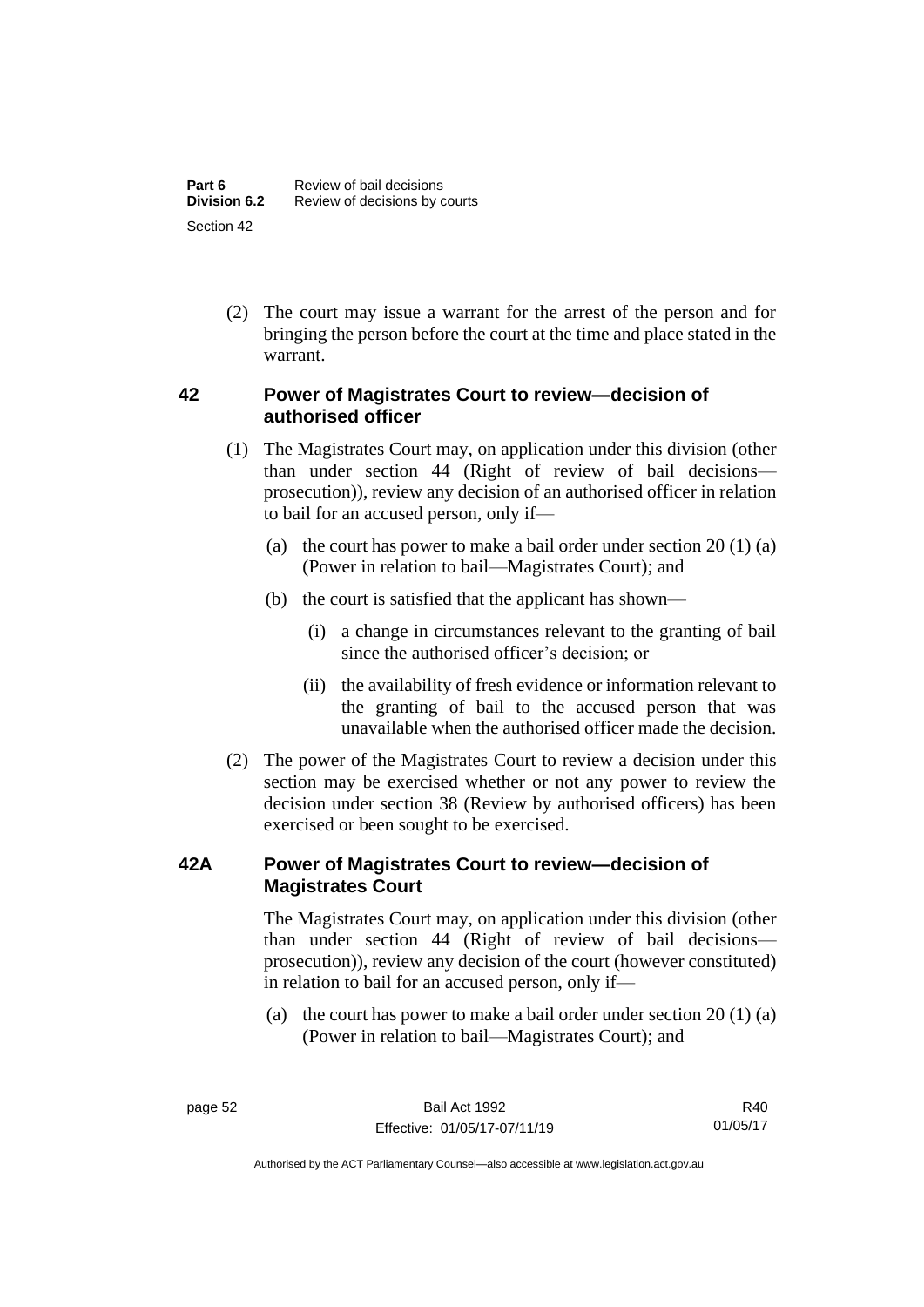(2) The court may issue a warrant for the arrest of the person and for bringing the person before the court at the time and place stated in the warrant.

### 42 Power of Magistrates Court to review—decision of authorised officer

(1) The Magistrates Court may, on application under this division (other than under section 44 (Right of review of bail decisions—prosecution)), review any decision of an authorised officer in relation to bail for an accused person, only if—

(a) the court has power to make a bail order under section 20 (1) (a) (Power in relation to bail—Magistrates Court); and

(b) the court is satisfied that the applicant has shown—

(i) a change in circumstances relevant to the granting of bail since the authorised officer's decision; or

(ii) the availability of fresh evidence or information relevant to the granting of bail to the accused person that was unavailable when the authorised officer made the decision.

(2) The power of the Magistrates Court to review a decision under this section may be exercised whether or not any power to review the decision under section 38 (Review by authorised officers) has been exercised or been sought to be exercised.

### 42A Power of Magistrates Court to review—decision of Magistrates Court

The Magistrates Court may, on application under this division (other than under section 44 (Right of review of bail decisions—prosecution)), review any decision of the court (however constituted) in relation to bail for an accused person, only if—

(a) the court has power to make a bail order under section 20 (1) (a) (Power in relation to bail—Magistrates Court); and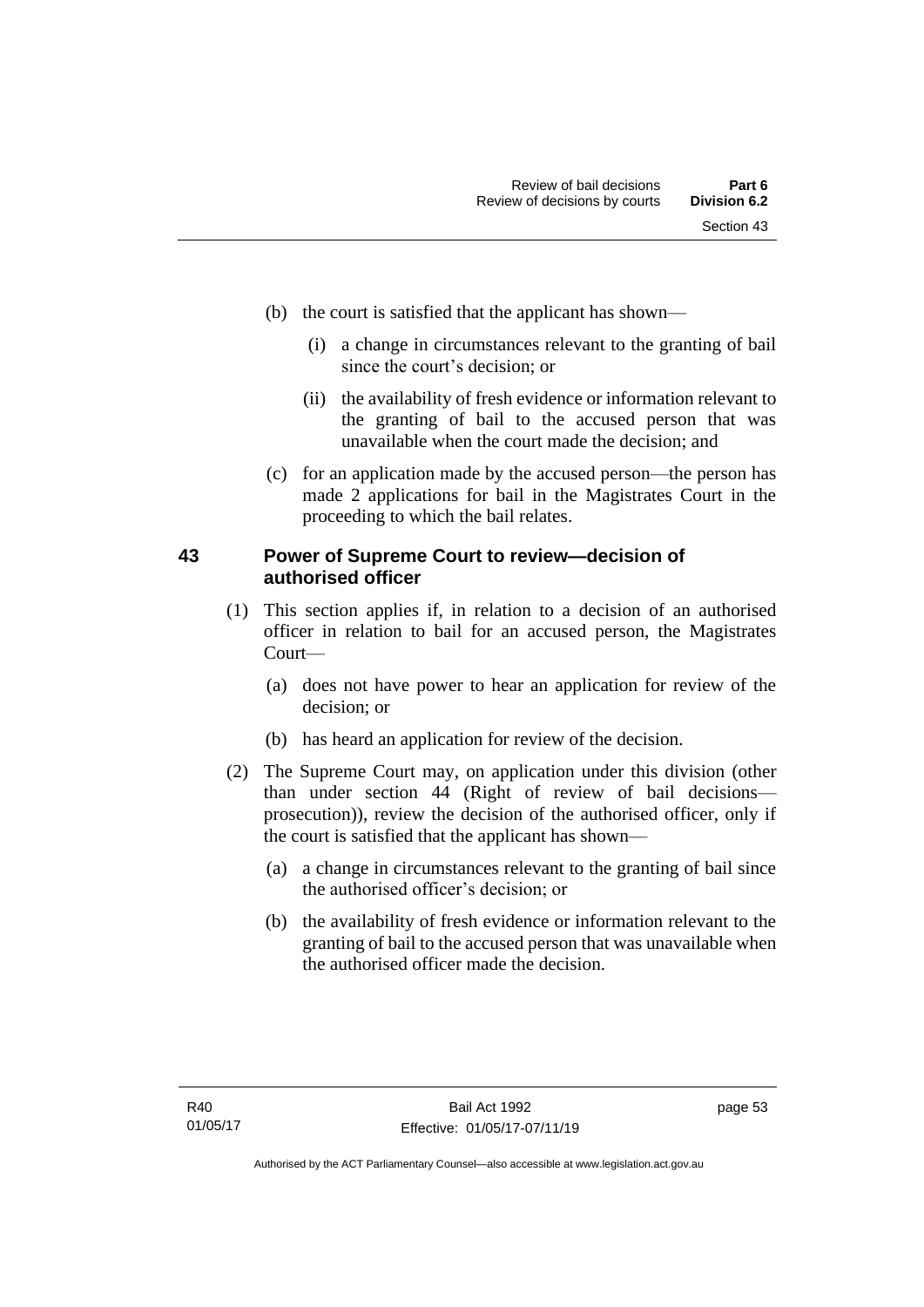(b) the court is satisfied that the applicant has shown—

   (i) a change in circumstances relevant to the granting of bail since the court's decision; or

   (ii) the availability of fresh evidence or information relevant to the granting of bail to the accused person that was unavailable when the court made the decision; and

(c) for an application made by the accused person—the person has made 2 applications for bail in the Magistrates Court in the proceeding to which the bail relates.

## 43 Power of Supreme Court to review—decision of authorised officer

(1) This section applies if, in relation to a decision of an authorised officer in relation to bail for an accused person, the Magistrates Court—

   (a) does not have power to hear an application for review of the decision; or

   (b) has heard an application for review of the decision.

(2) The Supreme Court may, on application under this division (other than under section 44 (Right of review of bail decisions—prosecution)), review the decision of the authorised officer, only if the court is satisfied that the applicant has shown—

   (a) a change in circumstances relevant to the granting of bail since the authorised officer's decision; or

   (b) the availability of fresh evidence or information relevant to the granting of bail to the accused person that was unavailable when the authorised officer made the decision.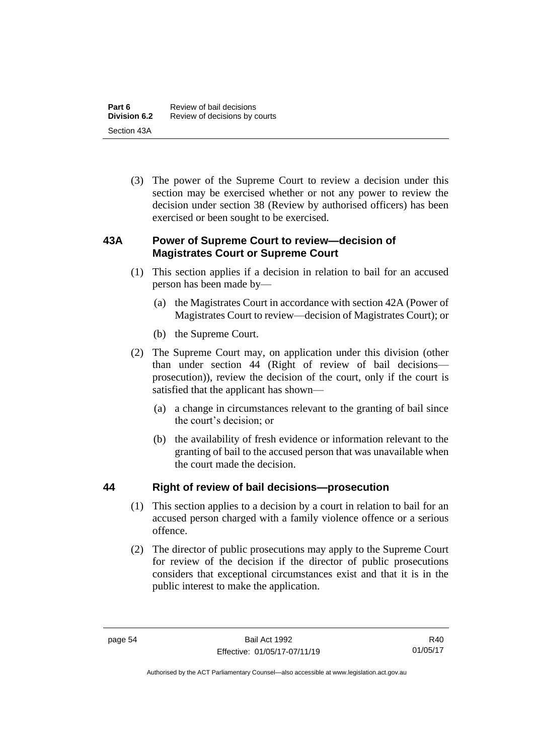(3) The power of the Supreme Court to review a decision under this section may be exercised whether or not any power to review the decision under section 38 (Review by authorised officers) has been exercised or been sought to be exercised.

## 43A Power of Supreme Court to review—decision of Magistrates Court or Supreme Court

(1) This section applies if a decision in relation to bail for an accused person has been made by—

(a) the Magistrates Court in accordance with section 42A (Power of Magistrates Court to review—decision of Magistrates Court); or

(b) the Supreme Court.

(2) The Supreme Court may, on application under this division (other than under section 44 (Right of review of bail decisions—prosecution)), review the decision of the court, only if the court is satisfied that the applicant has shown—

(a) a change in circumstances relevant to the granting of bail since the court's decision; or

(b) the availability of fresh evidence or information relevant to the granting of bail to the accused person that was unavailable when the court made the decision.

## 44 Right of review of bail decisions—prosecution

(1) This section applies to a decision by a court in relation to bail for an accused person charged with a family violence offence or a serious offence.

(2) The director of public prosecutions may apply to the Supreme Court for review of the decision if the director of public prosecutions considers that exceptional circumstances exist and that it is in the public interest to make the application.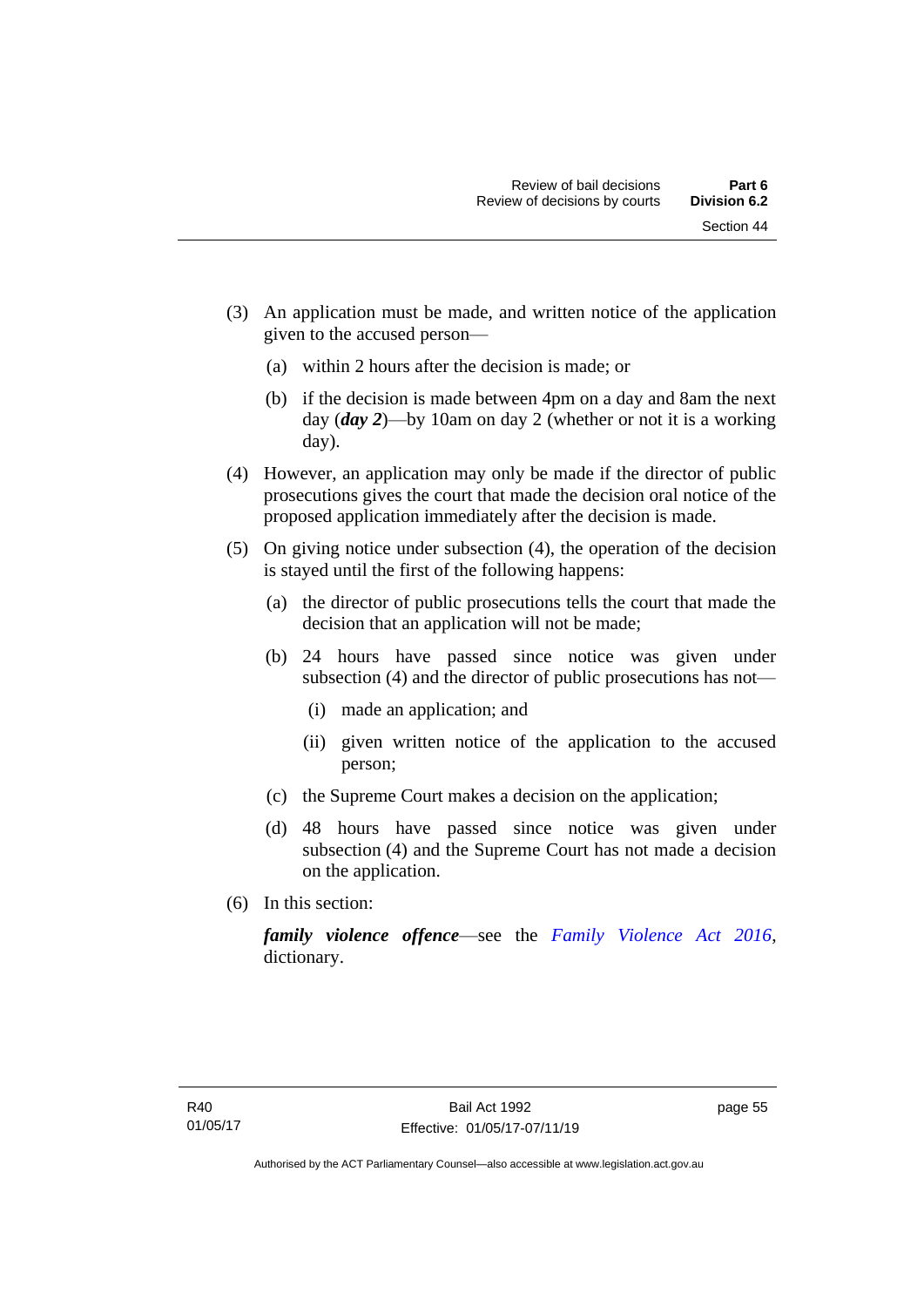(3) An application must be made, and written notice of the application given to the accused person—

(a) within 2 hours after the decision is made; or

(b) if the decision is made between 4pm on a day and 8am the next day (***day 2***)—by 10am on day 2 (whether or not it is a working day).

(4) However, an application may only be made if the director of public prosecutions gives the court that made the decision oral notice of the proposed application immediately after the decision is made.

(5) On giving notice under subsection (4), the operation of the decision is stayed until the first of the following happens:

(a) the director of public prosecutions tells the court that made the decision that an application will not be made;

(b) 24 hours have passed since notice was given under subsection (4) and the director of public prosecutions has not—

(i) made an application; and

(ii) given written notice of the application to the accused person;

(c) the Supreme Court makes a decision on the application;

(d) 48 hours have passed since notice was given under subsection (4) and the Supreme Court has not made a decision on the application.

(6) In this section:

***family violence offence***—see the *Family Violence Act 2016*, dictionary.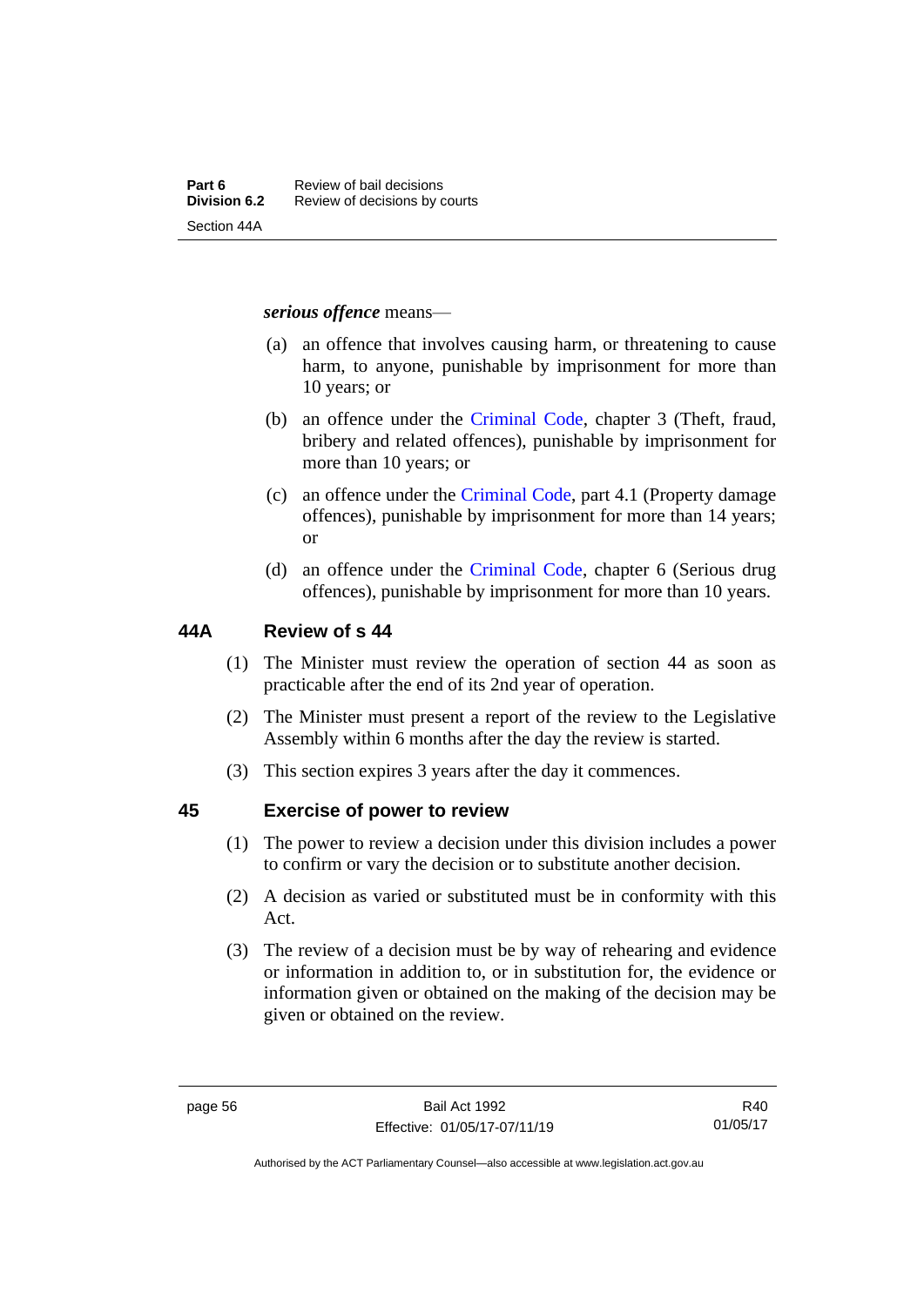***serious offence*** means—

(a) an offence that involves causing harm, or threatening to cause harm, to anyone, punishable by imprisonment for more than 10 years; or

(b) an offence under the Criminal Code, chapter 3 (Theft, fraud, bribery and related offences), punishable by imprisonment for more than 10 years; or

(c) an offence under the Criminal Code, part 4.1 (Property damage offences), punishable by imprisonment for more than 14 years; or

(d) an offence under the Criminal Code, chapter 6 (Serious drug offences), punishable by imprisonment for more than 10 years.

### 44A Review of s 44

(1) The Minister must review the operation of section 44 as soon as practicable after the end of its 2nd year of operation.

(2) The Minister must present a report of the review to the Legislative Assembly within 6 months after the day the review is started.

(3) This section expires 3 years after the day it commences.

### 45 Exercise of power to review

(1) The power to review a decision under this division includes a power to confirm or vary the decision or to substitute another decision.

(2) A decision as varied or substituted must be in conformity with this Act.

(3) The review of a decision must be by way of rehearing and evidence or information in addition to, or in substitution for, the evidence or information given or obtained on the making of the decision may be given or obtained on the review.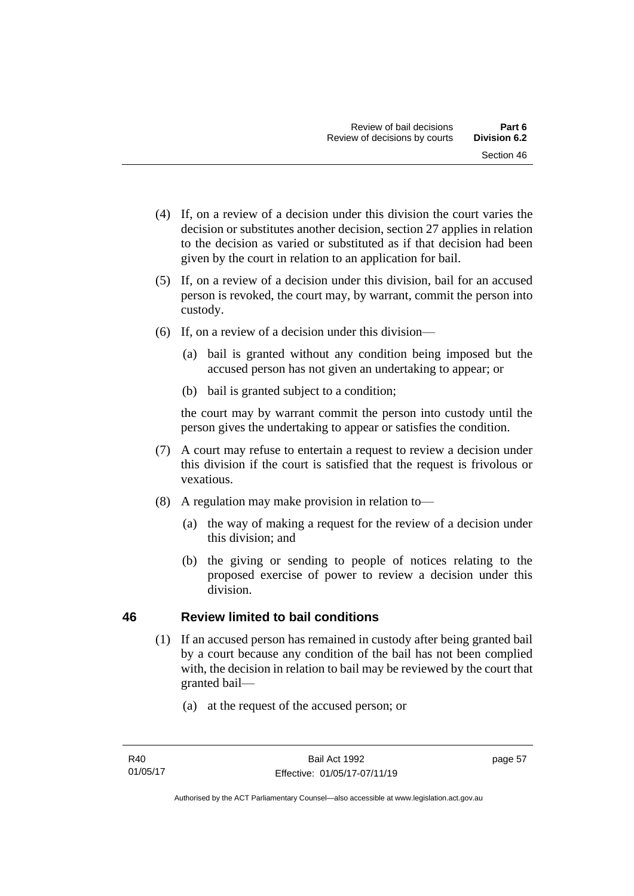(4) If, on a review of a decision under this division the court varies the decision or substitutes another decision, section 27 applies in relation to the decision as varied or substituted as if that decision had been given by the court in relation to an application for bail.

(5) If, on a review of a decision under this division, bail for an accused person is revoked, the court may, by warrant, commit the person into custody.

(6) If, on a review of a decision under this division—

(a) bail is granted without any condition being imposed but the accused person has not given an undertaking to appear; or

(b) bail is granted subject to a condition;

the court may by warrant commit the person into custody until the person gives the undertaking to appear or satisfies the condition.

(7) A court may refuse to entertain a request to review a decision under this division if the court is satisfied that the request is frivolous or vexatious.

(8) A regulation may make provision in relation to—

(a) the way of making a request for the review of a decision under this division; and

(b) the giving or sending to people of notices relating to the proposed exercise of power to review a decision under this division.

## 46 Review limited to bail conditions

(1) If an accused person has remained in custody after being granted bail by a court because any condition of the bail has not been complied with, the decision in relation to bail may be reviewed by the court that granted bail—

(a) at the request of the accused person; or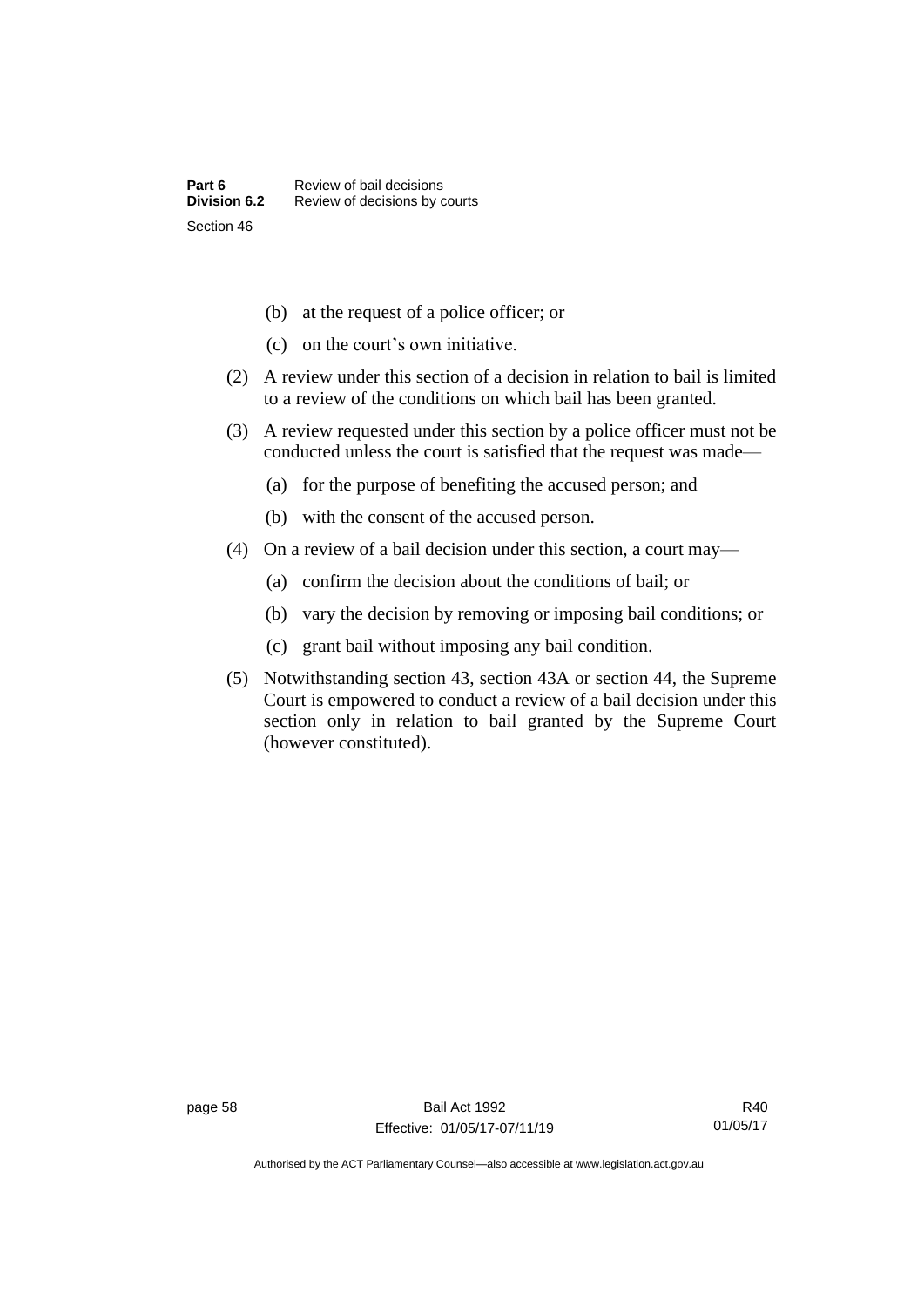(b) at the request of a police officer; or

(c) on the court's own initiative.

(2) A review under this section of a decision in relation to bail is limited to a review of the conditions on which bail has been granted.

(3) A review requested under this section by a police officer must not be conducted unless the court is satisfied that the request was made—

(a) for the purpose of benefiting the accused person; and

(b) with the consent of the accused person.

(4) On a review of a bail decision under this section, a court may—

(a) confirm the decision about the conditions of bail; or

(b) vary the decision by removing or imposing bail conditions; or

(c) grant bail without imposing any bail condition.

(5) Notwithstanding section 43, section 43A or section 44, the Supreme Court is empowered to conduct a review of a bail decision under this section only in relation to bail granted by the Supreme Court (however constituted).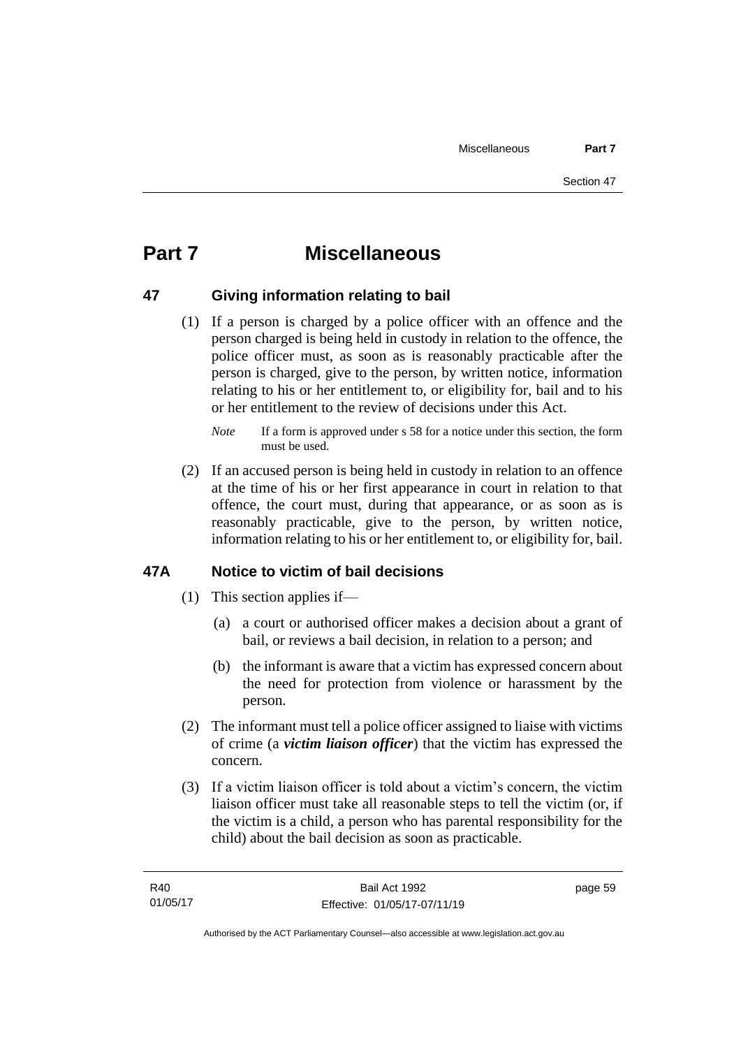# Part 7 Miscellaneous

## 47 Giving information relating to bail

(1) If a person is charged by a police officer with an offence and the person charged is being held in custody in relation to the offence, the police officer must, as soon as is reasonably practicable after the person is charged, give to the person, by written notice, information relating to his or her entitlement to, or eligibility for, bail and to his or her entitlement to the review of decisions under this Act.

*Note* If a form is approved under s 58 for a notice under this section, the form must be used.

(2) If an accused person is being held in custody in relation to an offence at the time of his or her first appearance in court in relation to that offence, the court must, during that appearance, or as soon as is reasonably practicable, give to the person, by written notice, information relating to his or her entitlement to, or eligibility for, bail.

## 47A Notice to victim of bail decisions

(1) This section applies if—

(a) a court or authorised officer makes a decision about a grant of bail, or reviews a bail decision, in relation to a person; and

(b) the informant is aware that a victim has expressed concern about the need for protection from violence or harassment by the person.

(2) The informant must tell a police officer assigned to liaise with victims of crime (a ***victim liaison officer***) that the victim has expressed the concern.

(3) If a victim liaison officer is told about a victim's concern, the victim liaison officer must take all reasonable steps to tell the victim (or, if the victim is a child, a person who has parental responsibility for the child) about the bail decision as soon as practicable.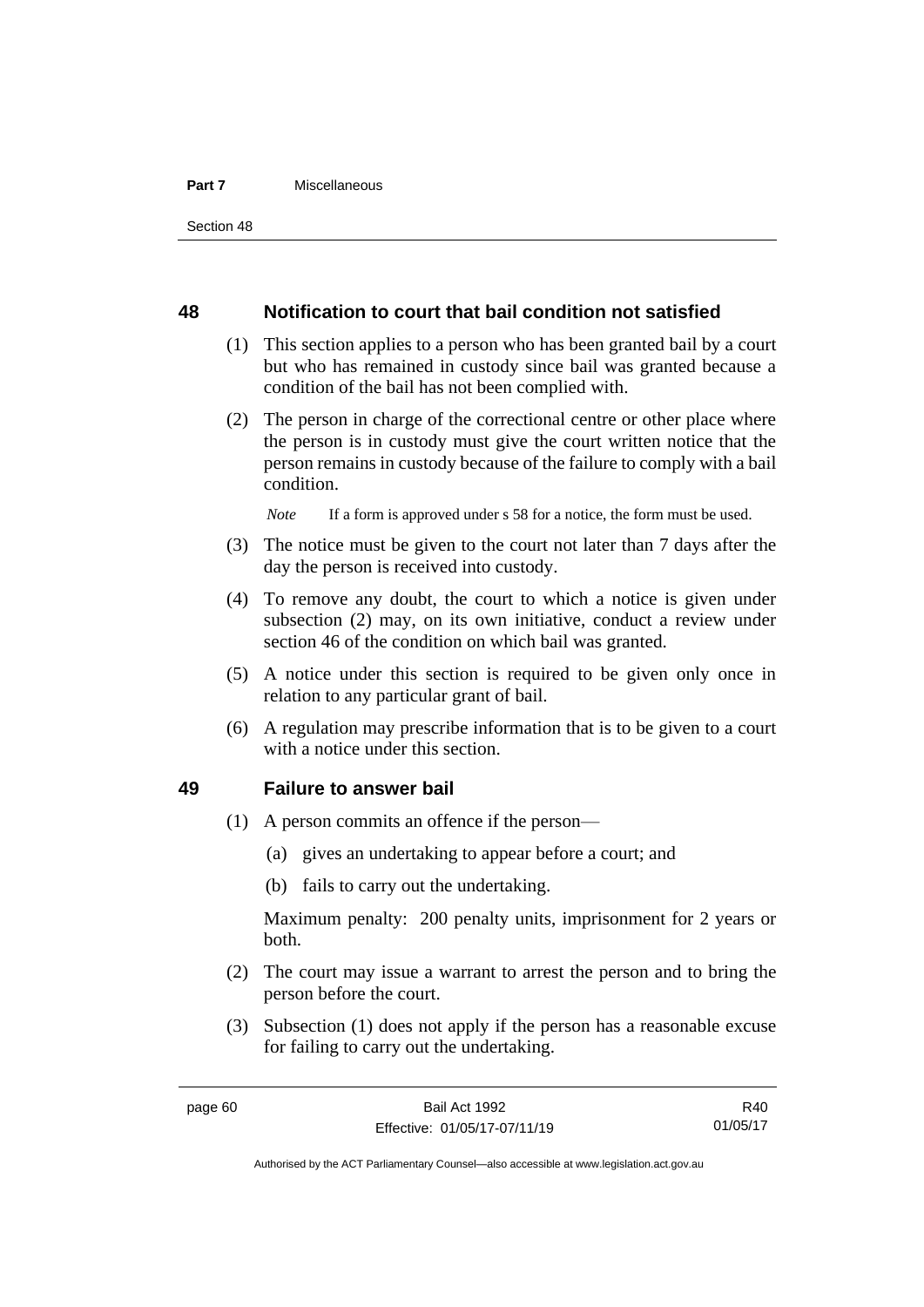## 48 Notification to court that bail condition not satisfied

(1) This section applies to a person who has been granted bail by a court but who has remained in custody since bail was granted because a condition of the bail has not been complied with.

(2) The person in charge of the correctional centre or other place where the person is in custody must give the court written notice that the person remains in custody because of the failure to comply with a bail condition.

*Note* If a form is approved under s 58 for a notice, the form must be used.

(3) The notice must be given to the court not later than 7 days after the day the person is received into custody.

(4) To remove any doubt, the court to which a notice is given under subsection (2) may, on its own initiative, conduct a review under section 46 of the condition on which bail was granted.

(5) A notice under this section is required to be given only once in relation to any particular grant of bail.

(6) A regulation may prescribe information that is to be given to a court with a notice under this section.

## 49 Failure to answer bail

(1) A person commits an offence if the person—

(a) gives an undertaking to appear before a court; and

(b) fails to carry out the undertaking.

Maximum penalty: 200 penalty units, imprisonment for 2 years or both.

(2) The court may issue a warrant to arrest the person and to bring the person before the court.

(3) Subsection (1) does not apply if the person has a reasonable excuse for failing to carry out the undertaking.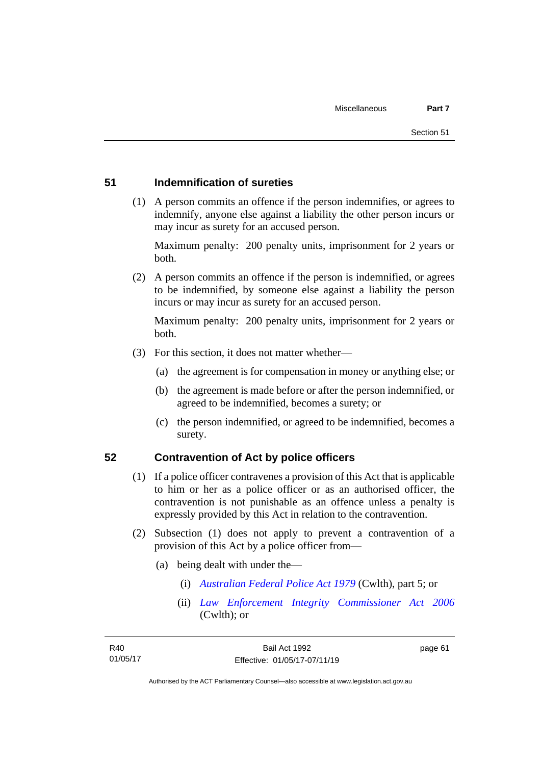## 51 Indemnification of sureties

(1) A person commits an offence if the person indemnifies, or agrees to indemnify, anyone else against a liability the other person incurs or may incur as surety for an accused person.

Maximum penalty: 200 penalty units, imprisonment for 2 years or both.

(2) A person commits an offence if the person is indemnified, or agrees to be indemnified, by someone else against a liability the person incurs or may incur as surety for an accused person.

Maximum penalty: 200 penalty units, imprisonment for 2 years or both.

(3) For this section, it does not matter whether—

(a) the agreement is for compensation in money or anything else; or

(b) the agreement is made before or after the person indemnified, or agreed to be indemnified, becomes a surety; or

(c) the person indemnified, or agreed to be indemnified, becomes a surety.

## 52 Contravention of Act by police officers

(1) If a police officer contravenes a provision of this Act that is applicable to him or her as a police officer or as an authorised officer, the contravention is not punishable as an offence unless a penalty is expressly provided by this Act in relation to the contravention.

(2) Subsection (1) does not apply to prevent a contravention of a provision of this Act by a police officer from—

(a) being dealt with under the—

(i) *Australian Federal Police Act 1979* (Cwlth), part 5; or

(ii) *Law Enforcement Integrity Commissioner Act 2006* (Cwlth); or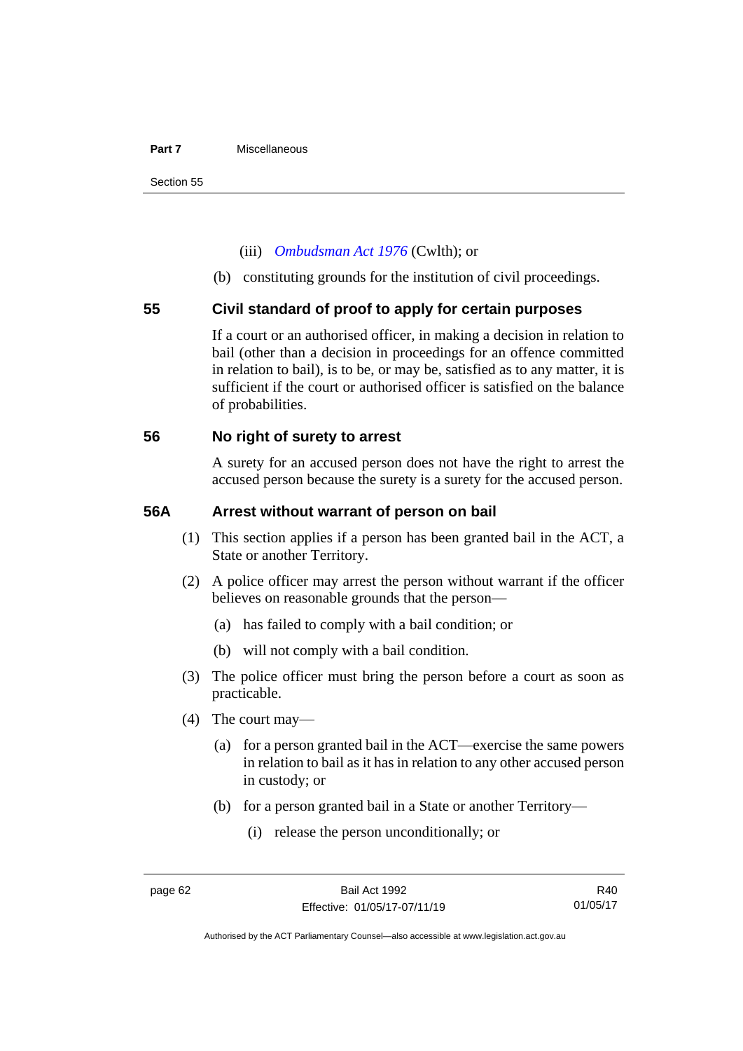(iii) *Ombudsman Act 1976* (Cwlth); or

(b) constituting grounds for the institution of civil proceedings.

## 55 Civil standard of proof to apply for certain purposes

If a court or an authorised officer, in making a decision in relation to bail (other than a decision in proceedings for an offence committed in relation to bail), is to be, or may be, satisfied as to any matter, it is sufficient if the court or authorised officer is satisfied on the balance of probabilities.

## 56 No right of surety to arrest

A surety for an accused person does not have the right to arrest the accused person because the surety is a surety for the accused person.

## 56A Arrest without warrant of person on bail

(1) This section applies if a person has been granted bail in the ACT, a State or another Territory.

(2) A police officer may arrest the person without warrant if the officer believes on reasonable grounds that the person—

(a) has failed to comply with a bail condition; or

(b) will not comply with a bail condition.

(3) The police officer must bring the person before a court as soon as practicable.

(4) The court may—

(a) for a person granted bail in the ACT—exercise the same powers in relation to bail as it has in relation to any other accused person in custody; or

(b) for a person granted bail in a State or another Territory—

(i) release the person unconditionally; or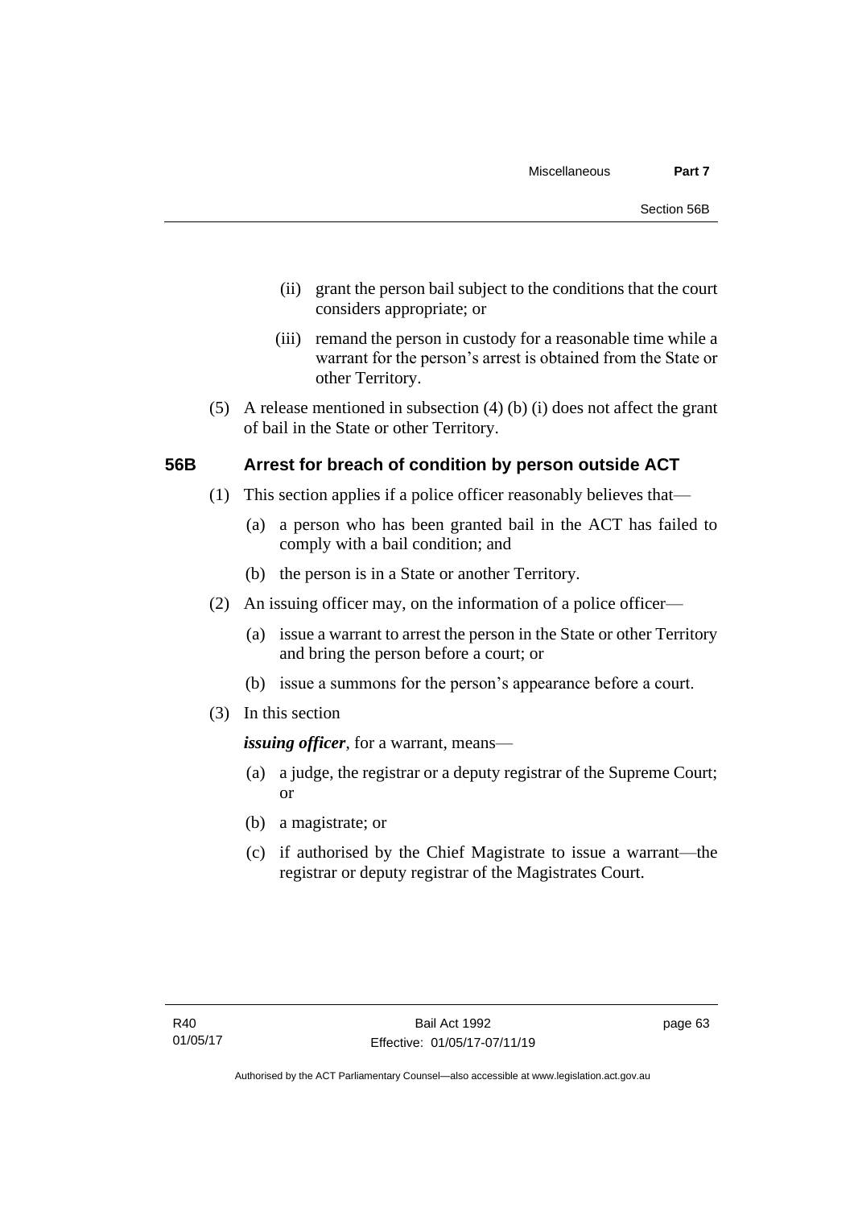(ii) grant the person bail subject to the conditions that the court considers appropriate; or

(iii) remand the person in custody for a reasonable time while a warrant for the person's arrest is obtained from the State or other Territory.

(5) A release mentioned in subsection (4) (b) (i) does not affect the grant of bail in the State or other Territory.

## 56B Arrest for breach of condition by person outside ACT

(1) This section applies if a police officer reasonably believes that—

(a) a person who has been granted bail in the ACT has failed to comply with a bail condition; and

(b) the person is in a State or another Territory.

(2) An issuing officer may, on the information of a police officer—

(a) issue a warrant to arrest the person in the State or other Territory and bring the person before a court; or

(b) issue a summons for the person's appearance before a court.

(3) In this section

***issuing officer***, for a warrant, means—

(a) a judge, the registrar or a deputy registrar of the Supreme Court; or

(b) a magistrate; or

(c) if authorised by the Chief Magistrate to issue a warrant—the registrar or deputy registrar of the Magistrates Court.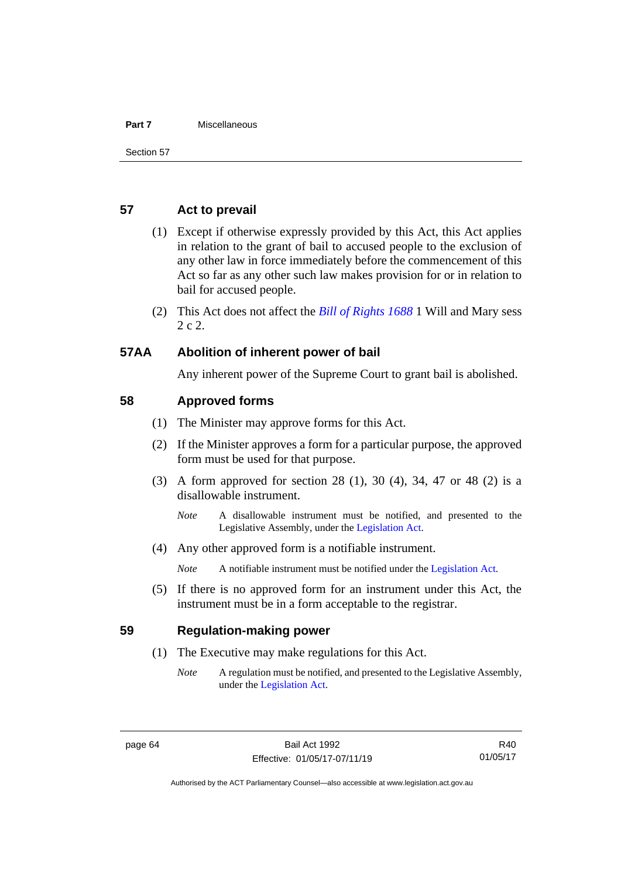## 57 Act to prevail

(1) Except if otherwise expressly provided by this Act, this Act applies in relation to the grant of bail to accused people to the exclusion of any other law in force immediately before the commencement of this Act so far as any other such law makes provision for or in relation to bail for accused people.

(2) This Act does not affect the *Bill of Rights 1688* 1 Will and Mary sess 2 c 2.

## 57AA Abolition of inherent power of bail

Any inherent power of the Supreme Court to grant bail is abolished.

## 58 Approved forms

(1) The Minister may approve forms for this Act.

(2) If the Minister approves a form for a particular purpose, the approved form must be used for that purpose.

(3) A form approved for section 28 (1), 30 (4), 34, 47 or 48 (2) is a disallowable instrument.

*Note* A disallowable instrument must be notified, and presented to the Legislative Assembly, under the Legislation Act.

(4) Any other approved form is a notifiable instrument.

*Note* A notifiable instrument must be notified under the Legislation Act.

(5) If there is no approved form for an instrument under this Act, the instrument must be in a form acceptable to the registrar.

## 59 Regulation-making power

(1) The Executive may make regulations for this Act.

*Note* A regulation must be notified, and presented to the Legislative Assembly, under the Legislation Act.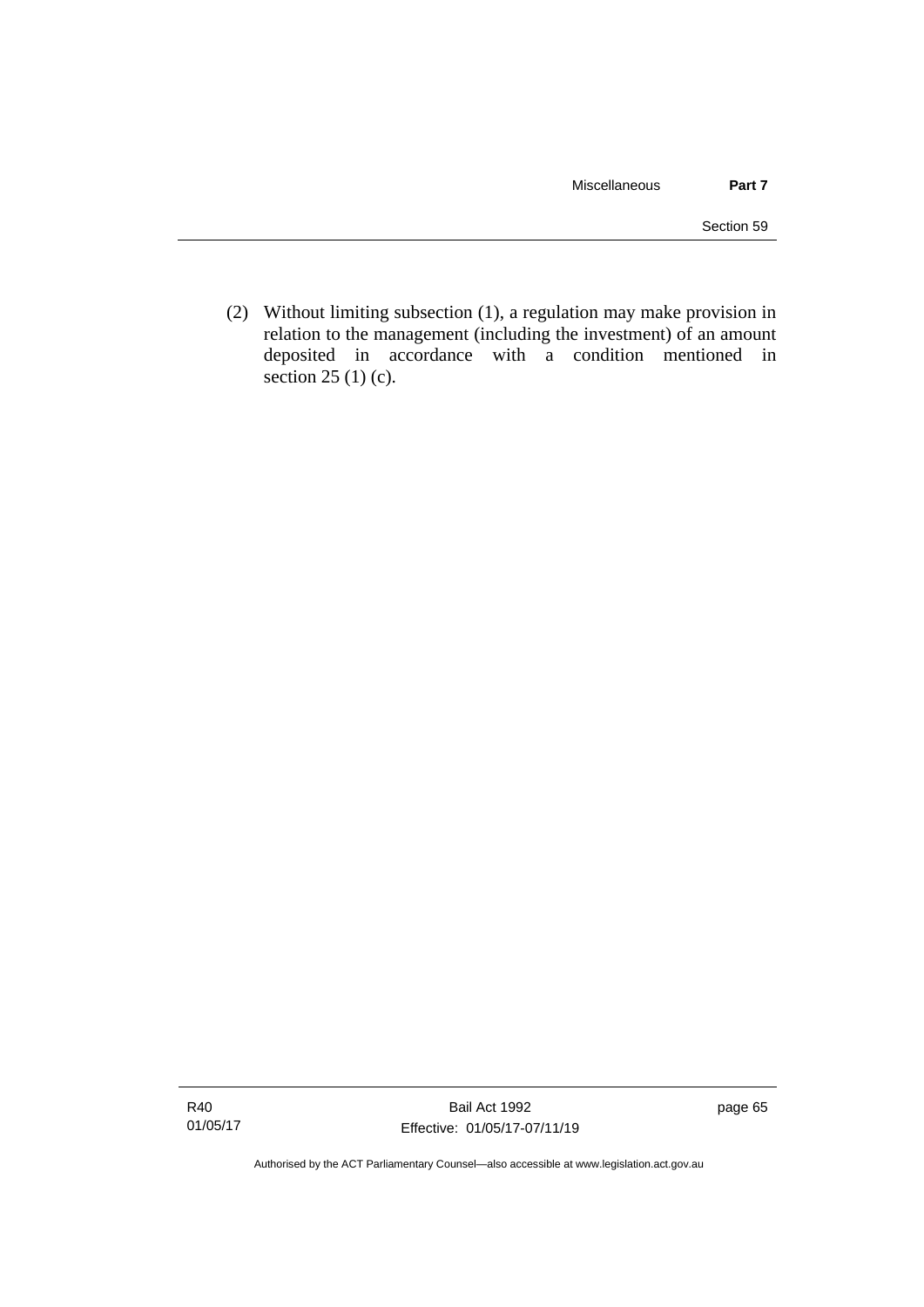(2) Without limiting subsection (1), a regulation may make provision in relation to the management (including the investment) of an amount deposited in accordance with a condition mentioned in section 25 (1) (c).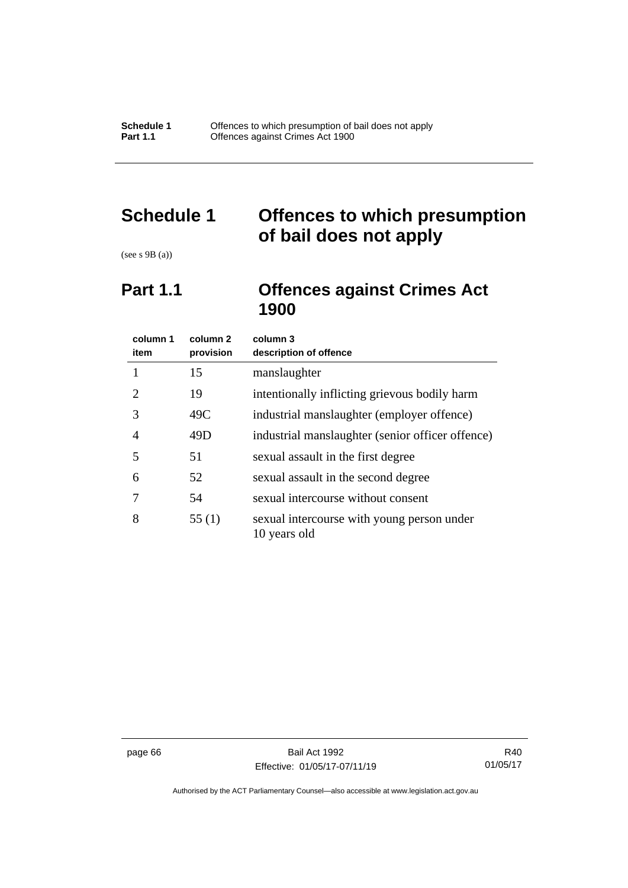# Schedule 1 Offences to which presumption of bail does not apply

(see s 9B (a))

## Part 1.1 Offences against Crimes Act 1900

| column 1<br>item | column 2<br>provision | column 3<br>description of offence |
|---|---|---|
| 1 | 15 | manslaughter |
| 2 | 19 | intentionally inflicting grievous bodily harm |
| 3 | 49C | industrial manslaughter (employer offence) |
| 4 | 49D | industrial manslaughter (senior officer offence) |
| 5 | 51 | sexual assault in the first degree |
| 6 | 52 | sexual assault in the second degree |
| 7 | 54 | sexual intercourse without consent |
| 8 | 55 (1) | sexual intercourse with young person under 10 years old |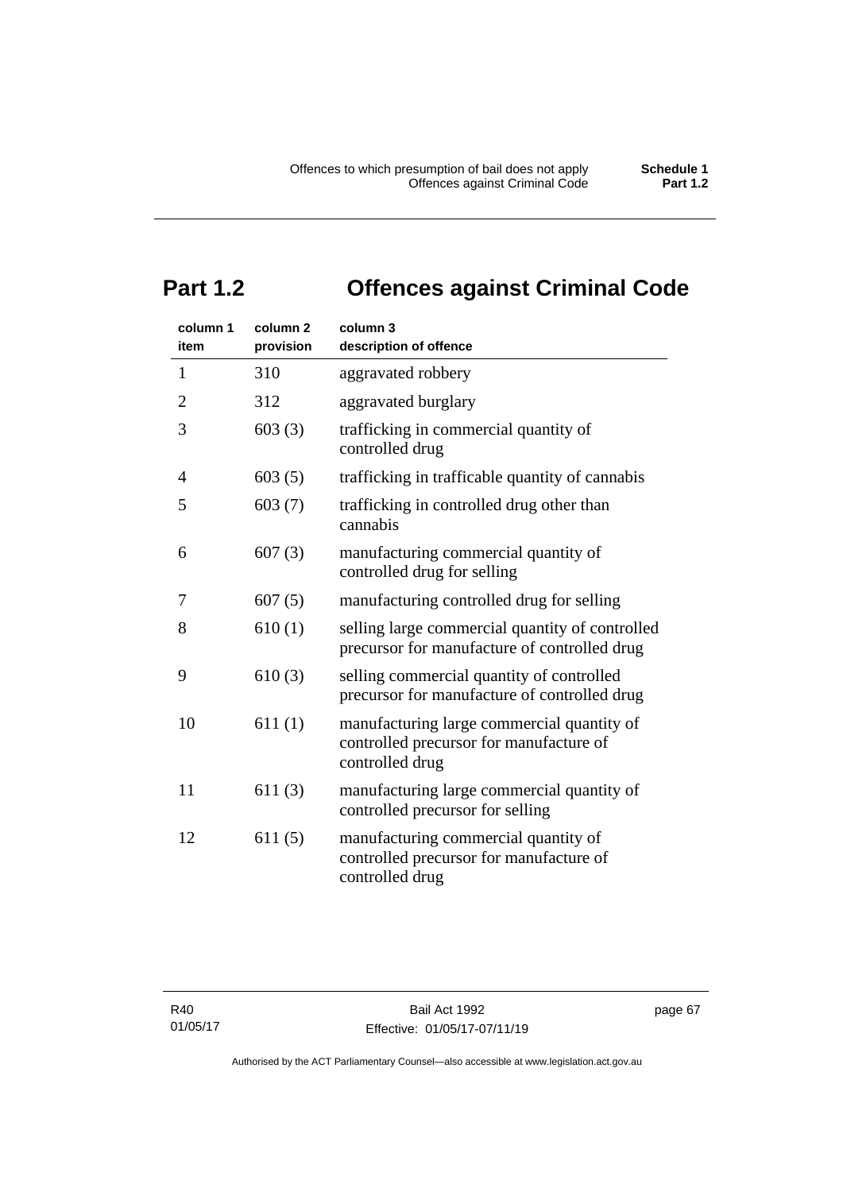## Part 1.2 Offences against Criminal Code

| column 1 item | column 2 provision | column 3 description of offence |
|---|---|---|
| 1 | 310 | aggravated robbery |
| 2 | 312 | aggravated burglary |
| 3 | 603 (3) | trafficking in commercial quantity of controlled drug |
| 4 | 603 (5) | trafficking in trafficable quantity of cannabis |
| 5 | 603 (7) | trafficking in controlled drug other than cannabis |
| 6 | 607 (3) | manufacturing commercial quantity of controlled drug for selling |
| 7 | 607 (5) | manufacturing controlled drug for selling |
| 8 | 610 (1) | selling large commercial quantity of controlled precursor for manufacture of controlled drug |
| 9 | 610 (3) | selling commercial quantity of controlled precursor for manufacture of controlled drug |
| 10 | 611 (1) | manufacturing large commercial quantity of controlled precursor for manufacture of controlled drug |
| 11 | 611 (3) | manufacturing large commercial quantity of controlled precursor for selling |
| 12 | 611 (5) | manufacturing commercial quantity of controlled precursor for manufacture of controlled drug |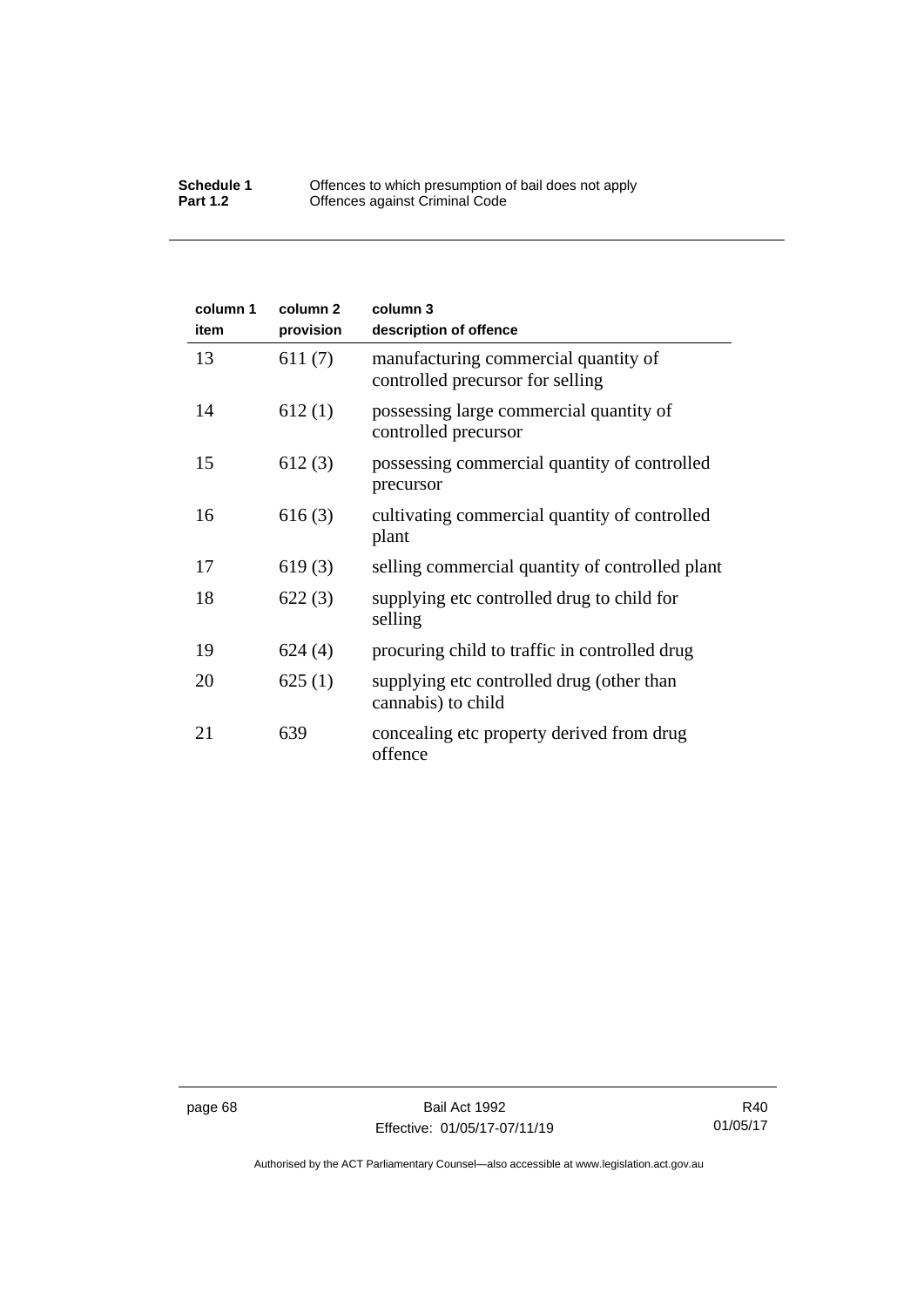| column 1 item | column 2 provision | column 3 description of offence |
|---|---|---|
| 13 | 611 (7) | manufacturing commercial quantity of controlled precursor for selling |
| 14 | 612 (1) | possessing large commercial quantity of controlled precursor |
| 15 | 612 (3) | possessing commercial quantity of controlled precursor |
| 16 | 616 (3) | cultivating commercial quantity of controlled plant |
| 17 | 619 (3) | selling commercial quantity of controlled plant |
| 18 | 622 (3) | supplying etc controlled drug to child for selling |
| 19 | 624 (4) | procuring child to traffic in controlled drug |
| 20 | 625 (1) | supplying etc controlled drug (other than cannabis) to child |
| 21 | 639 | concealing etc property derived from drug offence |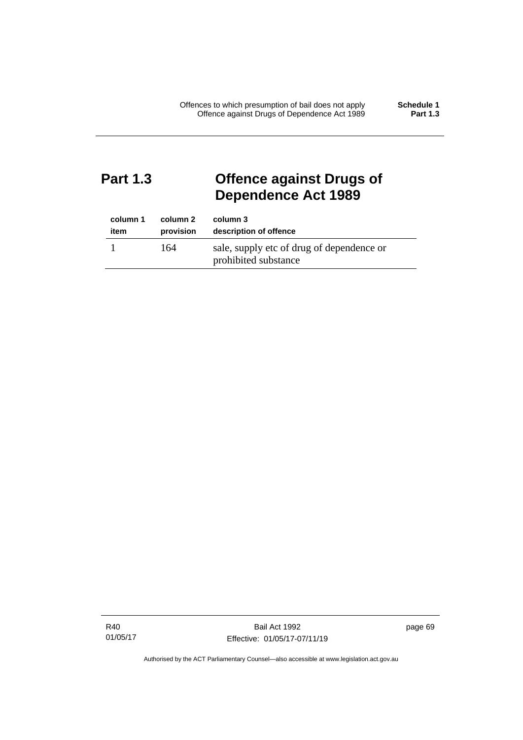# Part 1.3 Offence against Drugs of Dependence Act 1989

| column 1<br>item | column 2<br>provision | column 3<br>description of offence |
|---|---|---|
| 1 | 164 | sale, supply etc of drug of dependence or prohibited substance |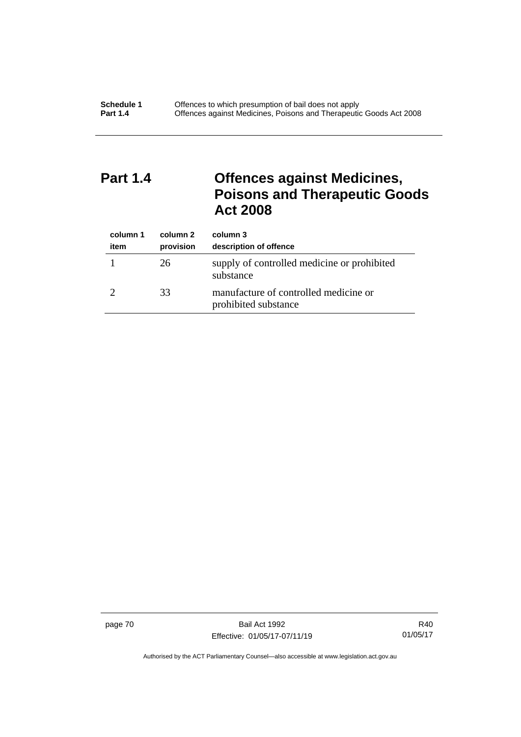## Part 1.4 Offences against Medicines, Poisons and Therapeutic Goods Act 2008

| column 1<br>item | column 2<br>provision | column 3<br>description of offence |
|---|---|---|
| 1 | 26 | supply of controlled medicine or prohibited substance |
| 2 | 33 | manufacture of controlled medicine or prohibited substance |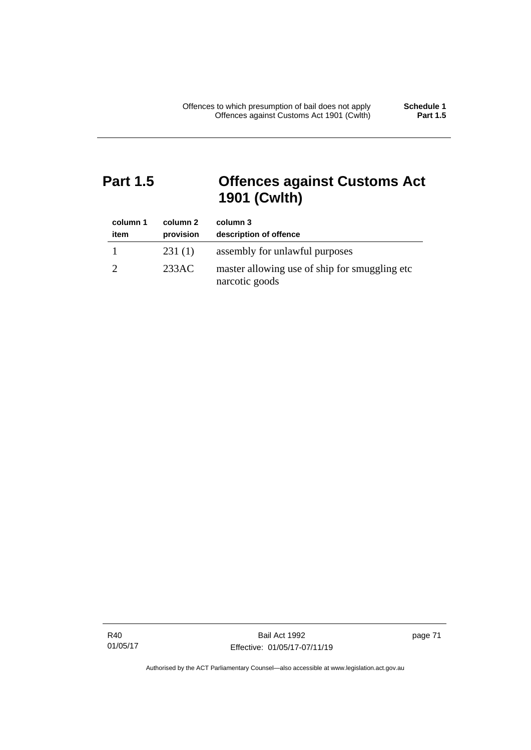## Part 1.5 Offences against Customs Act 1901 (Cwlth)

| column 1 item | column 2 provision | column 3 description of offence |
| --- | --- | --- |
| 1 | 231 (1) | assembly for unlawful purposes |
| 2 | 233AC | master allowing use of ship for smuggling etc narcotic goods |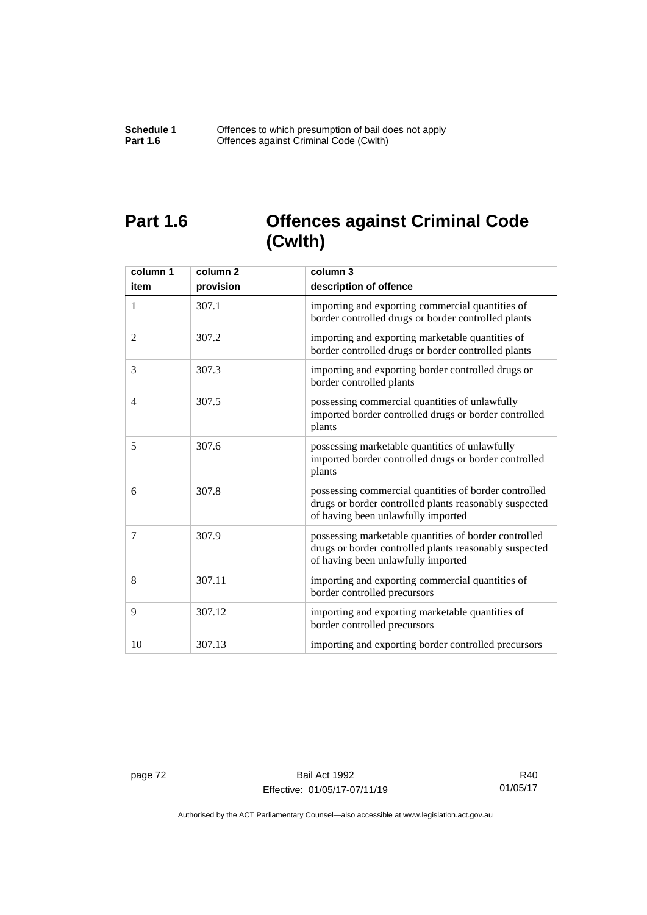# Part 1.6 Offences against Criminal Code (Cwlth)

| column 1<br>item | column 2<br>provision | column 3<br>description of offence |
|---|---|---|
| 1 | 307.1 | importing and exporting commercial quantities of border controlled drugs or border controlled plants |
| 2 | 307.2 | importing and exporting marketable quantities of border controlled drugs or border controlled plants |
| 3 | 307.3 | importing and exporting border controlled drugs or border controlled plants |
| 4 | 307.5 | possessing commercial quantities of unlawfully imported border controlled drugs or border controlled plants |
| 5 | 307.6 | possessing marketable quantities of unlawfully imported border controlled drugs or border controlled plants |
| 6 | 307.8 | possessing commercial quantities of border controlled drugs or border controlled plants reasonably suspected of having been unlawfully imported |
| 7 | 307.9 | possessing marketable quantities of border controlled drugs or border controlled plants reasonably suspected of having been unlawfully imported |
| 8 | 307.11 | importing and exporting commercial quantities of border controlled precursors |
| 9 | 307.12 | importing and exporting marketable quantities of border controlled precursors |
| 10 | 307.13 | importing and exporting border controlled precursors |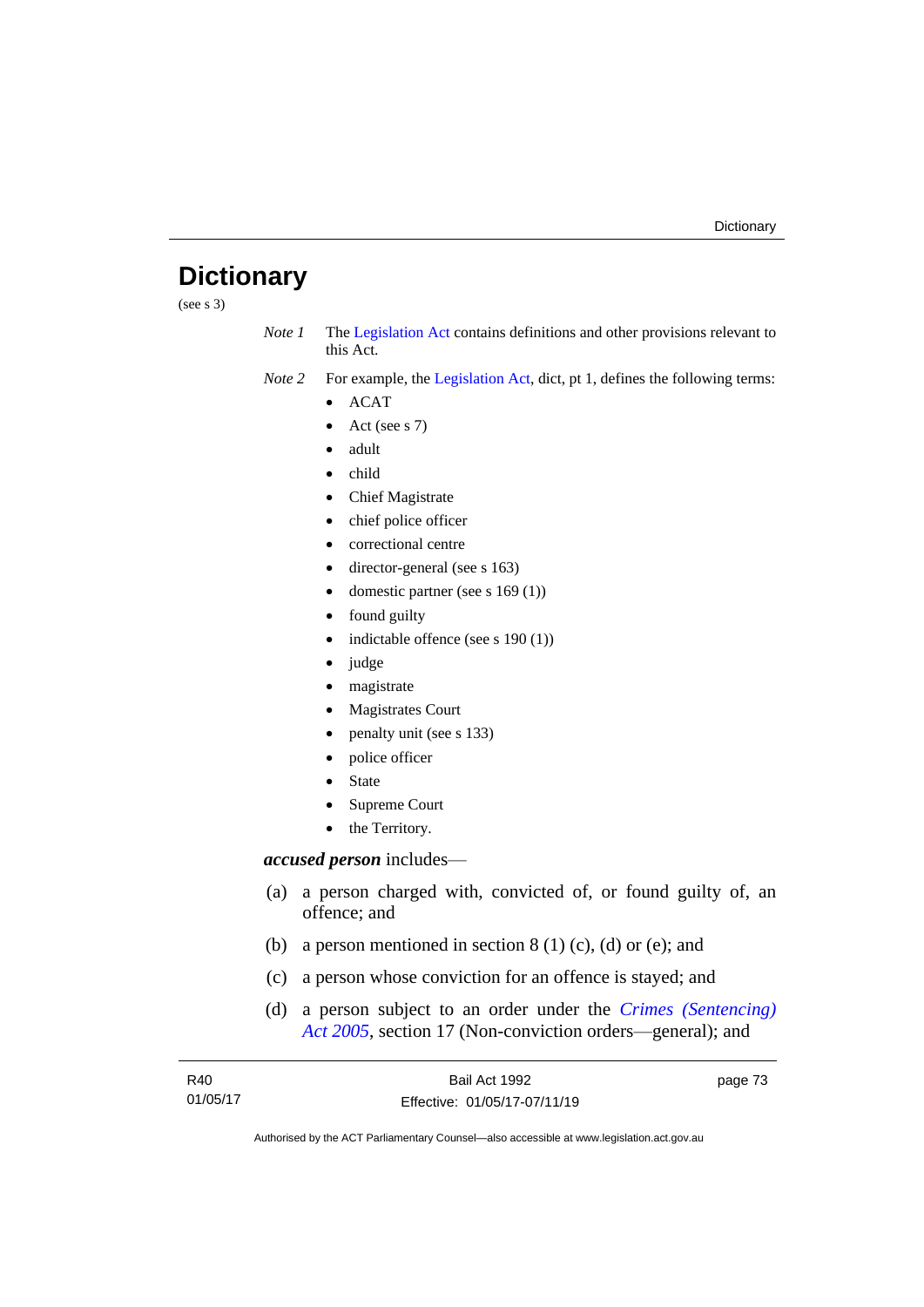# Dictionary

(see s 3)

*Note 1* The Legislation Act contains definitions and other provisions relevant to this Act.

*Note 2* For example, the Legislation Act, dict, pt 1, defines the following terms:

- ACAT
- Act (see s 7)
- adult
- child
- Chief Magistrate
- chief police officer
- correctional centre
- director-general (see s 163)
- domestic partner (see s 169 (1))
- found guilty
- indictable offence (see s 190 (1))
- judge
- magistrate
- Magistrates Court
- penalty unit (see s 133)
- police officer
- State
- Supreme Court
- the Territory.

***accused person*** includes—

(a) a person charged with, convicted of, or found guilty of, an offence; and

(b) a person mentioned in section 8 (1) (c), (d) or (e); and

(c) a person whose conviction for an offence is stayed; and

(d) a person subject to an order under the *Crimes (Sentencing) Act 2005*, section 17 (Non-conviction orders—general); and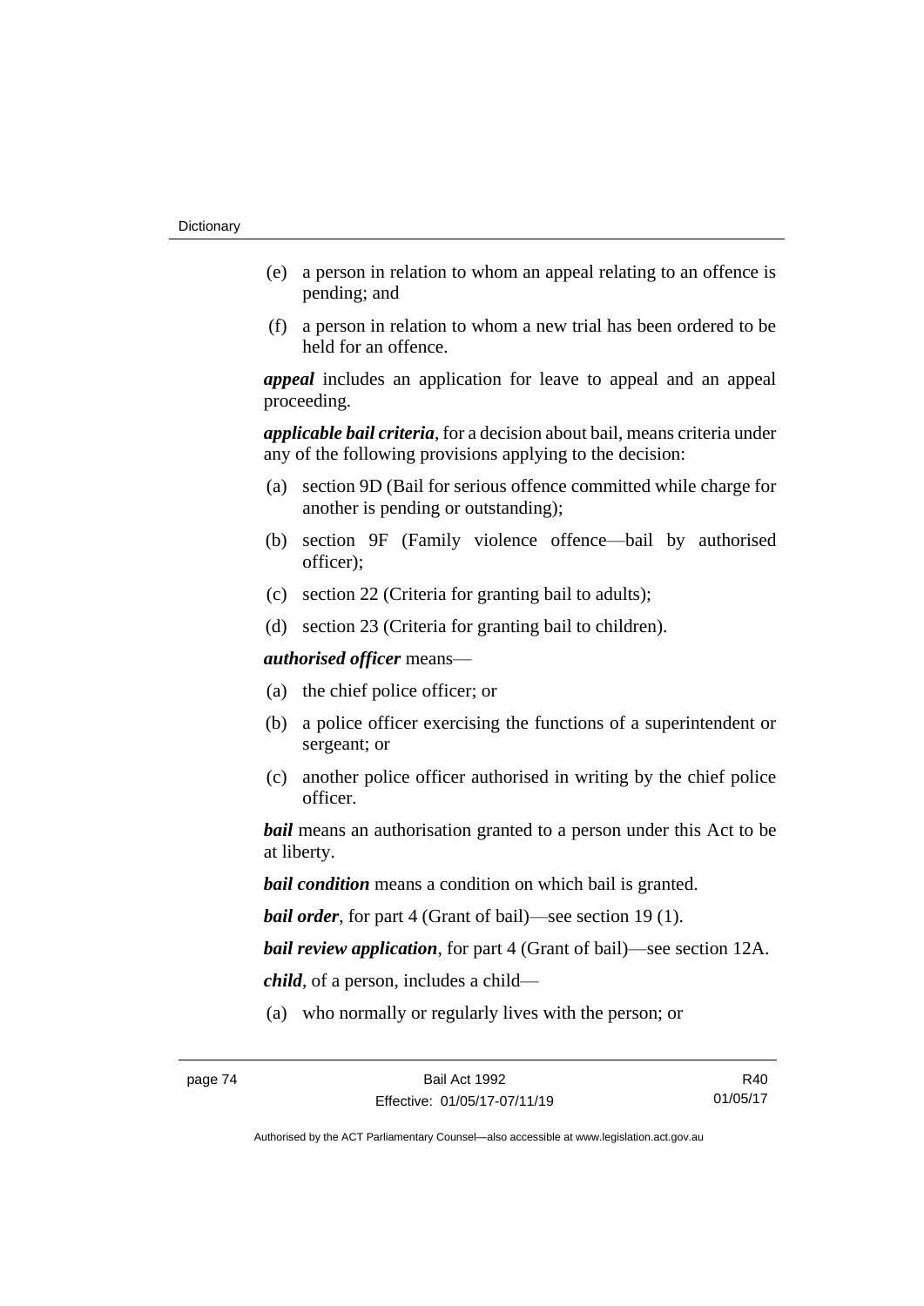(e) a person in relation to whom an appeal relating to an offence is pending; and

(f) a person in relation to whom a new trial has been ordered to be held for an offence.

***appeal*** includes an application for leave to appeal and an appeal proceeding.

***applicable bail criteria***, for a decision about bail, means criteria under any of the following provisions applying to the decision:

(a) section 9D (Bail for serious offence committed while charge for another is pending or outstanding);

(b) section 9F (Family violence offence—bail by authorised officer);

(c) section 22 (Criteria for granting bail to adults);

(d) section 23 (Criteria for granting bail to children).

***authorised officer*** means—

(a) the chief police officer; or

(b) a police officer exercising the functions of a superintendent or sergeant; or

(c) another police officer authorised in writing by the chief police officer.

***bail*** means an authorisation granted to a person under this Act to be at liberty.

***bail condition*** means a condition on which bail is granted.

***bail order***, for part 4 (Grant of bail)—see section 19 (1).

***bail review application***, for part 4 (Grant of bail)—see section 12A.

***child***, of a person, includes a child—

(a) who normally or regularly lives with the person; or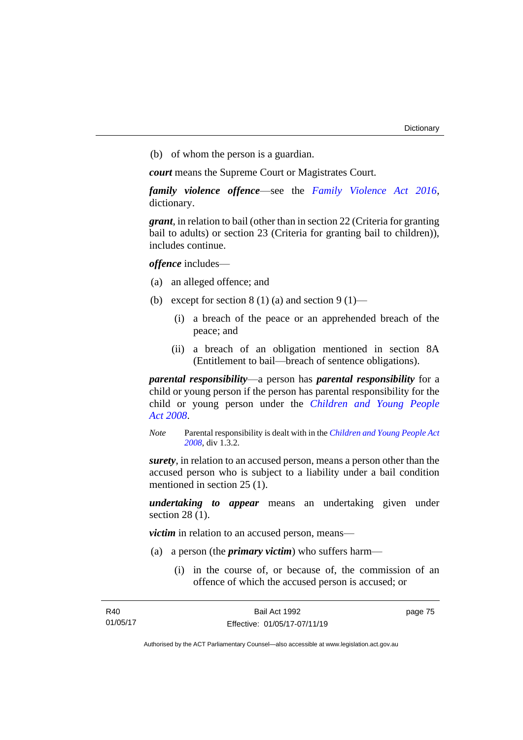(b) of whom the person is a guardian.

***court*** means the Supreme Court or Magistrates Court.

***family violence offence***—see the *Family Violence Act 2016*, dictionary.

***grant***, in relation to bail (other than in section 22 (Criteria for granting bail to adults) or section 23 (Criteria for granting bail to children)), includes continue.

***offence*** includes—

(a) an alleged offence; and

(b) except for section 8 (1) (a) and section 9 (1)—

(i) a breach of the peace or an apprehended breach of the peace; and

(ii) a breach of an obligation mentioned in section 8A (Entitlement to bail—breach of sentence obligations).

***parental responsibility***—a person has ***parental responsibility*** for a child or young person if the person has parental responsibility for the child or young person under the *Children and Young People Act 2008*.

*Note* Parental responsibility is dealt with in the *Children and Young People Act 2008*, div 1.3.2.

***surety***, in relation to an accused person, means a person other than the accused person who is subject to a liability under a bail condition mentioned in section 25 (1).

***undertaking to appear*** means an undertaking given under section 28 (1).

***victim*** in relation to an accused person, means—

(a) a person (the ***primary victim***) who suffers harm—

(i) in the course of, or because of, the commission of an offence of which the accused person is accused; or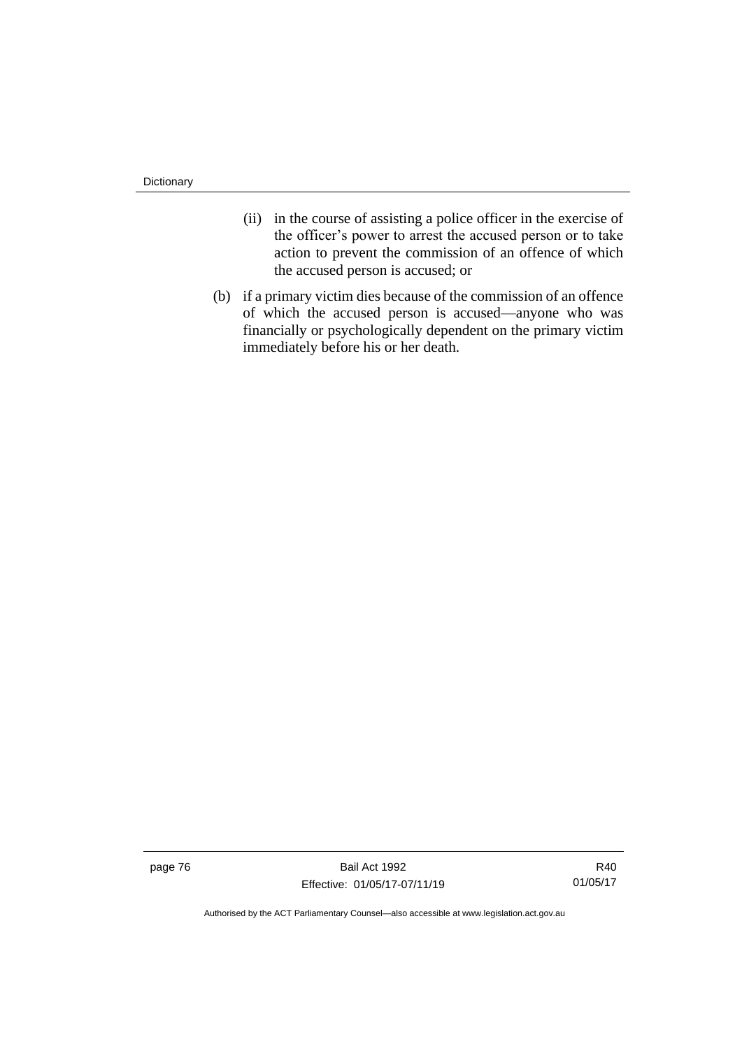(ii) in the course of assisting a police officer in the exercise of the officer's power to arrest the accused person or to take action to prevent the commission of an offence of which the accused person is accused; or

(b) if a primary victim dies because of the commission of an offence of which the accused person is accused—anyone who was financially or psychologically dependent on the primary victim immediately before his or her death.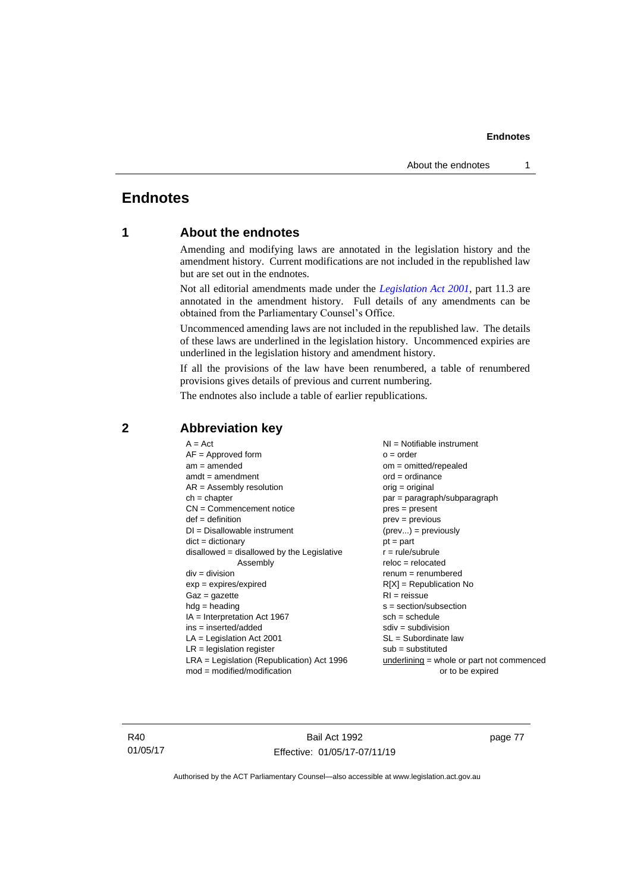# Endnotes

## 1 About the endnotes

Amending and modifying laws are annotated in the legislation history and the amendment history. Current modifications are not included in the republished law but are set out in the endnotes.

Not all editorial amendments made under the *Legislation Act 2001*, part 11.3 are annotated in the amendment history. Full details of any amendments can be obtained from the Parliamentary Counsel's Office.

Uncommenced amending laws are not included in the republished law. The details of these laws are underlined in the legislation history. Uncommenced expiries are underlined in the legislation history and amendment history.

If all the provisions of the law have been renumbered, a table of renumbered provisions gives details of previous and current numbering.

The endnotes also include a table of earlier republications.

## 2 Abbreviation key

A = Act
AF = Approved form
am = amended
amdt = amendment
AR = Assembly resolution
ch = chapter
CN = Commencement notice
def = definition
DI = Disallowable instrument
dict = dictionary
disallowed = disallowed by the Legislative Assembly
div = division
exp = expires/expired
Gaz = gazette
hdg = heading
IA = Interpretation Act 1967
ins = inserted/added
LA = Legislation Act 2001
LR = legislation register
LRA = Legislation (Republication) Act 1996
mod = modified/modification
NI = Notifiable instrument
o = order
om = omitted/repealed
ord = ordinance
orig = original
par = paragraph/subparagraph
pres = present
prev = previous
(prev...) = previously
pt = part
r = rule/subrule
reloc = relocated
renum = renumbered
R[X] = Republication No
RI = reissue
s = section/subsection
sch = schedule
sdiv = subdivision
SL = Subordinate law
sub = substituted
underlining = whole or part not commenced or to be expired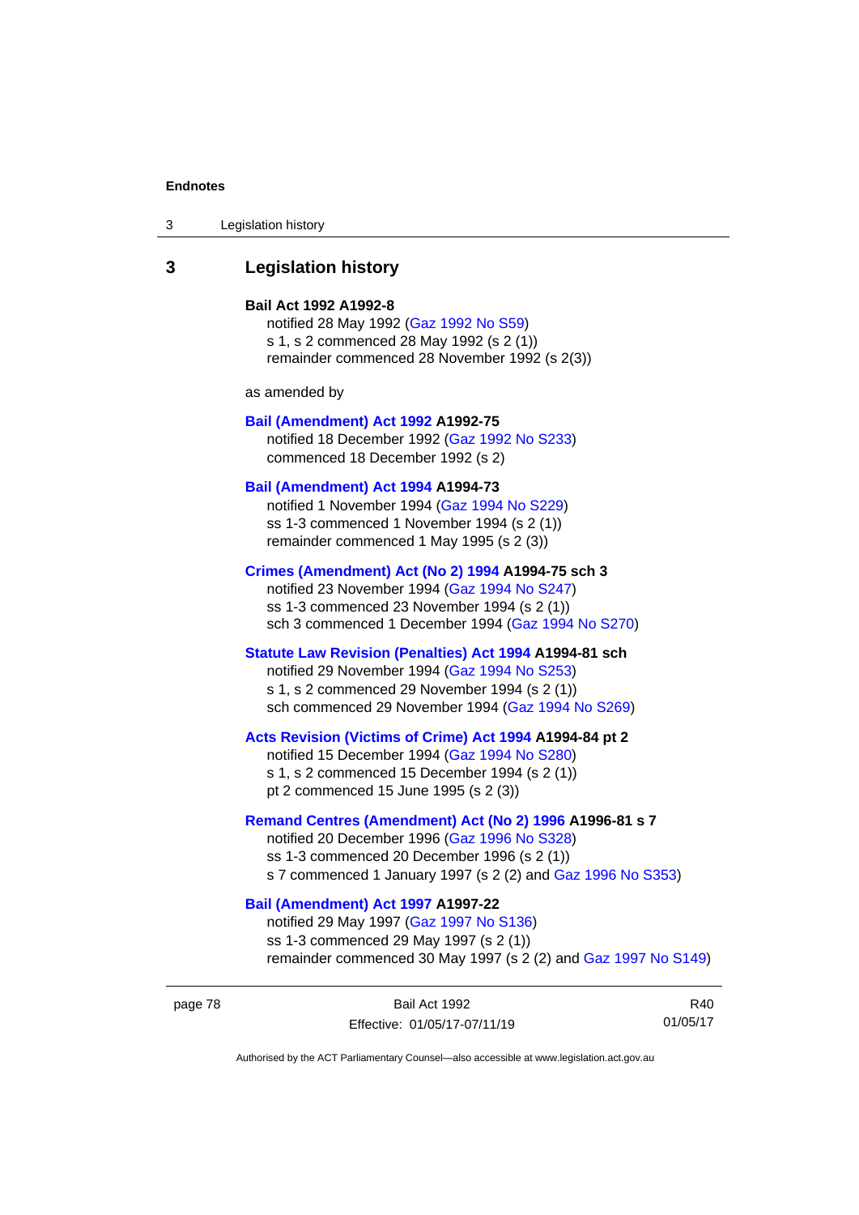# 3 Legislation history

**Bail Act 1992 A1992-8**

notified 28 May 1992 (Gaz 1992 No S59)
s 1, s 2 commenced 28 May 1992 (s 2 (1))
remainder commenced 28 November 1992 (s 2(3))

as amended by

**Bail (Amendment) Act 1992 A1992-75**

notified 18 December 1992 (Gaz 1992 No S233)
commenced 18 December 1992 (s 2)

**Bail (Amendment) Act 1994 A1994-73**

notified 1 November 1994 (Gaz 1994 No S229)
ss 1-3 commenced 1 November 1994 (s 2 (1))
remainder commenced 1 May 1995 (s 2 (3))

**Crimes (Amendment) Act (No 2) 1994 A1994-75 sch 3**

notified 23 November 1994 (Gaz 1994 No S247)
ss 1-3 commenced 23 November 1994 (s 2 (1))
sch 3 commenced 1 December 1994 (Gaz 1994 No S270)

**Statute Law Revision (Penalties) Act 1994 A1994-81 sch**

notified 29 November 1994 (Gaz 1994 No S253)
s 1, s 2 commenced 29 November 1994 (s 2 (1))
sch commenced 29 November 1994 (Gaz 1994 No S269)

**Acts Revision (Victims of Crime) Act 1994 A1994-84 pt 2**

notified 15 December 1994 (Gaz 1994 No S280)
s 1, s 2 commenced 15 December 1994 (s 2 (1))
pt 2 commenced 15 June 1995 (s 2 (3))

**Remand Centres (Amendment) Act (No 2) 1996 A1996-81 s 7**

notified 20 December 1996 (Gaz 1996 No S328)
ss 1-3 commenced 20 December 1996 (s 2 (1))
s 7 commenced 1 January 1997 (s 2 (2) and Gaz 1996 No S353)

**Bail (Amendment) Act 1997 A1997-22**

notified 29 May 1997 (Gaz 1997 No S136)
ss 1-3 commenced 29 May 1997 (s 2 (1))
remainder commenced 30 May 1997 (s 2 (2) and Gaz 1997 No S149)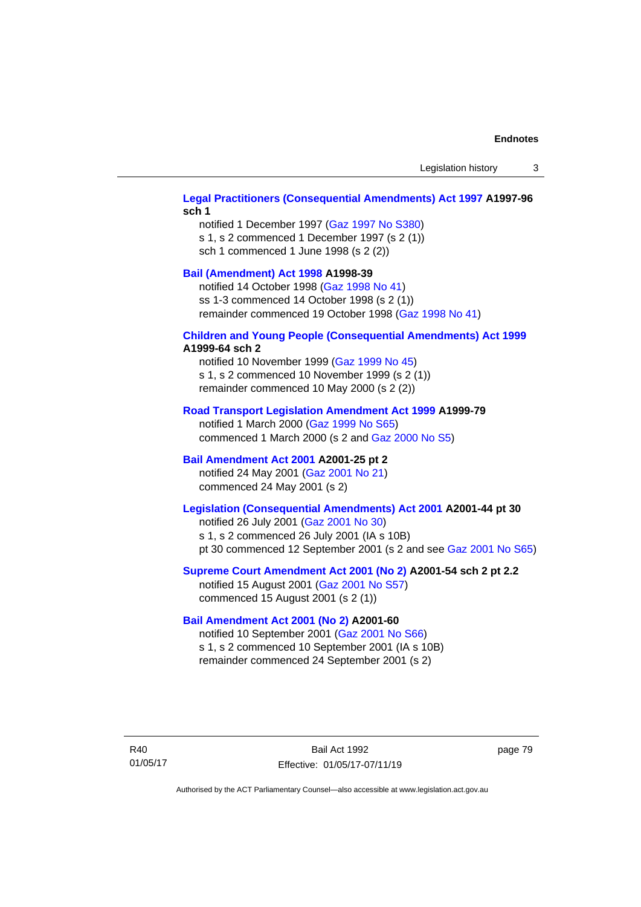**Legal Practitioners (Consequential Amendments) Act 1997 A1997-96 sch 1**

notified 1 December 1997 (Gaz 1997 No S380)
s 1, s 2 commenced 1 December 1997 (s 2 (1))
sch 1 commenced 1 June 1998 (s 2 (2))

**Bail (Amendment) Act 1998 A1998-39**

notified 14 October 1998 (Gaz 1998 No 41)
ss 1-3 commenced 14 October 1998 (s 2 (1))
remainder commenced 19 October 1998 (Gaz 1998 No 41)

**Children and Young People (Consequential Amendments) Act 1999 A1999-64 sch 2**

notified 10 November 1999 (Gaz 1999 No 45)
s 1, s 2 commenced 10 November 1999 (s 2 (1))
remainder commenced 10 May 2000 (s 2 (2))

**Road Transport Legislation Amendment Act 1999 A1999-79**

notified 1 March 2000 (Gaz 1999 No S65)
commenced 1 March 2000 (s 2 and Gaz 2000 No S5)

**Bail Amendment Act 2001 A2001-25 pt 2**

notified 24 May 2001 (Gaz 2001 No 21)
commenced 24 May 2001 (s 2)

**Legislation (Consequential Amendments) Act 2001 A2001-44 pt 30**

notified 26 July 2001 (Gaz 2001 No 30)
s 1, s 2 commenced 26 July 2001 (IA s 10B)
pt 30 commenced 12 September 2001 (s 2 and see Gaz 2001 No S65)

**Supreme Court Amendment Act 2001 (No 2) A2001-54 sch 2 pt 2.2**

notified 15 August 2001 (Gaz 2001 No S57)
commenced 15 August 2001 (s 2 (1))

**Bail Amendment Act 2001 (No 2) A2001-60**

notified 10 September 2001 (Gaz 2001 No S66)
s 1, s 2 commenced 10 September 2001 (IA s 10B)
remainder commenced 24 September 2001 (s 2)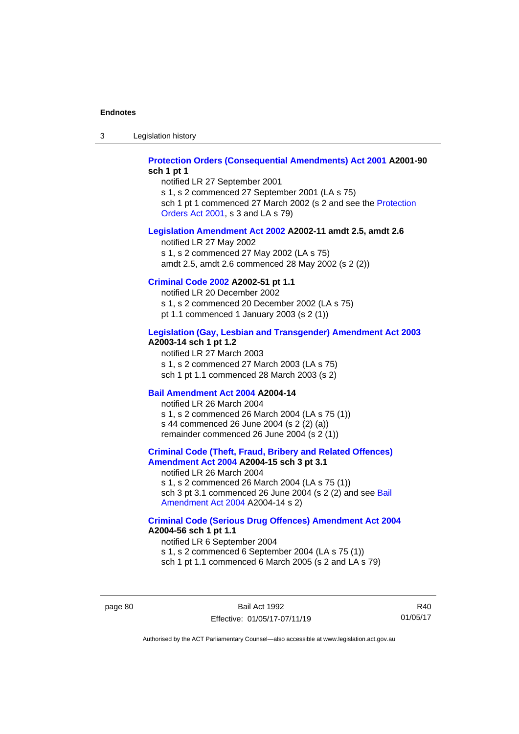**Protection Orders (Consequential Amendments) Act 2001 A2001-90 sch 1 pt 1**

notified LR 27 September 2001
s 1, s 2 commenced 27 September 2001 (LA s 75)
sch 1 pt 1 commenced 27 March 2002 (s 2 and see the Protection Orders Act 2001, s 3 and LA s 79)

**Legislation Amendment Act 2002 A2002-11 amdt 2.5, amdt 2.6**

notified LR 27 May 2002
s 1, s 2 commenced 27 May 2002 (LA s 75)
amdt 2.5, amdt 2.6 commenced 28 May 2002 (s 2 (2))

**Criminal Code 2002 A2002-51 pt 1.1**

notified LR 20 December 2002
s 1, s 2 commenced 20 December 2002 (LA s 75)
pt 1.1 commenced 1 January 2003 (s 2 (1))

**Legislation (Gay, Lesbian and Transgender) Amendment Act 2003 A2003-14 sch 1 pt 1.2**

notified LR 27 March 2003
s 1, s 2 commenced 27 March 2003 (LA s 75)
sch 1 pt 1.1 commenced 28 March 2003 (s 2)

**Bail Amendment Act 2004 A2004-14**

notified LR 26 March 2004
s 1, s 2 commenced 26 March 2004 (LA s 75 (1))
s 44 commenced 26 June 2004 (s 2 (2) (a))
remainder commenced 26 June 2004 (s 2 (1))

**Criminal Code (Theft, Fraud, Bribery and Related Offences) Amendment Act 2004 A2004-15 sch 3 pt 3.1**

notified LR 26 March 2004
s 1, s 2 commenced 26 March 2004 (LA s 75 (1))
sch 3 pt 3.1 commenced 26 June 2004 (s 2 (2) and see Bail Amendment Act 2004 A2004-14 s 2)

**Criminal Code (Serious Drug Offences) Amendment Act 2004 A2004-56 sch 1 pt 1.1**

notified LR 6 September 2004
s 1, s 2 commenced 6 September 2004 (LA s 75 (1))
sch 1 pt 1.1 commenced 6 March 2005 (s 2 and LA s 79)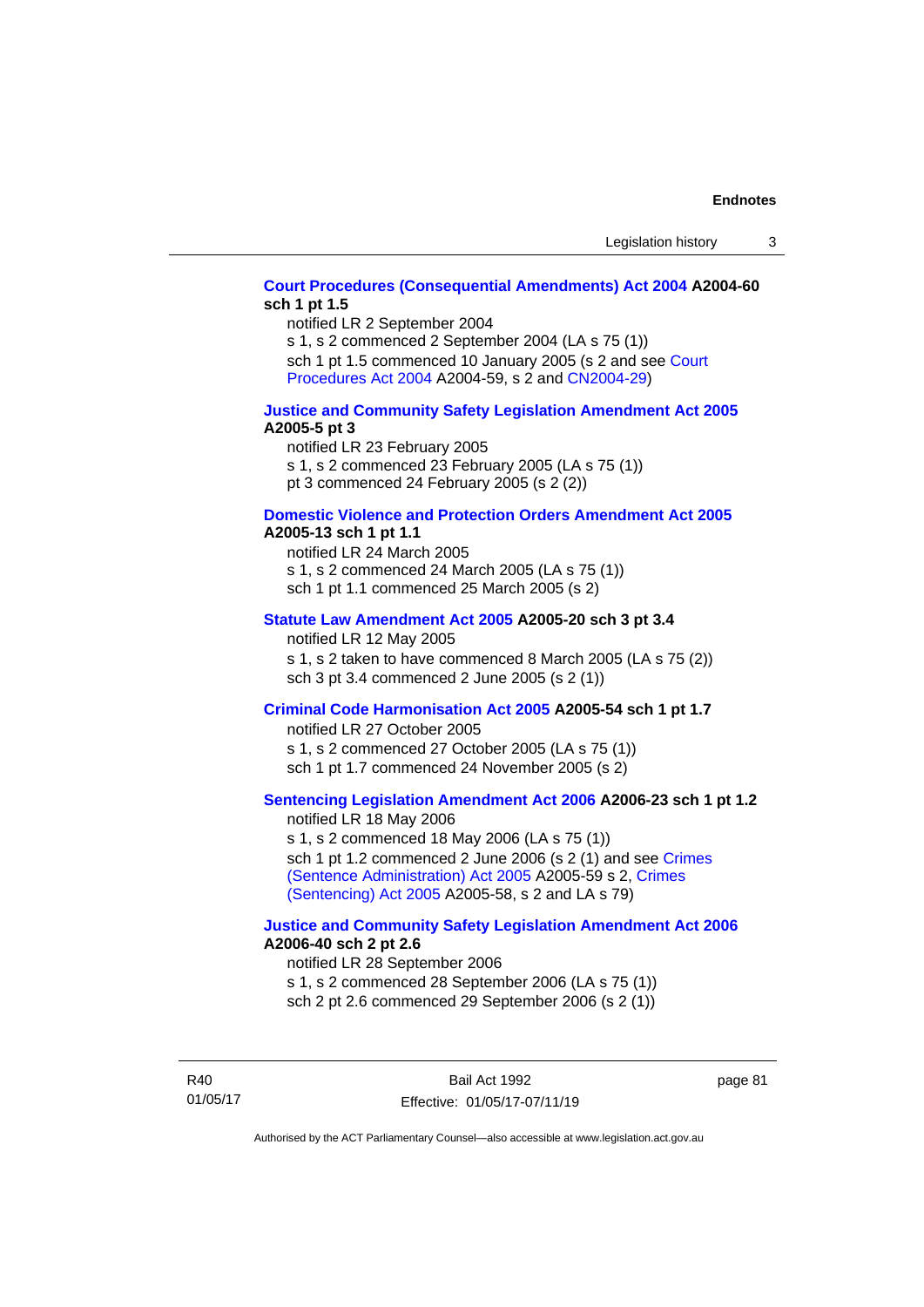**Court Procedures (Consequential Amendments) Act 2004 A2004-60 sch 1 pt 1.5**

notified LR 2 September 2004

s 1, s 2 commenced 2 September 2004 (LA s 75 (1))

sch 1 pt 1.5 commenced 10 January 2005 (s 2 and see Court Procedures Act 2004 A2004-59, s 2 and CN2004-29)

**Justice and Community Safety Legislation Amendment Act 2005 A2005-5 pt 3**

notified LR 23 February 2005

s 1, s 2 commenced 23 February 2005 (LA s 75 (1))

pt 3 commenced 24 February 2005 (s 2 (2))

**Domestic Violence and Protection Orders Amendment Act 2005 A2005-13 sch 1 pt 1.1**

notified LR 24 March 2005

s 1, s 2 commenced 24 March 2005 (LA s 75 (1))

sch 1 pt 1.1 commenced 25 March 2005 (s 2)

**Statute Law Amendment Act 2005 A2005-20 sch 3 pt 3.4**

notified LR 12 May 2005

s 1, s 2 taken to have commenced 8 March 2005 (LA s 75 (2))

sch 3 pt 3.4 commenced 2 June 2005 (s 2 (1))

**Criminal Code Harmonisation Act 2005 A2005-54 sch 1 pt 1.7**

notified LR 27 October 2005

s 1, s 2 commenced 27 October 2005 (LA s 75 (1))

sch 1 pt 1.7 commenced 24 November 2005 (s 2)

**Sentencing Legislation Amendment Act 2006 A2006-23 sch 1 pt 1.2**

notified LR 18 May 2006

s 1, s 2 commenced 18 May 2006 (LA s 75 (1))

sch 1 pt 1.2 commenced 2 June 2006 (s 2 (1) and see Crimes (Sentence Administration) Act 2005 A2005-59 s 2, Crimes (Sentencing) Act 2005 A2005-58, s 2 and LA s 79)

**Justice and Community Safety Legislation Amendment Act 2006 A2006-40 sch 2 pt 2.6**

notified LR 28 September 2006

s 1, s 2 commenced 28 September 2006 (LA s 75 (1))

sch 2 pt 2.6 commenced 29 September 2006 (s 2 (1))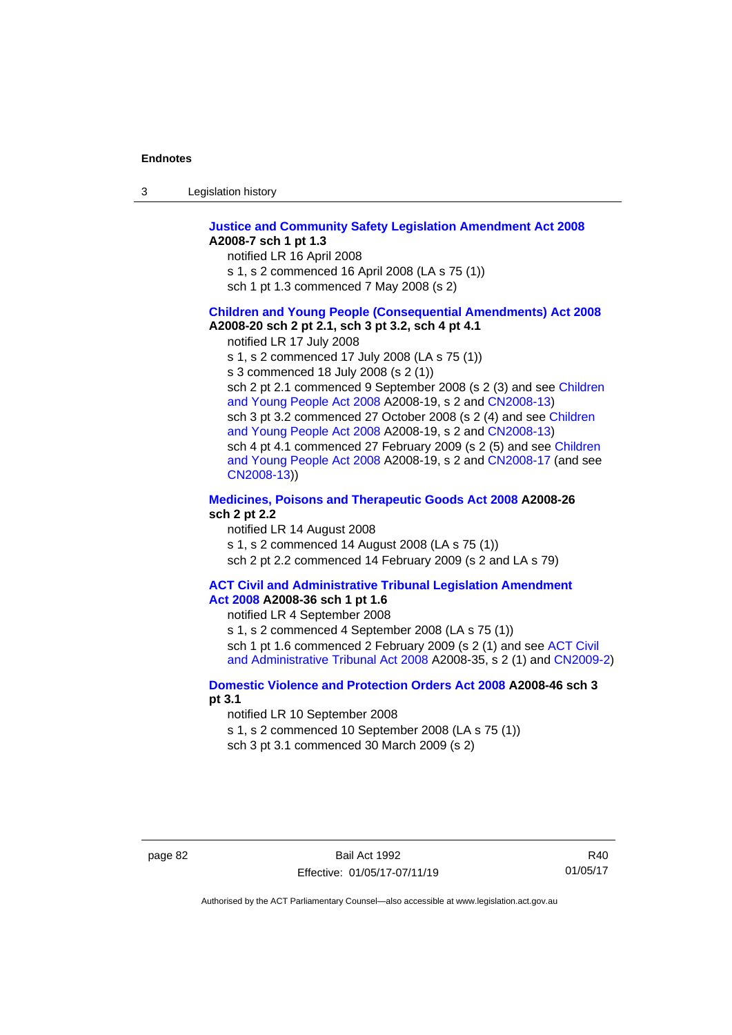**Justice and Community Safety Legislation Amendment Act 2008**
**A2008-7 sch 1 pt 1.3**

notified LR 16 April 2008
s 1, s 2 commenced 16 April 2008 (LA s 75 (1))
sch 1 pt 1.3 commenced 7 May 2008 (s 2)

**Children and Young People (Consequential Amendments) Act 2008**
**A2008-20 sch 2 pt 2.1, sch 3 pt 3.2, sch 4 pt 4.1**

notified LR 17 July 2008
s 1, s 2 commenced 17 July 2008 (LA s 75 (1))
s 3 commenced 18 July 2008 (s 2 (1))
sch 2 pt 2.1 commenced 9 September 2008 (s 2 (3) and see Children and Young People Act 2008 A2008-19, s 2 and CN2008-13)
sch 3 pt 3.2 commenced 27 October 2008 (s 2 (4) and see Children and Young People Act 2008 A2008-19, s 2 and CN2008-13)
sch 4 pt 4.1 commenced 27 February 2009 (s 2 (5) and see Children and Young People Act 2008 A2008-19, s 2 and CN2008-17 (and see CN2008-13))

**Medicines, Poisons and Therapeutic Goods Act 2008 A2008-26 sch 2 pt 2.2**

notified LR 14 August 2008
s 1, s 2 commenced 14 August 2008 (LA s 75 (1))
sch 2 pt 2.2 commenced 14 February 2009 (s 2 and LA s 79)

**ACT Civil and Administrative Tribunal Legislation Amendment Act 2008 A2008-36 sch 1 pt 1.6**

notified LR 4 September 2008
s 1, s 2 commenced 4 September 2008 (LA s 75 (1))
sch 1 pt 1.6 commenced 2 February 2009 (s 2 (1) and see ACT Civil and Administrative Tribunal Act 2008 A2008-35, s 2 (1) and CN2009-2)

**Domestic Violence and Protection Orders Act 2008 A2008-46 sch 3 pt 3.1**

notified LR 10 September 2008
s 1, s 2 commenced 10 September 2008 (LA s 75 (1))
sch 3 pt 3.1 commenced 30 March 2009 (s 2)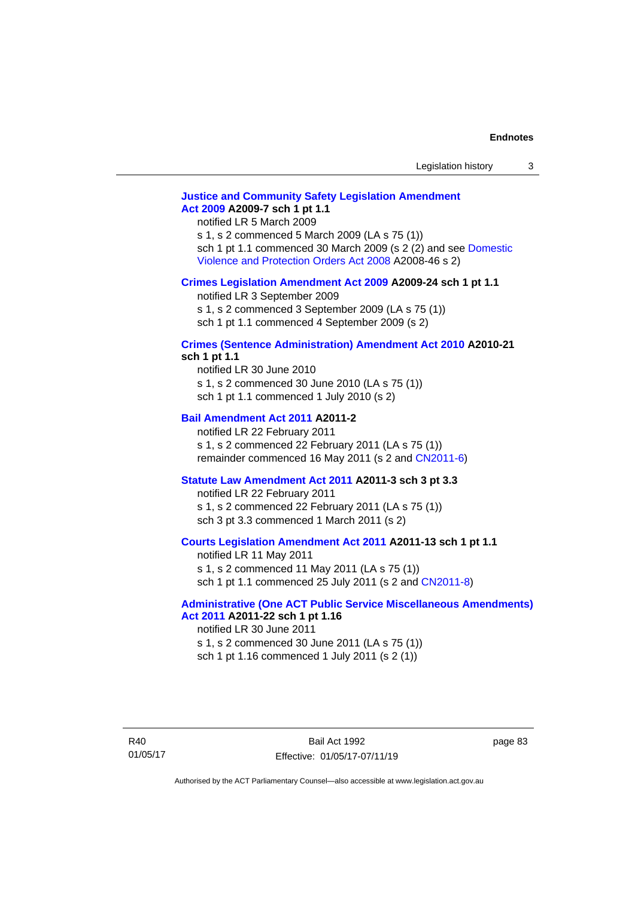**Justice and Community Safety Legislation Amendment Act 2009 A2009-7 sch 1 pt 1.1**

notified LR 5 March 2009

s 1, s 2 commenced 5 March 2009 (LA s 75 (1))

sch 1 pt 1.1 commenced 30 March 2009 (s 2 (2) and see Domestic Violence and Protection Orders Act 2008 A2008-46 s 2)

**Crimes Legislation Amendment Act 2009 A2009-24 sch 1 pt 1.1**

notified LR 3 September 2009

s 1, s 2 commenced 3 September 2009 (LA s 75 (1))

sch 1 pt 1.1 commenced 4 September 2009 (s 2)

**Crimes (Sentence Administration) Amendment Act 2010 A2010-21 sch 1 pt 1.1**

notified LR 30 June 2010

s 1, s 2 commenced 30 June 2010 (LA s 75 (1))

sch 1 pt 1.1 commenced 1 July 2010 (s 2)

**Bail Amendment Act 2011 A2011-2**

notified LR 22 February 2011

s 1, s 2 commenced 22 February 2011 (LA s 75 (1))

remainder commenced 16 May 2011 (s 2 and CN2011-6)

**Statute Law Amendment Act 2011 A2011-3 sch 3 pt 3.3**

notified LR 22 February 2011

s 1, s 2 commenced 22 February 2011 (LA s 75 (1))

sch 3 pt 3.3 commenced 1 March 2011 (s 2)

**Courts Legislation Amendment Act 2011 A2011-13 sch 1 pt 1.1**

notified LR 11 May 2011

s 1, s 2 commenced 11 May 2011 (LA s 75 (1))

sch 1 pt 1.1 commenced 25 July 2011 (s 2 and CN2011-8)

**Administrative (One ACT Public Service Miscellaneous Amendments) Act 2011 A2011-22 sch 1 pt 1.16**

notified LR 30 June 2011

s 1, s 2 commenced 30 June 2011 (LA s 75 (1))

sch 1 pt 1.16 commenced 1 July 2011 (s 2 (1))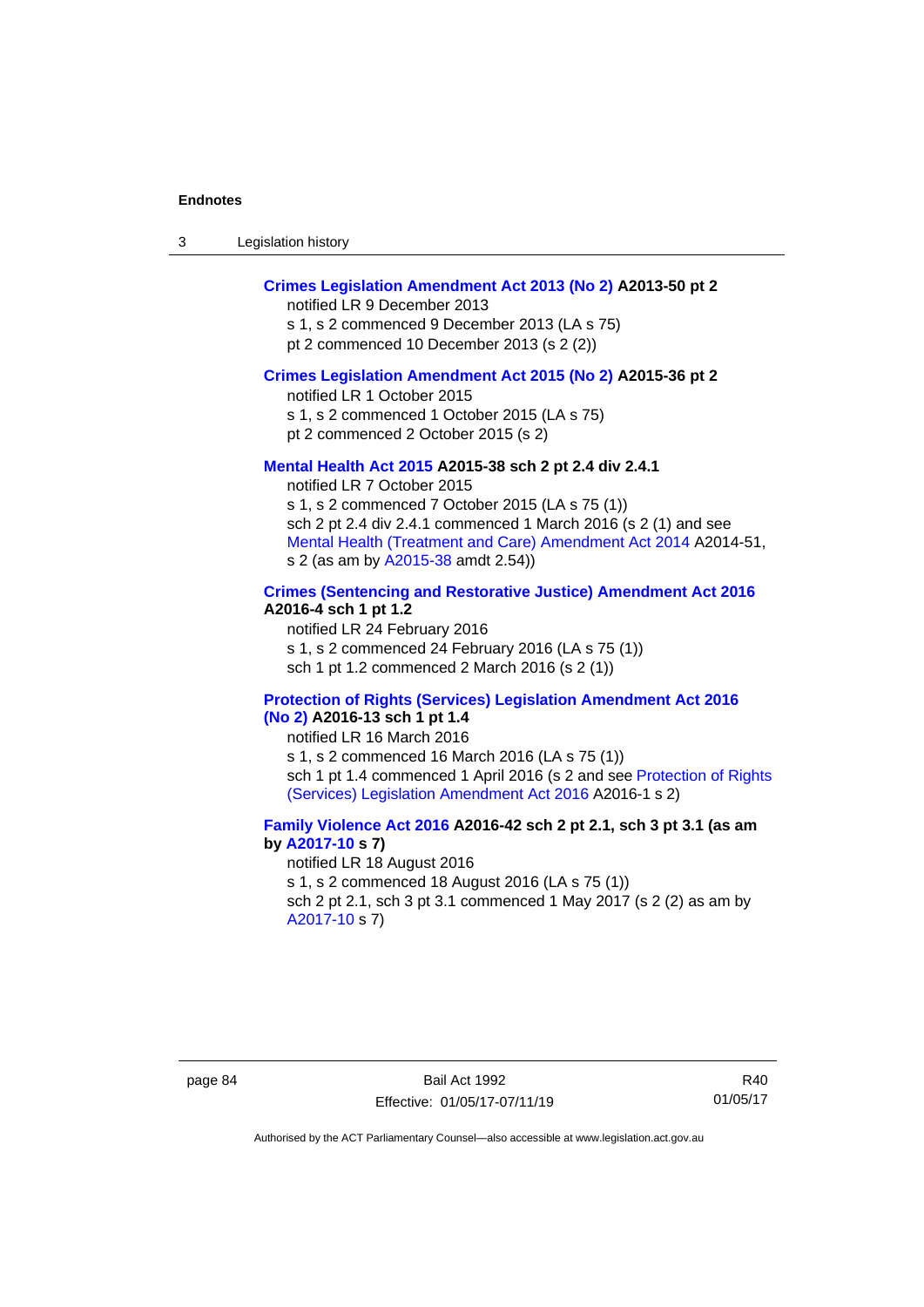**Crimes Legislation Amendment Act 2013 (No 2) A2013-50 pt 2**

notified LR 9 December 2013
s 1, s 2 commenced 9 December 2013 (LA s 75)
pt 2 commenced 10 December 2013 (s 2 (2))

**Crimes Legislation Amendment Act 2015 (No 2) A2015-36 pt 2**

notified LR 1 October 2015
s 1, s 2 commenced 1 October 2015 (LA s 75)
pt 2 commenced 2 October 2015 (s 2)

**Mental Health Act 2015 A2015-38 sch 2 pt 2.4 div 2.4.1**

notified LR 7 October 2015
s 1, s 2 commenced 7 October 2015 (LA s 75 (1))
sch 2 pt 2.4 div 2.4.1 commenced 1 March 2016 (s 2 (1) and see Mental Health (Treatment and Care) Amendment Act 2014 A2014-51, s 2 (as am by A2015-38 amdt 2.54))

**Crimes (Sentencing and Restorative Justice) Amendment Act 2016 A2016-4 sch 1 pt 1.2**

notified LR 24 February 2016
s 1, s 2 commenced 24 February 2016 (LA s 75 (1))
sch 1 pt 1.2 commenced 2 March 2016 (s 2 (1))

**Protection of Rights (Services) Legislation Amendment Act 2016 (No 2) A2016-13 sch 1 pt 1.4**

notified LR 16 March 2016
s 1, s 2 commenced 16 March 2016 (LA s 75 (1))
sch 1 pt 1.4 commenced 1 April 2016 (s 2 and see Protection of Rights (Services) Legislation Amendment Act 2016 A2016-1 s 2)

**Family Violence Act 2016 A2016-42 sch 2 pt 2.1, sch 3 pt 3.1 (as am by A2017-10 s 7)**

notified LR 18 August 2016
s 1, s 2 commenced 18 August 2016 (LA s 75 (1))
sch 2 pt 2.1, sch 3 pt 3.1 commenced 1 May 2017 (s 2 (2) as am by A2017-10 s 7)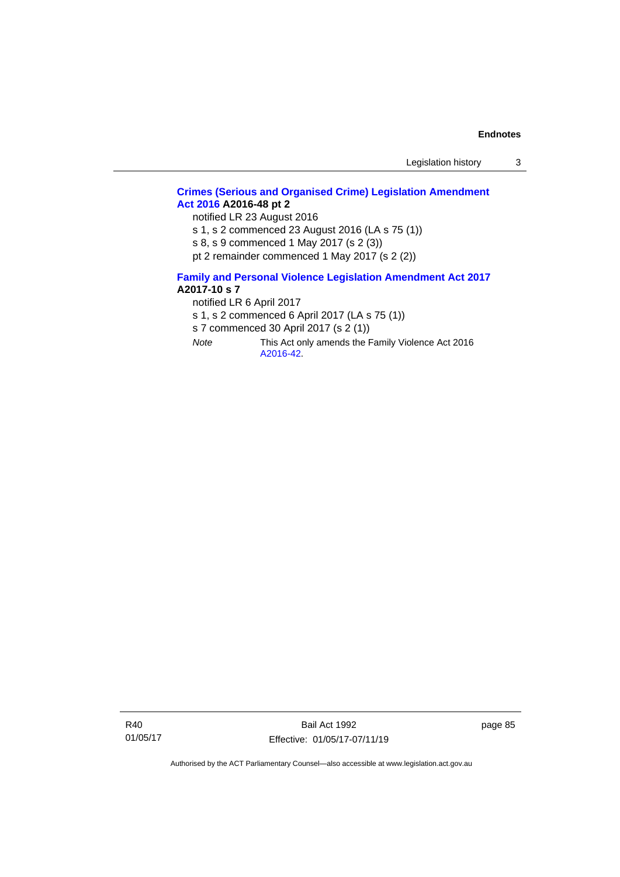**Crimes (Serious and Organised Crime) Legislation Amendment Act 2016 A2016-48 pt 2**

notified LR 23 August 2016

s 1, s 2 commenced 23 August 2016 (LA s 75 (1))

s 8, s 9 commenced 1 May 2017 (s 2 (3))

pt 2 remainder commenced 1 May 2017 (s 2 (2))

**Family and Personal Violence Legislation Amendment Act 2017 A2017-10 s 7**

notified LR 6 April 2017

s 1, s 2 commenced 6 April 2017 (LA s 75 (1))

s 7 commenced 30 April 2017 (s 2 (1))

*Note* This Act only amends the Family Violence Act 2016 A2016-42.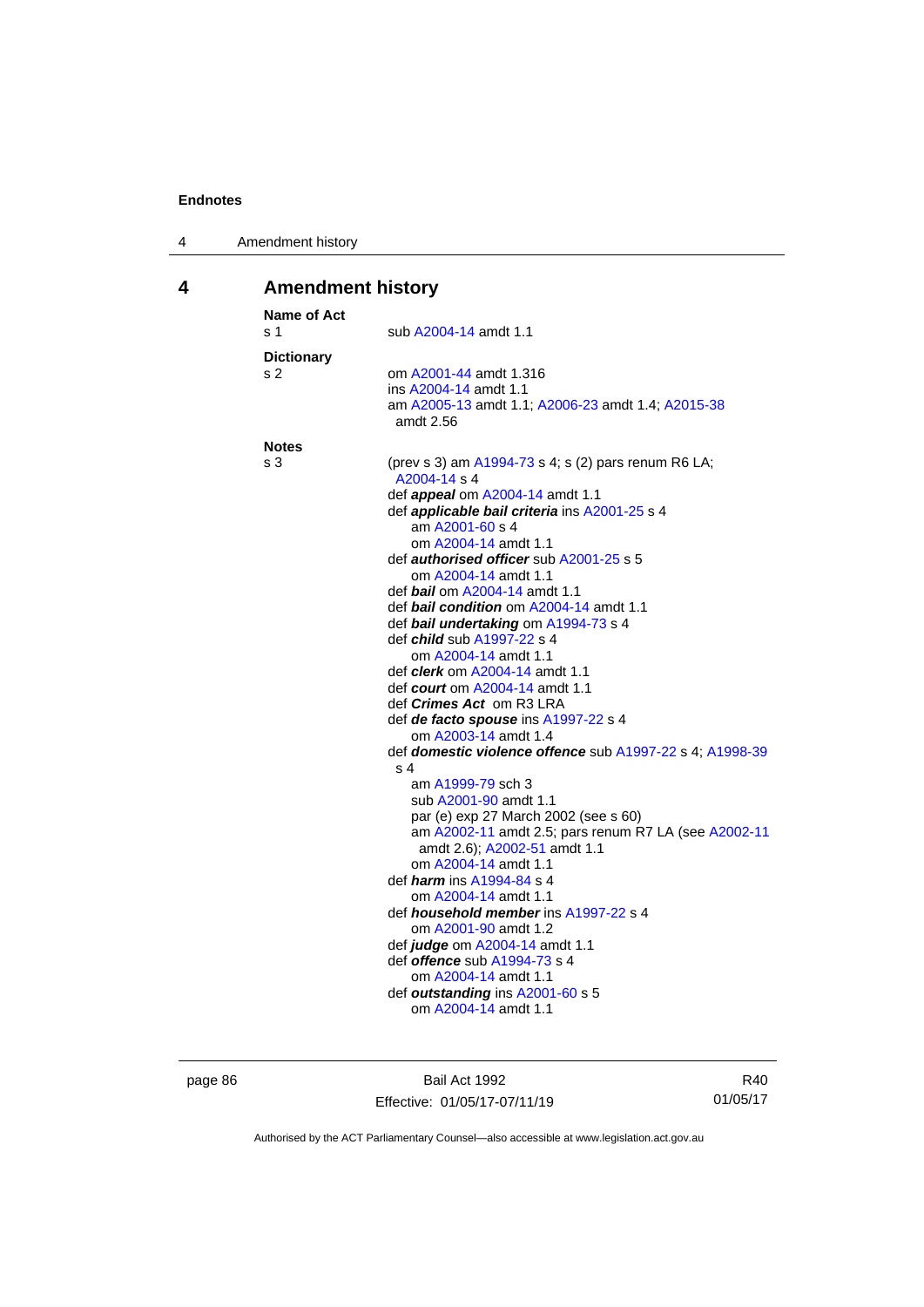## 4 Amendment history

**Name of Act**
s 1 sub A2004-14 amdt 1.1

**Dictionary**
s 2 om A2001-44 amdt 1.316
ins A2004-14 amdt 1.1
am A2005-13 amdt 1.1; A2006-23 amdt 1.4; A2015-38 amdt 2.56

**Notes**
s 3 (prev s 3) am A1994-73 s 4; s (2) pars renum R6 LA; A2004-14 s 4
def ***appeal*** om A2004-14 amdt 1.1
def ***applicable bail criteria*** ins A2001-25 s 4
am A2001-60 s 4
om A2004-14 amdt 1.1
def ***authorised officer*** sub A2001-25 s 5
om A2004-14 amdt 1.1
def ***bail*** om A2004-14 amdt 1.1
def ***bail condition*** om A2004-14 amdt 1.1
def ***bail undertaking*** om A1994-73 s 4
def ***child*** sub A1997-22 s 4
om A2004-14 amdt 1.1
def ***clerk*** om A2004-14 amdt 1.1
def ***court*** om A2004-14 amdt 1.1
def ***Crimes Act*** om R3 LRA
def ***de facto spouse*** ins A1997-22 s 4
om A2003-14 amdt 1.4
def ***domestic violence offence*** sub A1997-22 s 4; A1998-39 s 4
am A1999-79 sch 3
sub A2001-90 amdt 1.1
par (e) exp 27 March 2002 (see s 60)
am A2002-11 amdt 2.5; pars renum R7 LA (see A2002-11 amdt 2.6); A2002-51 amdt 1.1
om A2004-14 amdt 1.1
def ***harm*** ins A1994-84 s 4
om A2004-14 amdt 1.1
def ***household member*** ins A1997-22 s 4
om A2001-90 amdt 1.2
def ***judge*** om A2004-14 amdt 1.1
def ***offence*** sub A1994-73 s 4
om A2004-14 amdt 1.1
def ***outstanding*** ins A2001-60 s 5
om A2004-14 amdt 1.1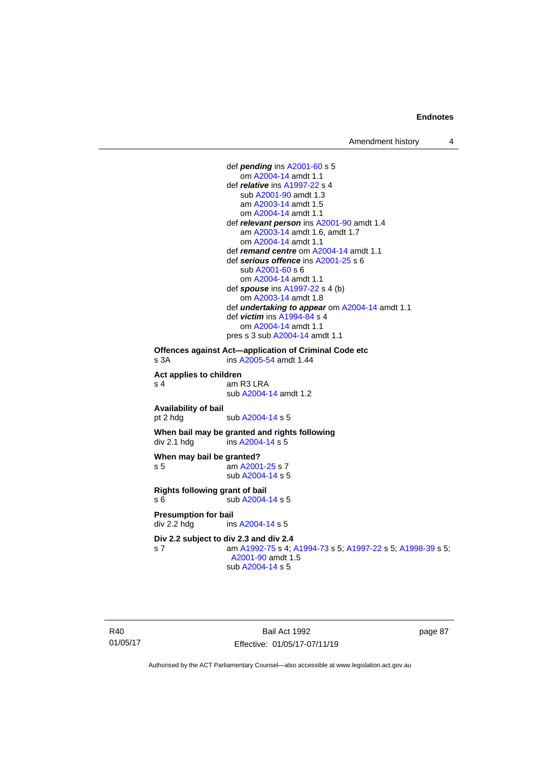def ***pending*** ins A2001-60 s 5
om A2004-14 amdt 1.1
def ***relative*** ins A1997-22 s 4
sub A2001-90 amdt 1.3
am A2003-14 amdt 1.5
om A2004-14 amdt 1.1
def ***relevant person*** ins A2001-90 amdt 1.4
am A2003-14 amdt 1.6, amdt 1.7
om A2004-14 amdt 1.1
def ***remand centre*** om A2004-14 amdt 1.1
def ***serious offence*** ins A2001-25 s 6
sub A2001-60 s 6
om A2004-14 amdt 1.1
def ***spouse*** ins A1997-22 s 4 (b)
om A2003-14 amdt 1.8
def ***undertaking to appear*** om A2004-14 amdt 1.1
def ***victim*** ins A1994-84 s 4
om A2004-14 amdt 1.1
pres s 3 sub A2004-14 amdt 1.1

**Offences against Act—application of Criminal Code etc**
s 3A ins A2005-54 amdt 1.44

**Act applies to children**
s 4 am R3 LRA
sub A2004-14 amdt 1.2

**Availability of bail**
pt 2 hdg sub A2004-14 s 5

**When bail may be granted and rights following**
div 2.1 hdg ins A2004-14 s 5

**When may bail be granted?**
s 5 am A2001-25 s 7
sub A2004-14 s 5

**Rights following grant of bail**
s 6 sub A2004-14 s 5

**Presumption for bail**
div 2.2 hdg ins A2004-14 s 5

**Div 2.2 subject to div 2.3 and div 2.4**
s 7 am A1992-75 s 4; A1994-73 s 5; A1997-22 s 5; A1998-39 s 5; A2001-90 amdt 1.5
sub A2004-14 s 5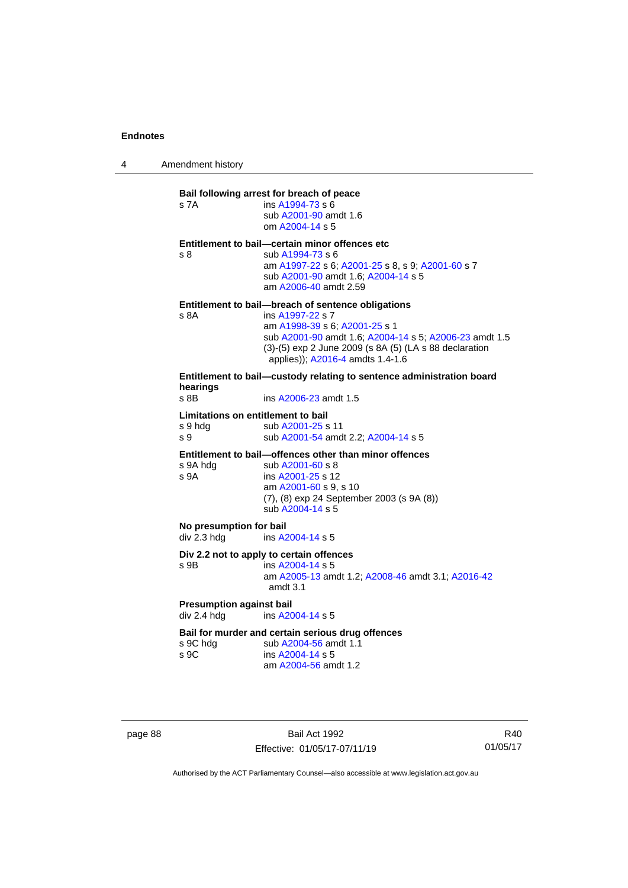**Bail following arrest for breach of peace**

s 7A ins A1994-73 s 6
sub A2001-90 amdt 1.6
om A2004-14 s 5

**Entitlement to bail—certain minor offences etc**

s 8 sub A1994-73 s 6
am A1997-22 s 6; A2001-25 s 8, s 9; A2001-60 s 7
sub A2001-90 amdt 1.6; A2004-14 s 5
am A2006-40 amdt 2.59

**Entitlement to bail—breach of sentence obligations**

s 8A ins A1997-22 s 7
am A1998-39 s 6; A2001-25 s 1
sub A2001-90 amdt 1.6; A2004-14 s 5; A2006-23 amdt 1.5
(3)-(5) exp 2 June 2009 (s 8A (5) (LA s 88 declaration applies)); A2016-4 amdts 1.4-1.6

**Entitlement to bail—custody relating to sentence administration board hearings**

s 8B ins A2006-23 amdt 1.5

**Limitations on entitlement to bail**

s 9 hdg sub A2001-25 s 11
s 9 sub A2001-54 amdt 2.2; A2004-14 s 5

**Entitlement to bail—offences other than minor offences**

s 9A hdg sub A2001-60 s 8
s 9A ins A2001-25 s 12
am A2001-60 s 9, s 10
(7), (8) exp 24 September 2003 (s 9A (8))
sub A2004-14 s 5

**No presumption for bail**

div 2.3 hdg ins A2004-14 s 5

**Div 2.2 not to apply to certain offences**

s 9B ins A2004-14 s 5
am A2005-13 amdt 1.2; A2008-46 amdt 3.1; A2016-42 amdt 3.1

**Presumption against bail**

div 2.4 hdg ins A2004-14 s 5

**Bail for murder and certain serious drug offences**

s 9C hdg sub A2004-56 amdt 1.1
s 9C ins A2004-14 s 5
am A2004-56 amdt 1.2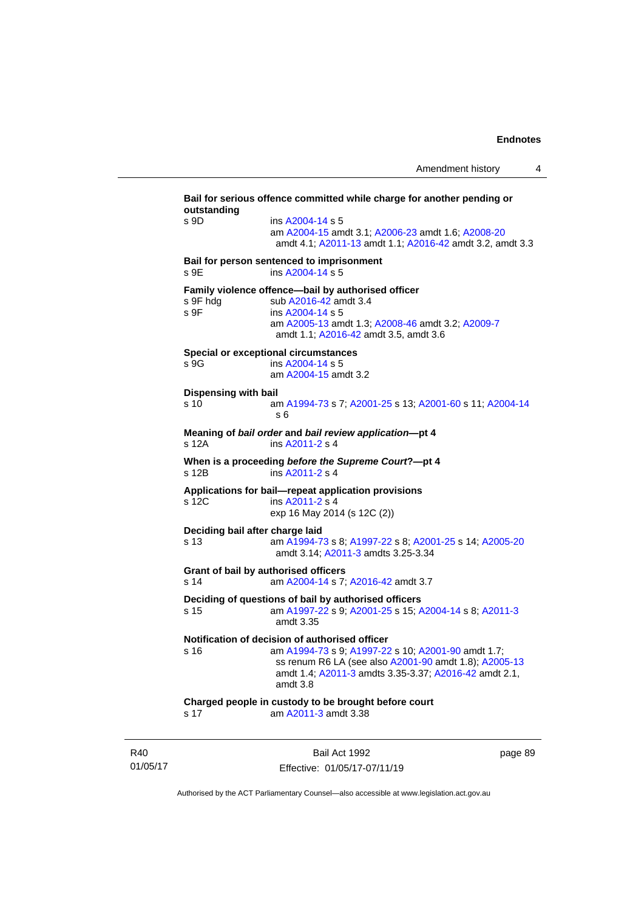**Bail for serious offence committed while charge for another pending or outstanding**

s 9D ins A2004-14 s 5
am A2004-15 amdt 3.1; A2006-23 amdt 1.6; A2008-20 amdt 4.1; A2011-13 amdt 1.1; A2016-42 amdt 3.2, amdt 3.3

**Bail for person sentenced to imprisonment**

s 9E ins A2004-14 s 5

**Family violence offence—bail by authorised officer**

s 9F hdg sub A2016-42 amdt 3.4
s 9F ins A2004-14 s 5
am A2005-13 amdt 1.3; A2008-46 amdt 3.2; A2009-7 amdt 1.1; A2016-42 amdt 3.5, amdt 3.6

**Special or exceptional circumstances**

s 9G ins A2004-14 s 5
am A2004-15 amdt 3.2

**Dispensing with bail**

s 10 am A1994-73 s 7; A2001-25 s 13; A2001-60 s 11; A2004-14 s 6

**Meaning of *bail order* and *bail review application*—pt 4**

s 12A ins A2011-2 s 4

**When is a proceeding *before the Supreme Court*?—pt 4**

s 12B ins A2011-2 s 4

**Applications for bail—repeat application provisions**

s 12C ins A2011-2 s 4
exp 16 May 2014 (s 12C (2))

**Deciding bail after charge laid**

s 13 am A1994-73 s 8; A1997-22 s 8; A2001-25 s 14; A2005-20 amdt 3.14; A2011-3 amdts 3.25-3.34

**Grant of bail by authorised officers**

s 14 am A2004-14 s 7; A2016-42 amdt 3.7

**Deciding of questions of bail by authorised officers**

s 15 am A1997-22 s 9; A2001-25 s 15; A2004-14 s 8; A2011-3 amdt 3.35

**Notification of decision of authorised officer**

s 16 am A1994-73 s 9; A1997-22 s 10; A2001-90 amdt 1.7; ss renum R6 LA (see also A2001-90 amdt 1.8); A2005-13 amdt 1.4; A2011-3 amdts 3.35-3.37; A2016-42 amdt 2.1, amdt 3.8

**Charged people in custody to be brought before court**

s 17 am A2011-3 amdt 3.38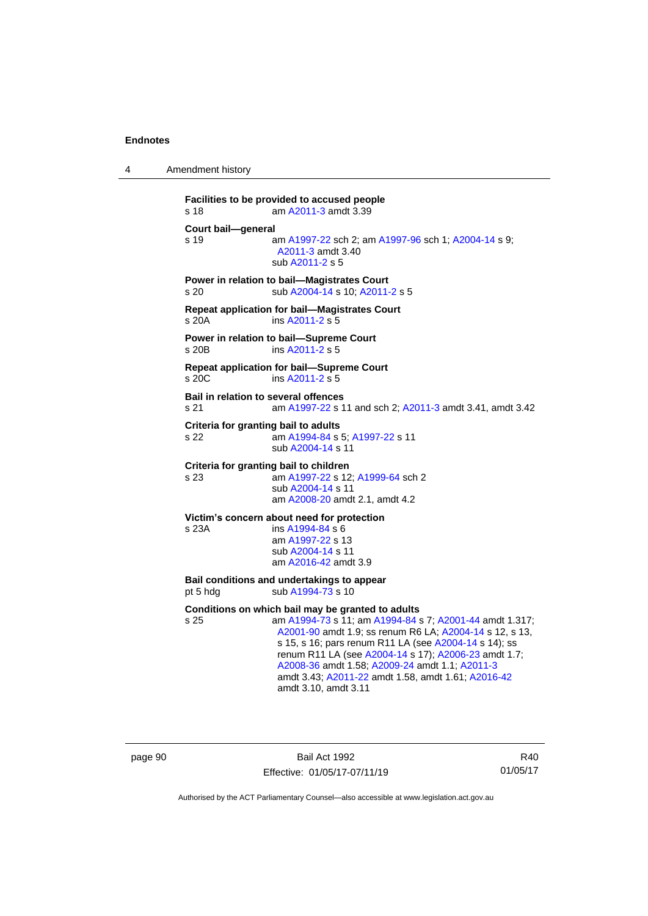**Endnotes**

## 4 Amendment history

**Facilities to be provided to accused people**
s 18 am A2011-3 amdt 3.39

**Court bail—general**
s 19 am A1997-22 sch 2; am A1997-96 sch 1; A2004-14 s 9; A2011-3 amdt 3.40
sub A2011-2 s 5

**Power in relation to bail—Magistrates Court**
s 20 sub A2004-14 s 10; A2011-2 s 5

**Repeat application for bail—Magistrates Court**
s 20A ins A2011-2 s 5

**Power in relation to bail—Supreme Court**
s 20B ins A2011-2 s 5

**Repeat application for bail—Supreme Court**
s 20C ins A2011-2 s 5

**Bail in relation to several offences**
s 21 am A1997-22 s 11 and sch 2; A2011-3 amdt 3.41, amdt 3.42

**Criteria for granting bail to adults**
s 22 am A1994-84 s 5; A1997-22 s 11
sub A2004-14 s 11

**Criteria for granting bail to children**
s 23 am A1997-22 s 12; A1999-64 sch 2
sub A2004-14 s 11
am A2008-20 amdt 2.1, amdt 4.2

**Victim's concern about need for protection**
s 23A ins A1994-84 s 6
am A1997-22 s 13
sub A2004-14 s 11
am A2016-42 amdt 3.9

**Bail conditions and undertakings to appear**
pt 5 hdg sub A1994-73 s 10

**Conditions on which bail may be granted to adults**
s 25 am A1994-73 s 11; am A1994-84 s 7; A2001-44 amdt 1.317; A2001-90 amdt 1.9; ss renum R6 LA; A2004-14 s 12, s 13, s 15, s 16; pars renum R11 LA (see A2004-14 s 14); ss renum R11 LA (see A2004-14 s 17); A2006-23 amdt 1.7; A2008-36 amdt 1.58; A2009-24 amdt 1.1; A2011-3 amdt 3.43; A2011-22 amdt 1.58, amdt 1.61; A2016-42 amdt 3.10, amdt 3.11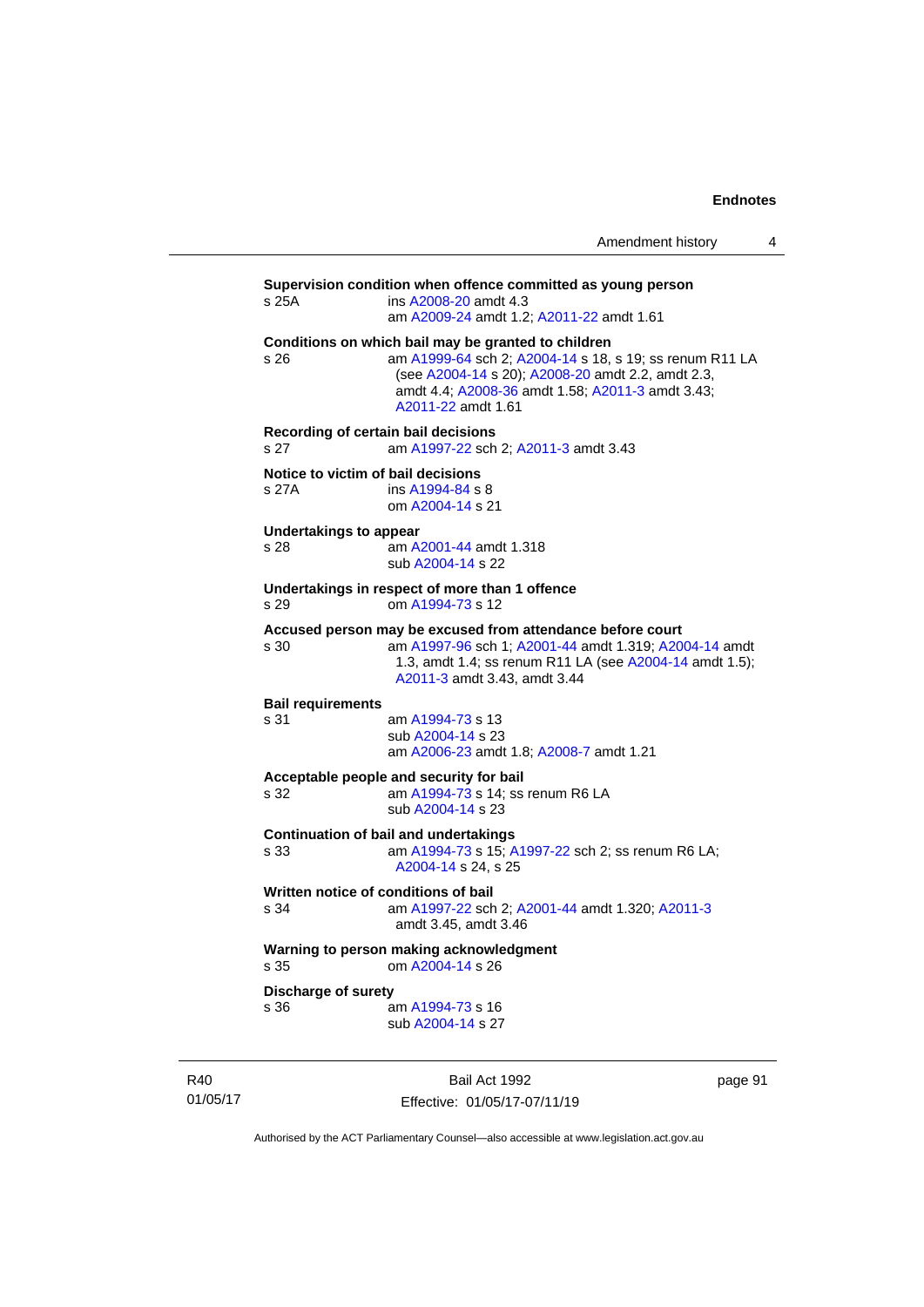**Supervision condition when offence committed as young person**
s 25A ins A2008-20 amdt 4.3
am A2009-24 amdt 1.2; A2011-22 amdt 1.61

**Conditions on which bail may be granted to children**
s 26 am A1999-64 sch 2; A2004-14 s 18, s 19; ss renum R11 LA (see A2004-14 s 20); A2008-20 amdt 2.2, amdt 2.3, amdt 4.4; A2008-36 amdt 1.58; A2011-3 amdt 3.43; A2011-22 amdt 1.61

**Recording of certain bail decisions**
s 27 am A1997-22 sch 2; A2011-3 amdt 3.43

**Notice to victim of bail decisions**
s 27A ins A1994-84 s 8
om A2004-14 s 21

**Undertakings to appear**
s 28 am A2001-44 amdt 1.318
sub A2004-14 s 22

**Undertakings in respect of more than 1 offence**
s 29 om A1994-73 s 12

**Accused person may be excused from attendance before court**
s 30 am A1997-96 sch 1; A2001-44 amdt 1.319; A2004-14 amdt 1.3, amdt 1.4; ss renum R11 LA (see A2004-14 amdt 1.5); A2011-3 amdt 3.43, amdt 3.44

**Bail requirements**
s 31 am A1994-73 s 13
sub A2004-14 s 23
am A2006-23 amdt 1.8; A2008-7 amdt 1.21

**Acceptable people and security for bail**
s 32 am A1994-73 s 14; ss renum R6 LA
sub A2004-14 s 23

**Continuation of bail and undertakings**
s 33 am A1994-73 s 15; A1997-22 sch 2; ss renum R6 LA; A2004-14 s 24, s 25

**Written notice of conditions of bail**
s 34 am A1997-22 sch 2; A2001-44 amdt 1.320; A2011-3 amdt 3.45, amdt 3.46

**Warning to person making acknowledgment**
s 35 om A2004-14 s 26

**Discharge of surety**
s 36 am A1994-73 s 16
sub A2004-14 s 27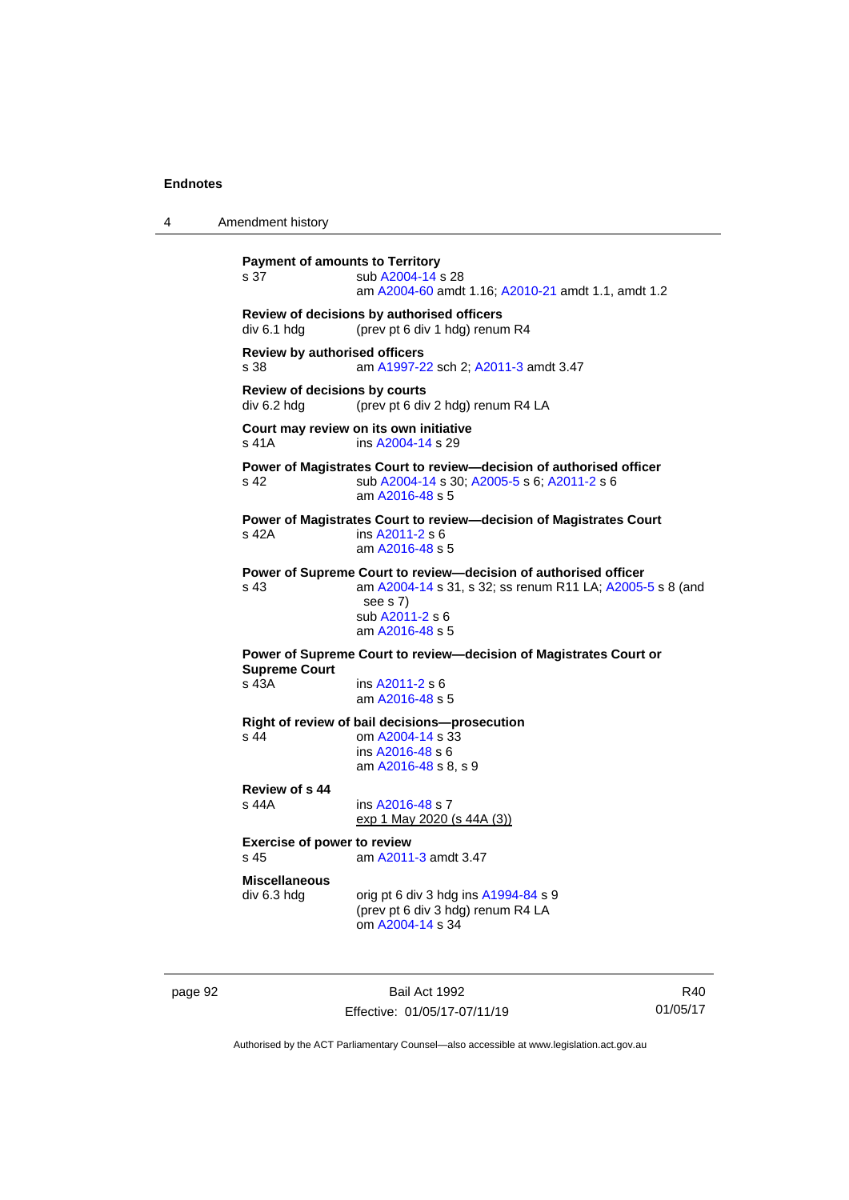**Payment of amounts to Territory**
s 37 sub A2004-14 s 28
am A2004-60 amdt 1.16; A2010-21 amdt 1.1, amdt 1.2

**Review of decisions by authorised officers**
div 6.1 hdg (prev pt 6 div 1 hdg) renum R4

**Review by authorised officers**
s 38 am A1997-22 sch 2; A2011-3 amdt 3.47

**Review of decisions by courts**
div 6.2 hdg (prev pt 6 div 2 hdg) renum R4 LA

**Court may review on its own initiative**
s 41A ins A2004-14 s 29

**Power of Magistrates Court to review—decision of authorised officer**
s 42 sub A2004-14 s 30; A2005-5 s 6; A2011-2 s 6
am A2016-48 s 5

**Power of Magistrates Court to review—decision of Magistrates Court**
s 42A ins A2011-2 s 6
am A2016-48 s 5

**Power of Supreme Court to review—decision of authorised officer**
s 43 am A2004-14 s 31, s 32; ss renum R11 LA; A2005-5 s 8 (and see s 7)
sub A2011-2 s 6
am A2016-48 s 5

**Power of Supreme Court to review—decision of Magistrates Court or Supreme Court**
s 43A ins A2011-2 s 6
am A2016-48 s 5

**Right of review of bail decisions—prosecution**
s 44 om A2004-14 s 33
ins A2016-48 s 6
am A2016-48 s 8, s 9

**Review of s 44**
s 44A ins A2016-48 s 7
exp 1 May 2020 (s 44A (3))

**Exercise of power to review**
s 45 am A2011-3 amdt 3.47

**Miscellaneous**
div 6.3 hdg orig pt 6 div 3 hdg ins A1994-84 s 9
(prev pt 6 div 3 hdg) renum R4 LA
om A2004-14 s 34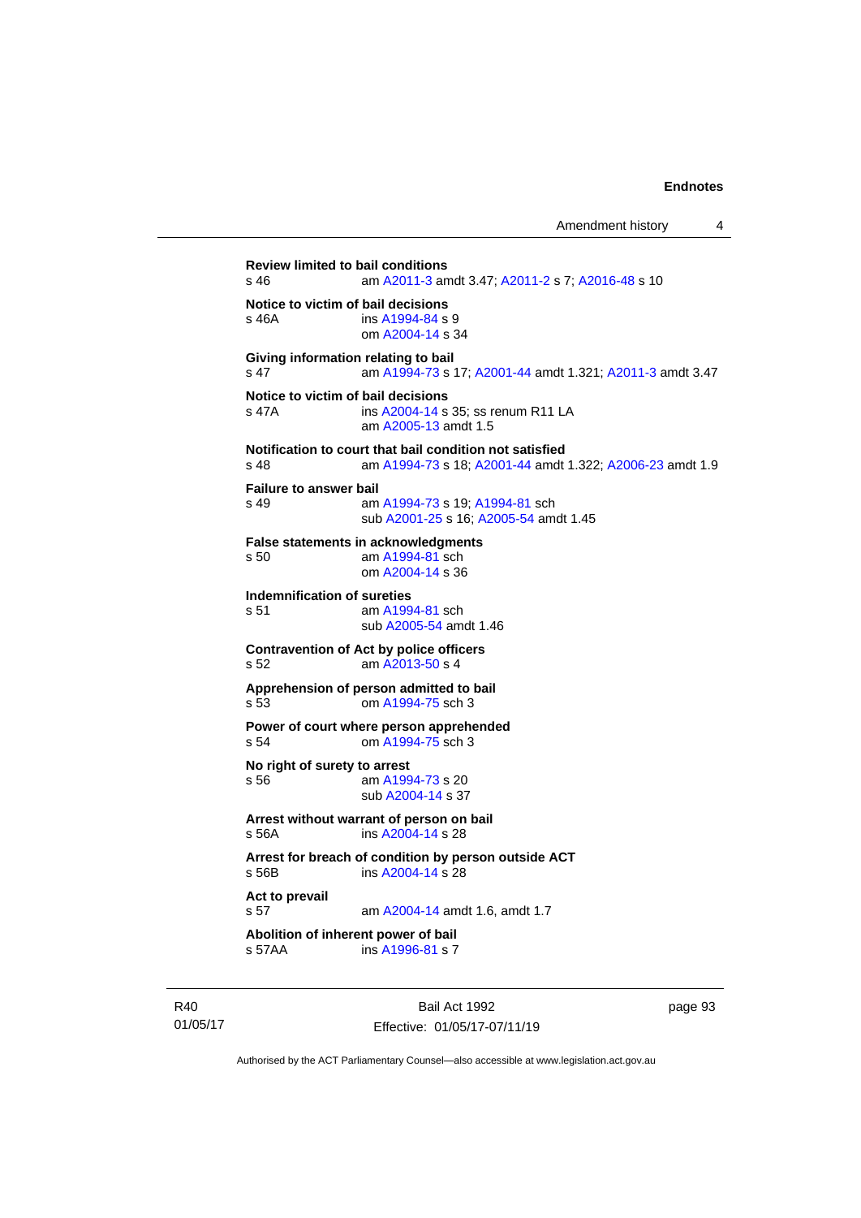**Review limited to bail conditions**
s 46 am A2011-3 amdt 3.47; A2011-2 s 7; A2016-48 s 10

**Notice to victim of bail decisions**
s 46A ins A1994-84 s 9
om A2004-14 s 34

**Giving information relating to bail**
s 47 am A1994-73 s 17; A2001-44 amdt 1.321; A2011-3 amdt 3.47

**Notice to victim of bail decisions**
s 47A ins A2004-14 s 35; ss renum R11 LA
am A2005-13 amdt 1.5

**Notification to court that bail condition not satisfied**
s 48 am A1994-73 s 18; A2001-44 amdt 1.322; A2006-23 amdt 1.9

**Failure to answer bail**
s 49 am A1994-73 s 19; A1994-81 sch
sub A2001-25 s 16; A2005-54 amdt 1.45

**False statements in acknowledgments**
s 50 am A1994-81 sch
om A2004-14 s 36

**Indemnification of sureties**
s 51 am A1994-81 sch
sub A2005-54 amdt 1.46

**Contravention of Act by police officers**
s 52 am A2013-50 s 4

**Apprehension of person admitted to bail**
s 53 om A1994-75 sch 3

**Power of court where person apprehended**
s 54 om A1994-75 sch 3

**No right of surety to arrest**
s 56 am A1994-73 s 20
sub A2004-14 s 37

**Arrest without warrant of person on bail**
s 56A ins A2004-14 s 28

**Arrest for breach of condition by person outside ACT**
s 56B ins A2004-14 s 28

**Act to prevail**
s 57 am A2004-14 amdt 1.6, amdt 1.7

**Abolition of inherent power of bail**
s 57AA ins A1996-81 s 7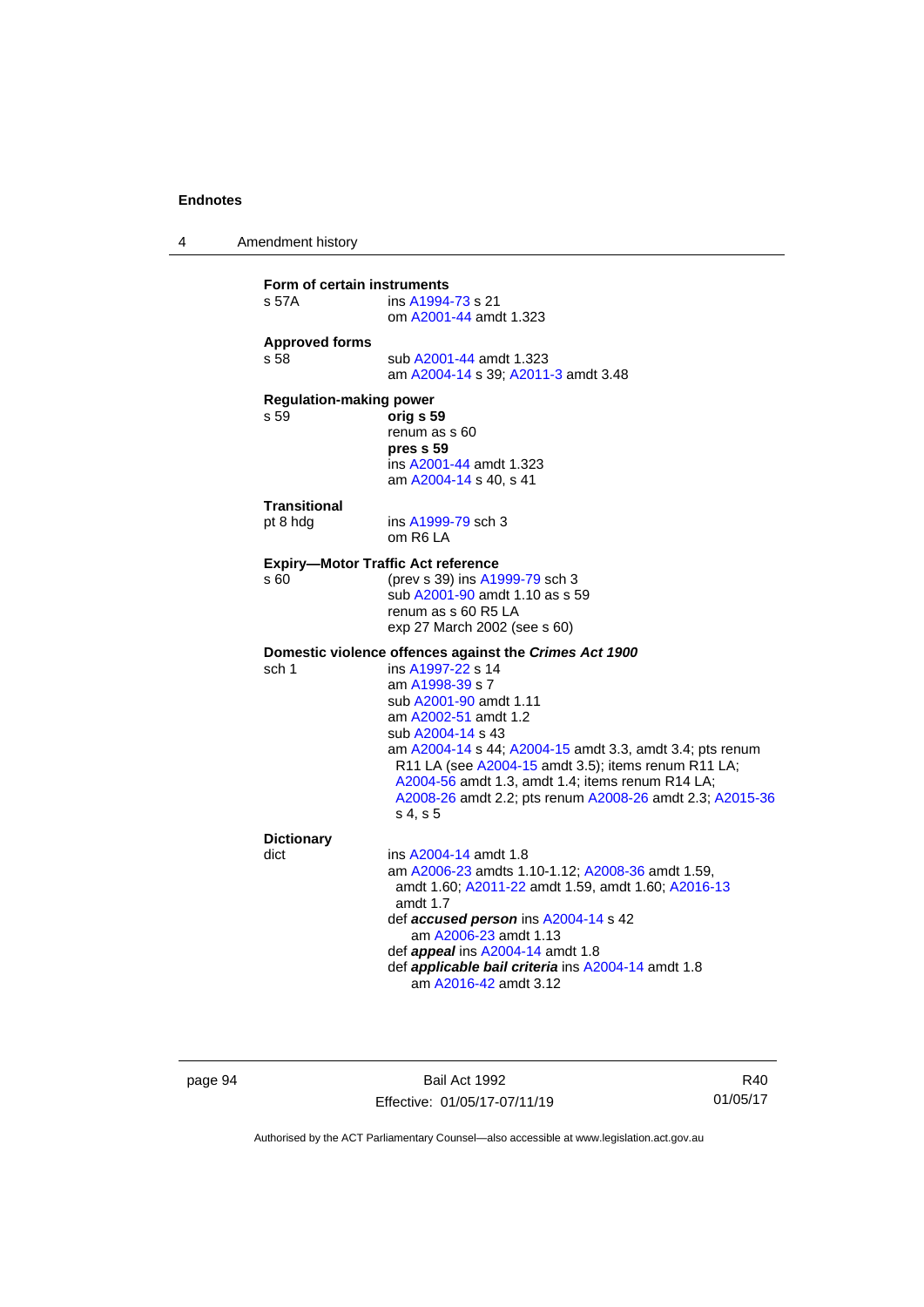**Form of certain instruments**

s 57A — ins A1994-73 s 21
om A2001-44 amdt 1.323

**Approved forms**

s 58 — sub A2001-44 amdt 1.323
am A2004-14 s 39; A2011-3 amdt 3.48

**Regulation-making power**

s 59 — **orig s 59**
renum as s 60
**pres s 59**
ins A2001-44 amdt 1.323
am A2004-14 s 40, s 41

**Transitional**

pt 8 hdg — ins A1999-79 sch 3
om R6 LA

**Expiry—Motor Traffic Act reference**

s 60 — (prev s 39) ins A1999-79 sch 3
sub A2001-90 amdt 1.10 as s 59
renum as s 60 R5 LA
exp 27 March 2002 (see s 60)

**Domestic violence offences against the *Crimes Act 1900***

sch 1 — ins A1997-22 s 14
am A1998-39 s 7
sub A2001-90 amdt 1.11
am A2002-51 amdt 1.2
sub A2004-14 s 43
am A2004-14 s 44; A2004-15 amdt 3.3, amdt 3.4; pts renum R11 LA (see A2004-15 amdt 3.5); items renum R11 LA; A2004-56 amdt 1.3, amdt 1.4; items renum R14 LA; A2008-26 amdt 2.2; pts renum A2008-26 amdt 2.3; A2015-36 s 4, s 5

**Dictionary**

dict — ins A2004-14 amdt 1.8
am A2006-23 amdts 1.10-1.12; A2008-36 amdt 1.59, amdt 1.60; A2011-22 amdt 1.59, amdt 1.60; A2016-13 amdt 1.7
def ***accused person*** ins A2004-14 s 42
am A2006-23 amdt 1.13
def ***appeal*** ins A2004-14 amdt 1.8
def ***applicable bail criteria*** ins A2004-14 amdt 1.8
am A2016-42 amdt 3.12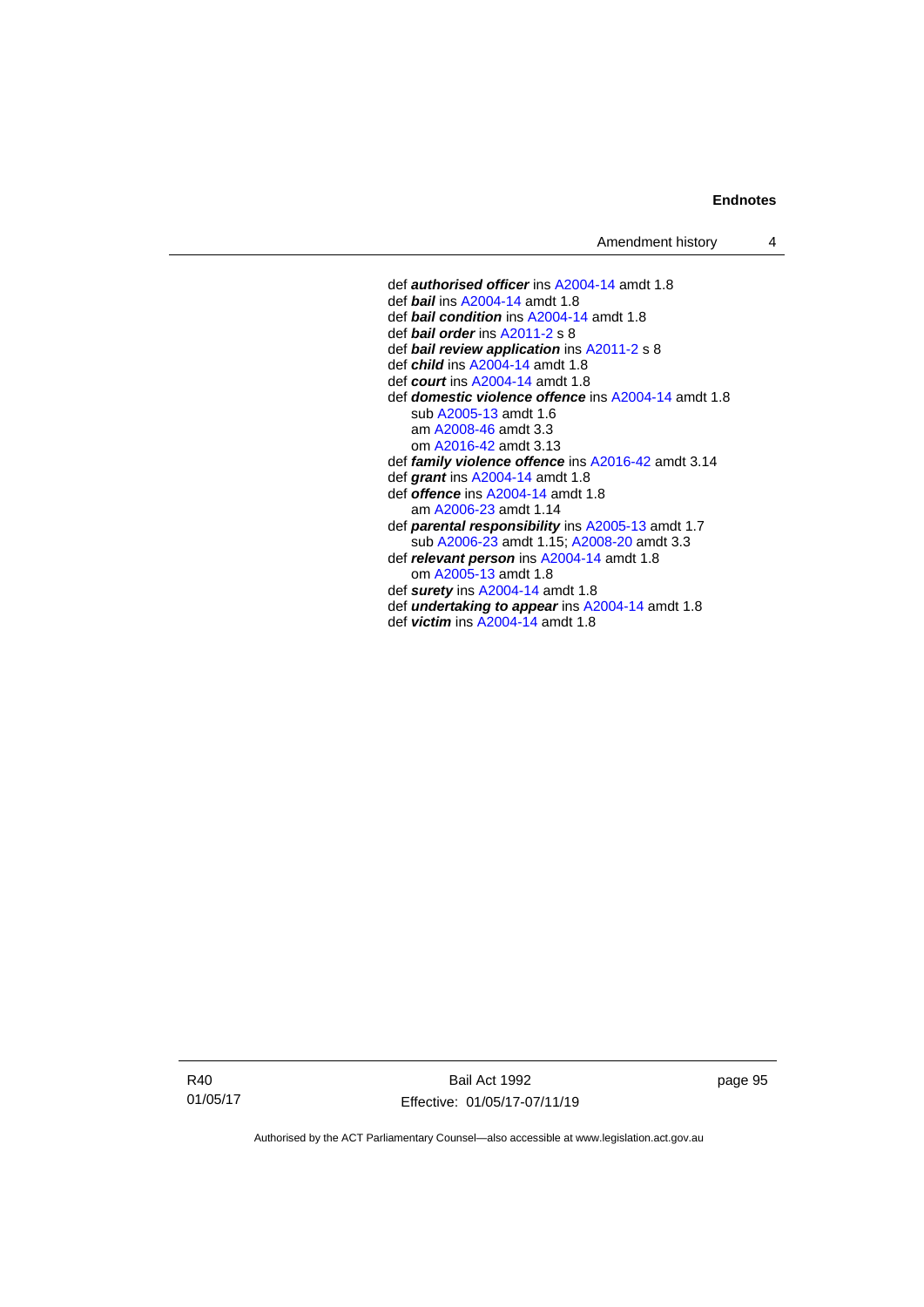def ***authorised officer*** ins A2004-14 amdt 1.8
def ***bail*** ins A2004-14 amdt 1.8
def ***bail condition*** ins A2004-14 amdt 1.8
def ***bail order*** ins A2011-2 s 8
def ***bail review application*** ins A2011-2 s 8
def ***child*** ins A2004-14 amdt 1.8
def ***court*** ins A2004-14 amdt 1.8
def ***domestic violence offence*** ins A2004-14 amdt 1.8
    sub A2005-13 amdt 1.6
    am A2008-46 amdt 3.3
    om A2016-42 amdt 3.13
def ***family violence offence*** ins A2016-42 amdt 3.14
def ***grant*** ins A2004-14 amdt 1.8
def ***offence*** ins A2004-14 amdt 1.8
    am A2006-23 amdt 1.14
def ***parental responsibility*** ins A2005-13 amdt 1.7
    sub A2006-23 amdt 1.15; A2008-20 amdt 3.3
def ***relevant person*** ins A2004-14 amdt 1.8
    om A2005-13 amdt 1.8
def ***surety*** ins A2004-14 amdt 1.8
def ***undertaking to appear*** ins A2004-14 amdt 1.8
def ***victim*** ins A2004-14 amdt 1.8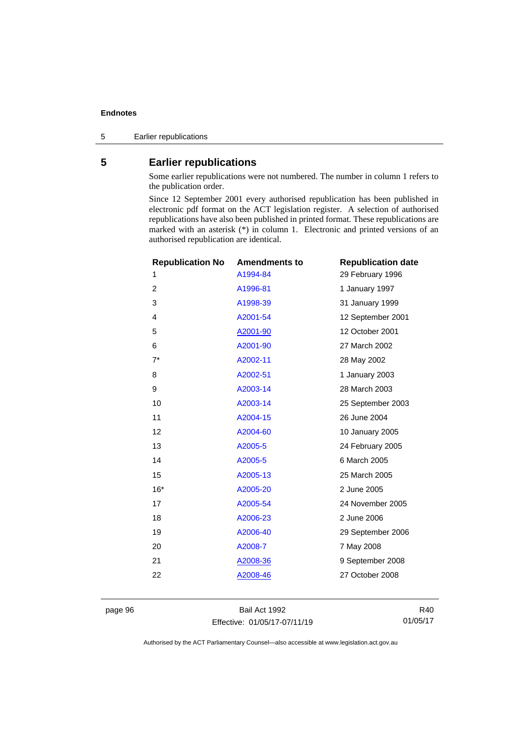## 5 Earlier republications

Some earlier republications were not numbered. The number in column 1 refers to the publication order.

Since 12 September 2001 every authorised republication has been published in electronic pdf format on the ACT legislation register. A selection of authorised republications have also been published in printed format. These republications are marked with an asterisk (*) in column 1. Electronic and printed versions of an authorised republication are identical.

| Republication No | Amendments to | Republication date |
|---|---|---|
| 1 | A1994-84 | 29 February 1996 |
| 2 | A1996-81 | 1 January 1997 |
| 3 | A1998-39 | 31 January 1999 |
| 4 | A2001-54 | 12 September 2001 |
| 5 | A2001-90 | 12 October 2001 |
| 6 | A2001-90 | 27 March 2002 |
| 7* | A2002-11 | 28 May 2002 |
| 8 | A2002-51 | 1 January 2003 |
| 9 | A2003-14 | 28 March 2003 |
| 10 | A2003-14 | 25 September 2003 |
| 11 | A2004-15 | 26 June 2004 |
| 12 | A2004-60 | 10 January 2005 |
| 13 | A2005-5 | 24 February 2005 |
| 14 | A2005-5 | 6 March 2005 |
| 15 | A2005-13 | 25 March 2005 |
| 16* | A2005-20 | 2 June 2005 |
| 17 | A2005-54 | 24 November 2005 |
| 18 | A2006-23 | 2 June 2006 |
| 19 | A2006-40 | 29 September 2006 |
| 20 | A2008-7 | 7 May 2008 |
| 21 | A2008-36 | 9 September 2008 |
| 22 | A2008-46 | 27 October 2008 |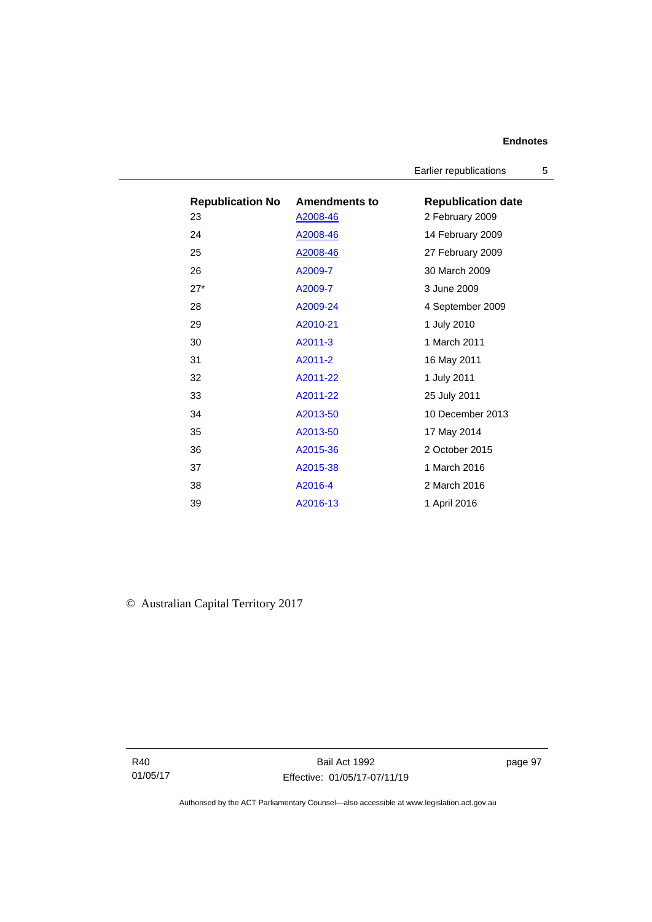| Republication No | Amendments to | Republication date |
| --- | --- | --- |
| 23 | A2008-46 | 2 February 2009 |
| 24 | A2008-46 | 14 February 2009 |
| 25 | A2008-46 | 27 February 2009 |
| 26 | A2009-7 | 30 March 2009 |
| 27* | A2009-7 | 3 June 2009 |
| 28 | A2009-24 | 4 September 2009 |
| 29 | A2010-21 | 1 July 2010 |
| 30 | A2011-3 | 1 March 2011 |
| 31 | A2011-2 | 16 May 2011 |
| 32 | A2011-22 | 1 July 2011 |
| 33 | A2011-22 | 25 July 2011 |
| 34 | A2013-50 | 10 December 2013 |
| 35 | A2013-50 | 17 May 2014 |
| 36 | A2015-36 | 2 October 2015 |
| 37 | A2015-38 | 1 March 2016 |
| 38 | A2016-4 | 2 March 2016 |
| 39 | A2016-13 | 1 April 2016 |

© Australian Capital Territory 2017